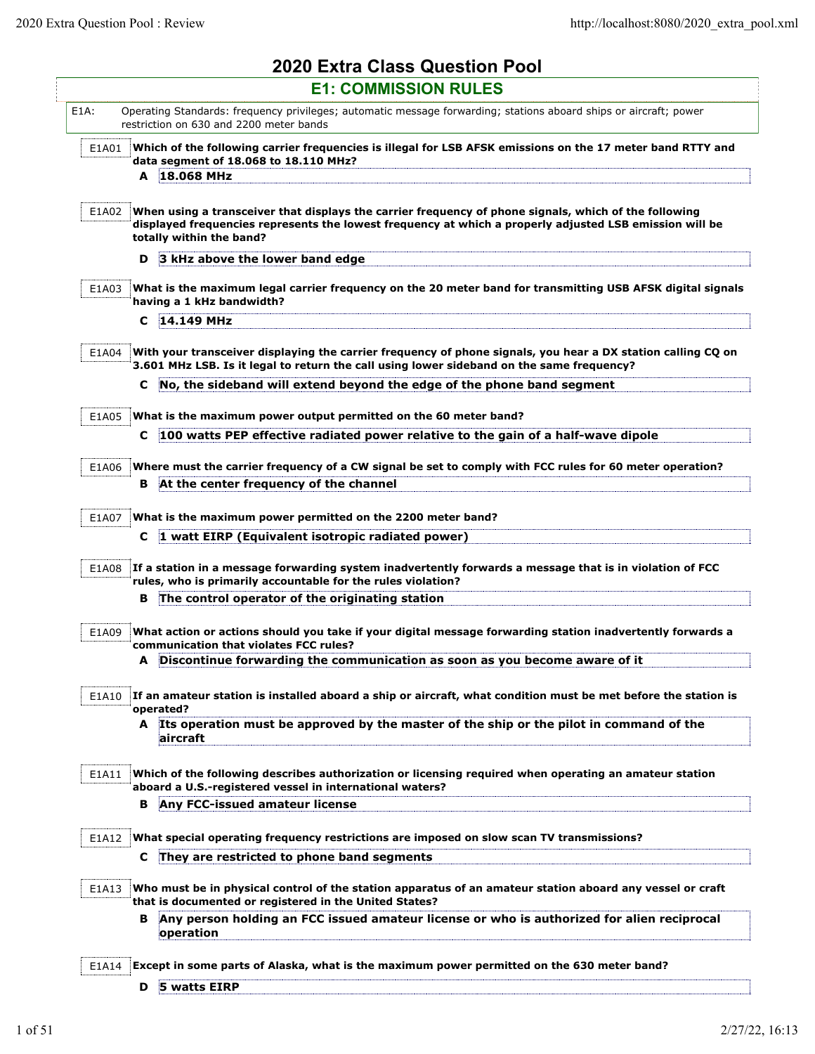# 2020 Extra Class Question Pool

## E1: COMMISSION RULES

**E1A:** Operating Standards: frequency privileges; automatic message forwarding; stations aboard ships or aircraft; power restriction on 630 and 2200 meter bands

**E1A01** Which of the following carrier frequencies is illegal for LSB AFSK emissions on the 17 meter band RTTY and data segment of 18.068 to 18.110 MHz?

**A** 18.068 MHz

**E1A02** When using a transceiver that displays the carrier frequency of phone signals, which of the following displayed frequencies represents the lowest frequency at which a properly adjusted LSB emission will be totally within the band?

**D** 3 kHz above the lower band edge

**E1A03** What is the maximum legal carrier frequency on the 20 meter band for transmitting USB AFSK digital signals having a 1 kHz bandwidth?

**C** 14.149 MHz

**E1A04** With your transceiver displaying the carrier frequency of phone signals, you hear a DX station calling CQ on 3.601 MHz LSB. Is it legal to return the call using lower sideband on the same frequency?

**C** No, the sideband will extend beyond the edge of the phone band segment

**E1A05** What is the maximum power output permitted on the 60 meter band?

**C** 100 watts PEP effective radiated power relative to the gain of a half-wave dipole

**E1A06** Where must the carrier frequency of a CW signal be set to comply with FCC rules for 60 meter operation?

**B** At the center frequency of the channel

**E1A07** What is the maximum power permitted on the 2200 meter band?

**C** 1 watt EIRP (Equivalent isotropic radiated power)

**E1A08** If a station in a message forwarding system inadvertently forwards a message that is in violation of FCC rules, who is primarily accountable for the rules violation?

**B** The control operator of the originating station

**E1A09** What action or actions should you take if your digital message forwarding station inadvertently forwards a communication that violates FCC rules?

**A** Discontinue forwarding the communication as soon as you become aware of it

**E1A10** If an amateur station is installed aboard a ship or aircraft, what condition must be met before the station is operated?

**A** Its operation must be approved by the master of the ship or the pilot in command of the aircraft

**E1A11** Which of the following describes authorization or licensing required when operating an amateur station aboard a U.S.-registered vessel in international waters?

**B** Any FCC-issued amateur license

**E1A12** What special operating frequency restrictions are imposed on slow scan TV transmissions?

**C** They are restricted to phone band segments

**E1A13** Who must be in physical control of the station apparatus of an amateur station aboard any vessel or craft that is documented or registered in the United States?

**B** Any person holding an FCC issued amateur license or who is authorized for alien reciprocal operation

**E1A14** Except in some parts of Alaska, what is the maximum power permitted on the 630 meter band?

**D** 5 watts EIRP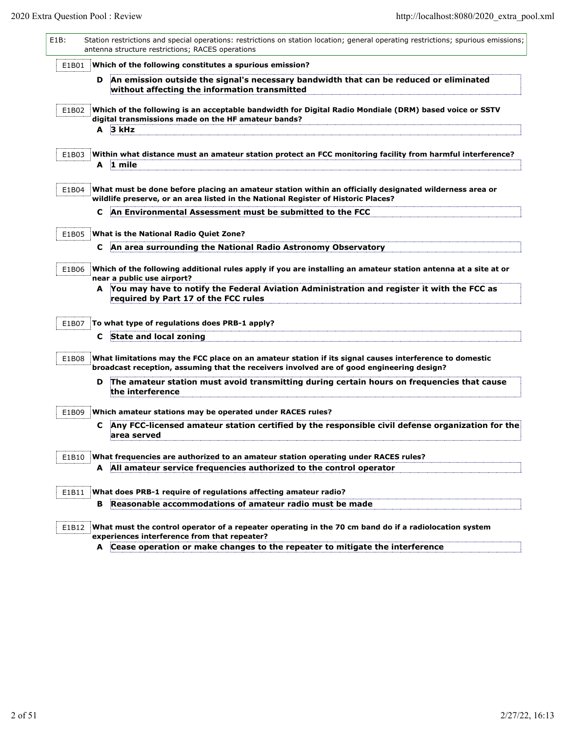E1B: Station restrictions and special operations: restrictions on station location; general operating restrictions; spurious emissions; antenna structure restrictions; RACES operations

E1B01 **Which of the following constitutes a spurious emission?**

**D An emission outside the signal's necessary bandwidth that can be reduced or eliminated without affecting the information transmitted**

E1B02 **Which of the following is an acceptable bandwidth for Digital Radio Mondiale (DRM) based voice or SSTV digital transmissions made on the HF amateur bands?**

**A 3 kHz**

E1B03 **Within what distance must an amateur station protect an FCC monitoring facility from harmful interference?**

**A 1 mile**

E1B04 **What must be done before placing an amateur station within an officially designated wilderness area or wildlife preserve, or an area listed in the National Register of Historic Places?**

**C An Environmental Assessment must be submitted to the FCC**

E1B05 **What is the National Radio Quiet Zone?**

**C An area surrounding the National Radio Astronomy Observatory**

E1B06 **Which of the following additional rules apply if you are installing an amateur station antenna at a site at or near a public use airport?**

**A You may have to notify the Federal Aviation Administration and register it with the FCC as required by Part 17 of the FCC rules**

E1B07 **To what type of regulations does PRB-1 apply?**

**C State and local zoning**

E1B08 **What limitations may the FCC place on an amateur station if its signal causes interference to domestic broadcast reception, assuming that the receivers involved are of good engineering design?**

**D The amateur station must avoid transmitting during certain hours on frequencies that cause the interference**

E1B09 **Which amateur stations may be operated under RACES rules?**

**C Any FCC-licensed amateur station certified by the responsible civil defense organization for the area served**

E1B10 **What frequencies are authorized to an amateur station operating under RACES rules?**

**A All amateur service frequencies authorized to the control operator**

E1B11 **What does PRB-1 require of regulations affecting amateur radio?**

**B Reasonable accommodations of amateur radio must be made**

E1B12 **What must the control operator of a repeater operating in the 70 cm band do if a radiolocation system experiences interference from that repeater?**

**A Cease operation or make changes to the repeater to mitigate the interference**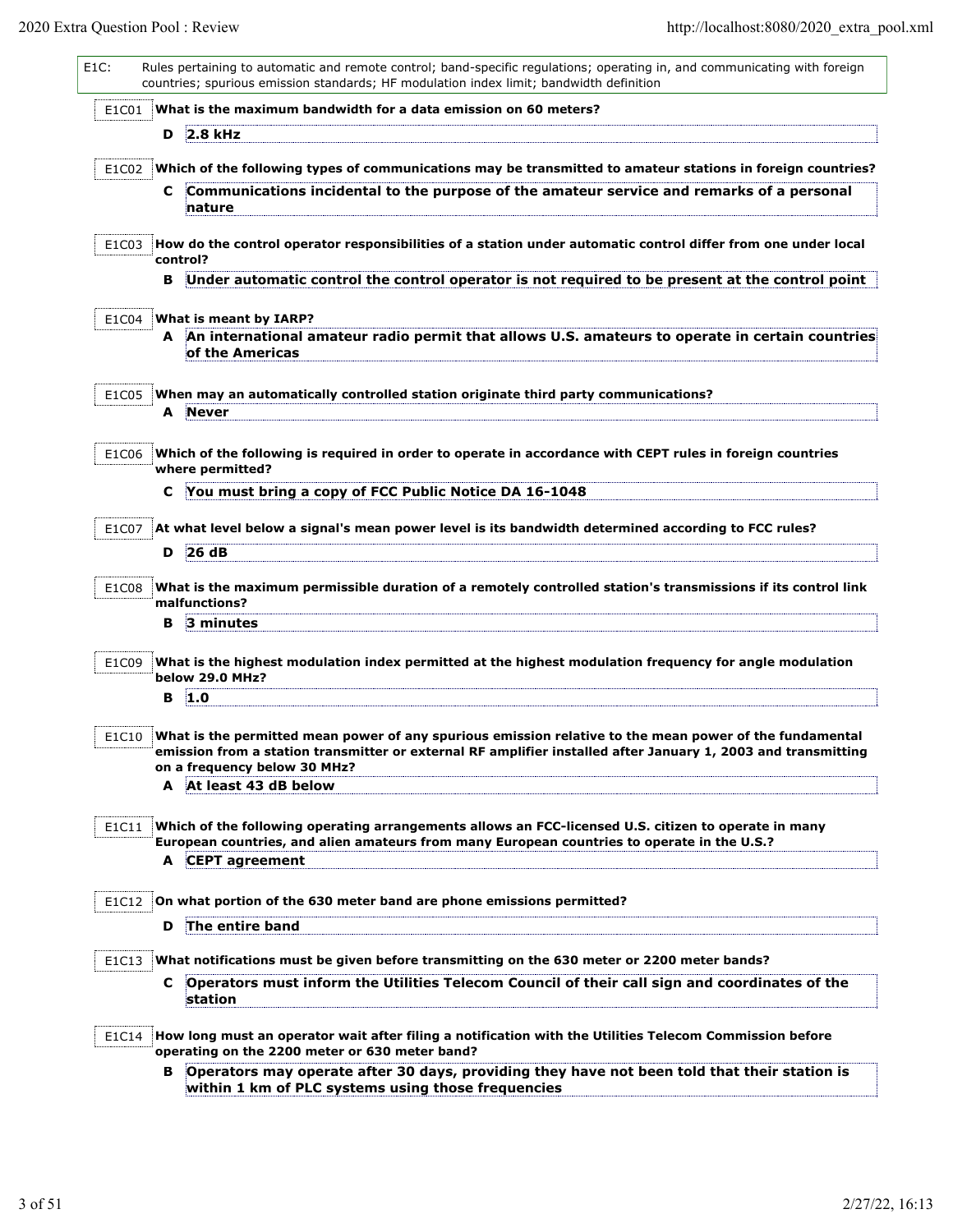E1C: Rules pertaining to automatic and remote control; band-specific regulations; operating in, and communicating with foreign countries; spurious emission standards; HF modulation index limit; bandwidth definition

E1C01 **What is the maximum bandwidth for a data emission on 60 meters?**

**D** **2.8 kHz**

E1C02 **Which of the following types of communications may be transmitted to amateur stations in foreign countries?**

**C** **Communications incidental to the purpose of the amateur service and remarks of a personal nature**

E1C03 **How do the control operator responsibilities of a station under automatic control differ from one under local control?**

**B** **Under automatic control the control operator is not required to be present at the control point**

E1C04 **What is meant by IARP?**

**A** **An international amateur radio permit that allows U.S. amateurs to operate in certain countries of the Americas**

E1C05 **When may an automatically controlled station originate third party communications?**

**A** **Never**

E1C06 **Which of the following is required in order to operate in accordance with CEPT rules in foreign countries where permitted?**

**C** **You must bring a copy of FCC Public Notice DA 16-1048**

E1C07 **At what level below a signal's mean power level is its bandwidth determined according to FCC rules?**

**D** **26 dB**

E1C08 **What is the maximum permissible duration of a remotely controlled station's transmissions if its control link malfunctions?**

**B** **3 minutes**

E1C09 **What is the highest modulation index permitted at the highest modulation frequency for angle modulation below 29.0 MHz?**

**B** **1.0**

E1C10 **What is the permitted mean power of any spurious emission relative to the mean power of the fundamental emission from a station transmitter or external RF amplifier installed after January 1, 2003 and transmitting on a frequency below 30 MHz?**

**A** **At least 43 dB below**

E1C11 **Which of the following operating arrangements allows an FCC-licensed U.S. citizen to operate in many European countries, and alien amateurs from many European countries to operate in the U.S.?**

**A** **CEPT agreement**

E1C12 **On what portion of the 630 meter band are phone emissions permitted?**

**D** **The entire band**

E1C13 **What notifications must be given before transmitting on the 630 meter or 2200 meter bands?**

**C** **Operators must inform the Utilities Telecom Council of their call sign and coordinates of the station**

E1C14 **How long must an operator wait after filing a notification with the Utilities Telecom Commission before operating on the 2200 meter or 630 meter band?**

**B** **Operators may operate after 30 days, providing they have not been told that their station is within 1 km of PLC systems using those frequencies**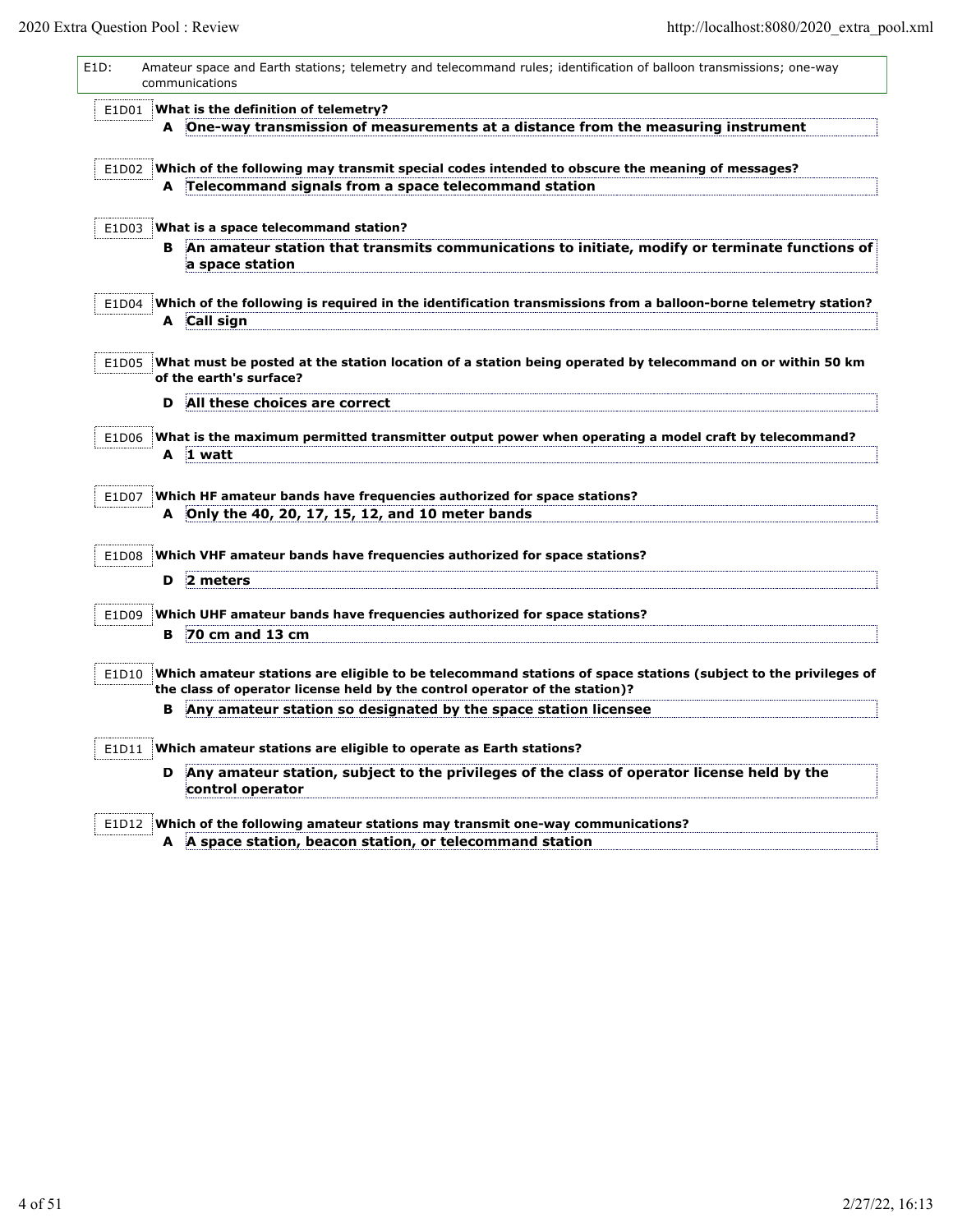E1D: Amateur space and Earth stations; telemetry and telecommand rules; identification of balloon transmissions; one-way communications

E1D01 **What is the definition of telemetry?**

**A One-way transmission of measurements at a distance from the measuring instrument**

E1D02 **Which of the following may transmit special codes intended to obscure the meaning of messages?**

**A Telecommand signals from a space telecommand station**

E1D03 **What is a space telecommand station?**

**B An amateur station that transmits communications to initiate, modify or terminate functions of a space station**

E1D04 **Which of the following is required in the identification transmissions from a balloon-borne telemetry station?**

**A Call sign**

E1D05 **What must be posted at the station location of a station being operated by telecommand on or within 50 km of the earth's surface?**

**D All these choices are correct**

E1D06 **What is the maximum permitted transmitter output power when operating a model craft by telecommand?**

**A 1 watt**

E1D07 **Which HF amateur bands have frequencies authorized for space stations?**

**A Only the 40, 20, 17, 15, 12, and 10 meter bands**

E1D08 **Which VHF amateur bands have frequencies authorized for space stations?**

**D 2 meters**

E1D09 **Which UHF amateur bands have frequencies authorized for space stations?**

**B 70 cm and 13 cm**

E1D10 **Which amateur stations are eligible to be telecommand stations of space stations (subject to the privileges of the class of operator license held by the control operator of the station)?**

**B Any amateur station so designated by the space station licensee**

E1D11 **Which amateur stations are eligible to operate as Earth stations?**

**D Any amateur station, subject to the privileges of the class of operator license held by the control operator**

E1D12 **Which of the following amateur stations may transmit one-way communications?**

**A A space station, beacon station, or telecommand station**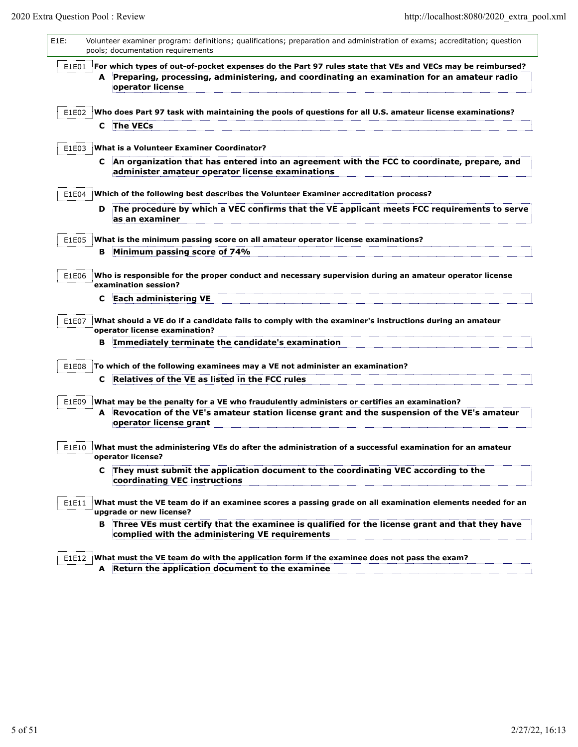**E1E:** Volunteer examiner program: definitions; qualifications; preparation and administration of exams; accreditation; question pools; documentation requirements

**E1E01** **For which types of out-of-pocket expenses do the Part 97 rules state that VEs and VECs may be reimbursed?**

**A Preparing, processing, administering, and coordinating an examination for an amateur radio operator license**

**E1E02** **Who does Part 97 task with maintaining the pools of questions for all U.S. amateur license examinations?**

**C The VECs**

**E1E03** **What is a Volunteer Examiner Coordinator?**

**C An organization that has entered into an agreement with the FCC to coordinate, prepare, and administer amateur operator license examinations**

**E1E04** **Which of the following best describes the Volunteer Examiner accreditation process?**

**D The procedure by which a VEC confirms that the VE applicant meets FCC requirements to serve as an examiner**

**E1E05** **What is the minimum passing score on all amateur operator license examinations?**

**B Minimum passing score of 74%**

**E1E06** **Who is responsible for the proper conduct and necessary supervision during an amateur operator license examination session?**

**C Each administering VE**

**E1E07** **What should a VE do if a candidate fails to comply with the examiner's instructions during an amateur operator license examination?**

**B Immediately terminate the candidate's examination**

**E1E08** **To which of the following examinees may a VE not administer an examination?**

**C Relatives of the VE as listed in the FCC rules**

**E1E09** **What may be the penalty for a VE who fraudulently administers or certifies an examination?**

**A Revocation of the VE's amateur station license grant and the suspension of the VE's amateur operator license grant**

**E1E10** **What must the administering VEs do after the administration of a successful examination for an amateur operator license?**

**C They must submit the application document to the coordinating VEC according to the coordinating VEC instructions**

**E1E11** **What must the VE team do if an examinee scores a passing grade on all examination elements needed for an upgrade or new license?**

**B Three VEs must certify that the examinee is qualified for the license grant and that they have complied with the administering VE requirements**

**E1E12** **What must the VE team do with the application form if the examinee does not pass the exam?**

**A Return the application document to the examinee**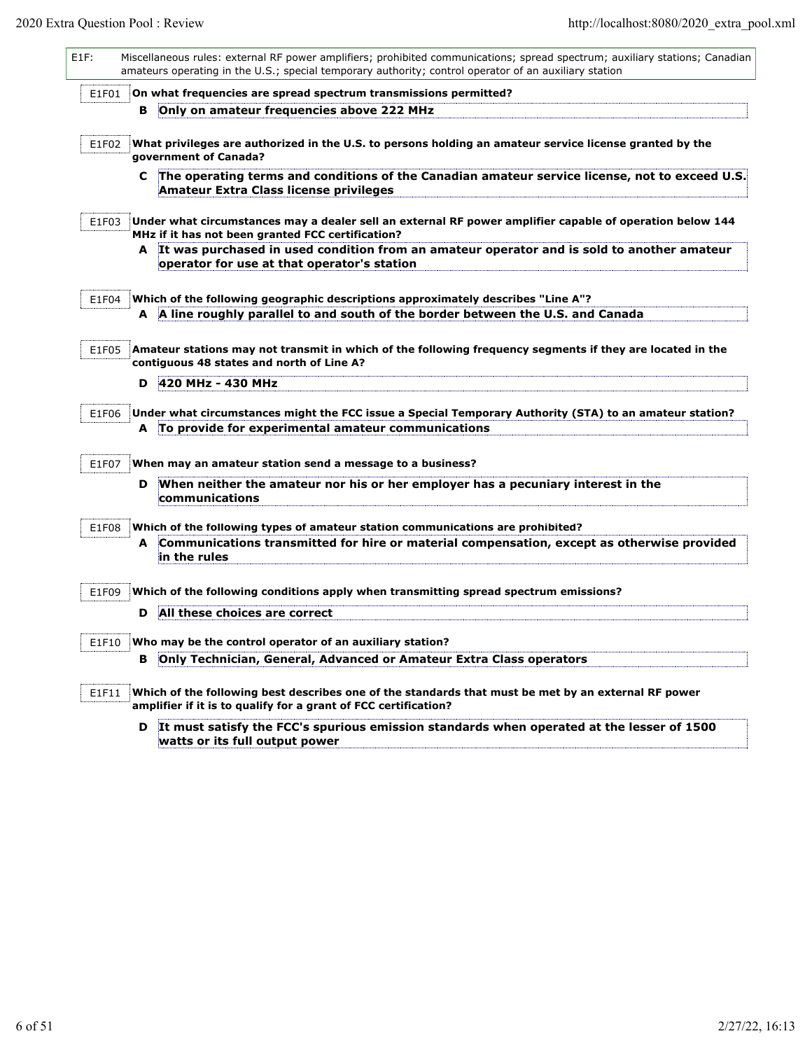E1F: Miscellaneous rules: external RF power amplifiers; prohibited communications; spread spectrum; auxiliary stations; Canadian amateurs operating in the U.S.; special temporary authority; control operator of an auxiliary station

E1F01 **On what frequencies are spread spectrum transmissions permitted?**

**B Only on amateur frequencies above 222 MHz**

E1F02 **What privileges are authorized in the U.S. to persons holding an amateur service license granted by the government of Canada?**

**C The operating terms and conditions of the Canadian amateur service license, not to exceed U.S. Amateur Extra Class license privileges**

E1F03 **Under what circumstances may a dealer sell an external RF power amplifier capable of operation below 144 MHz if it has not been granted FCC certification?**

**A It was purchased in used condition from an amateur operator and is sold to another amateur operator for use at that operator's station**

E1F04 **Which of the following geographic descriptions approximately describes "Line A"?**

**A A line roughly parallel to and south of the border between the U.S. and Canada**

E1F05 **Amateur stations may not transmit in which of the following frequency segments if they are located in the contiguous 48 states and north of Line A?**

**D 420 MHz - 430 MHz**

E1F06 **Under what circumstances might the FCC issue a Special Temporary Authority (STA) to an amateur station?**

**A To provide for experimental amateur communications**

E1F07 **When may an amateur station send a message to a business?**

**D When neither the amateur nor his or her employer has a pecuniary interest in the communications**

E1F08 **Which of the following types of amateur station communications are prohibited?**

**A Communications transmitted for hire or material compensation, except as otherwise provided in the rules**

E1F09 **Which of the following conditions apply when transmitting spread spectrum emissions?**

**D All these choices are correct**

E1F10 **Who may be the control operator of an auxiliary station?**

**B Only Technician, General, Advanced or Amateur Extra Class operators**

E1F11 **Which of the following best describes one of the standards that must be met by an external RF power amplifier if it is to qualify for a grant of FCC certification?**

**D It must satisfy the FCC's spurious emission standards when operated at the lesser of 1500 watts or its full output power**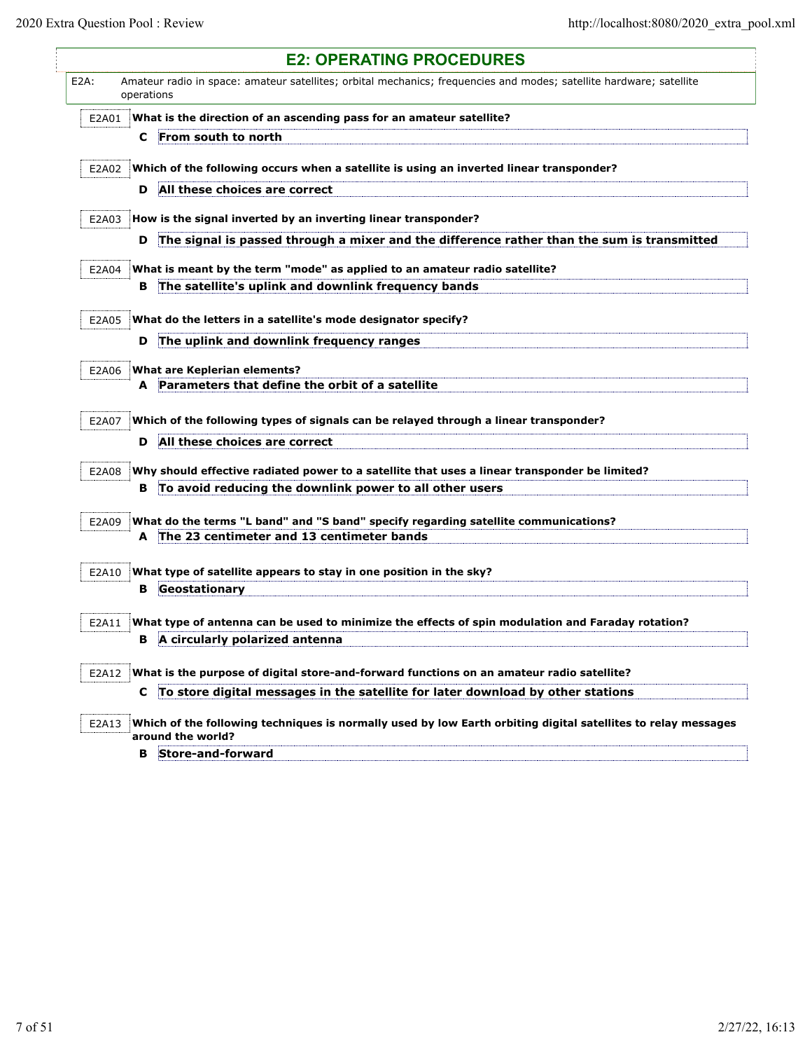# E2: OPERATING PROCEDURES

**E2A:** Amateur radio in space: amateur satellites; orbital mechanics; frequencies and modes; satellite hardware; satellite operations

**E2A01** What is the direction of an ascending pass for an amateur satellite?

**C** From south to north

**E2A02** Which of the following occurs when a satellite is using an inverted linear transponder?

**D** All these choices are correct

**E2A03** How is the signal inverted by an inverting linear transponder?

**D** The signal is passed through a mixer and the difference rather than the sum is transmitted

**E2A04** What is meant by the term "mode" as applied to an amateur radio satellite?

**B** The satellite's uplink and downlink frequency bands

**E2A05** What do the letters in a satellite's mode designator specify?

**D** The uplink and downlink frequency ranges

**E2A06** What are Keplerian elements?

**A** Parameters that define the orbit of a satellite

**E2A07** Which of the following types of signals can be relayed through a linear transponder?

**D** All these choices are correct

**E2A08** Why should effective radiated power to a satellite that uses a linear transponder be limited?

**B** To avoid reducing the downlink power to all other users

**E2A09** What do the terms "L band" and "S band" specify regarding satellite communications?

**A** The 23 centimeter and 13 centimeter bands

**E2A10** What type of satellite appears to stay in one position in the sky?

**B** Geostationary

**E2A11** What type of antenna can be used to minimize the effects of spin modulation and Faraday rotation?

**B** A circularly polarized antenna

**E2A12** What is the purpose of digital store-and-forward functions on an amateur radio satellite?

**C** To store digital messages in the satellite for later download by other stations

**E2A13** Which of the following techniques is normally used by low Earth orbiting digital satellites to relay messages around the world?

**B** Store-and-forward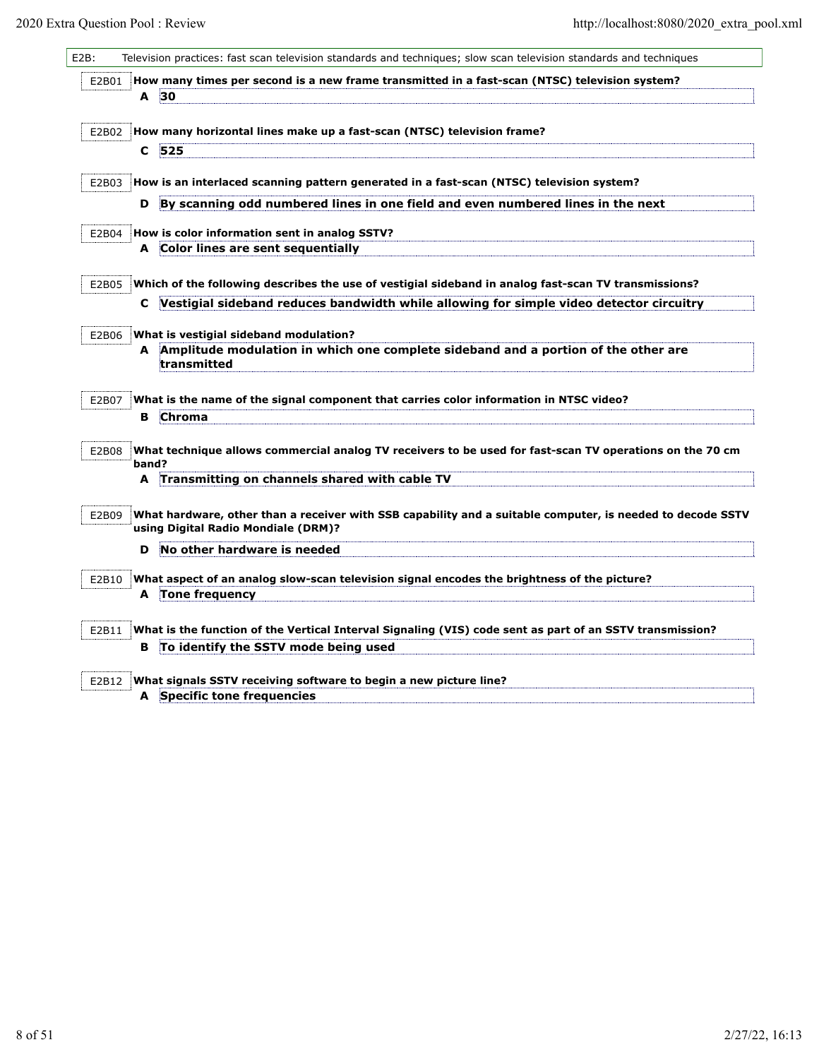## E2B: Television practices: fast scan television standards and techniques; slow scan television standards and techniques

**E2B01** **How many times per second is a new frame transmitted in a fast-scan (NTSC) television system?**

**A** **30**

**E2B02** **How many horizontal lines make up a fast-scan (NTSC) television frame?**

**C** **525**

**E2B03** **How is an interlaced scanning pattern generated in a fast-scan (NTSC) television system?**

**D** **By scanning odd numbered lines in one field and even numbered lines in the next**

**E2B04** **How is color information sent in analog SSTV?**

**A** **Color lines are sent sequentially**

**E2B05** **Which of the following describes the use of vestigial sideband in analog fast-scan TV transmissions?**

**C** **Vestigial sideband reduces bandwidth while allowing for simple video detector circuitry**

**E2B06** **What is vestigial sideband modulation?**

**A** **Amplitude modulation in which one complete sideband and a portion of the other are transmitted**

**E2B07** **What is the name of the signal component that carries color information in NTSC video?**

**B** **Chroma**

**E2B08** **What technique allows commercial analog TV receivers to be used for fast-scan TV operations on the 70 cm band?**

**A** **Transmitting on channels shared with cable TV**

**E2B09** **What hardware, other than a receiver with SSB capability and a suitable computer, is needed to decode SSTV using Digital Radio Mondiale (DRM)?**

**D** **No other hardware is needed**

**E2B10** **What aspect of an analog slow-scan television signal encodes the brightness of the picture?**

**A** **Tone frequency**

**E2B11** **What is the function of the Vertical Interval Signaling (VIS) code sent as part of an SSTV transmission?**

**B** **To identify the SSTV mode being used**

**E2B12** **What signals SSTV receiving software to begin a new picture line?**

**A** **Specific tone frequencies**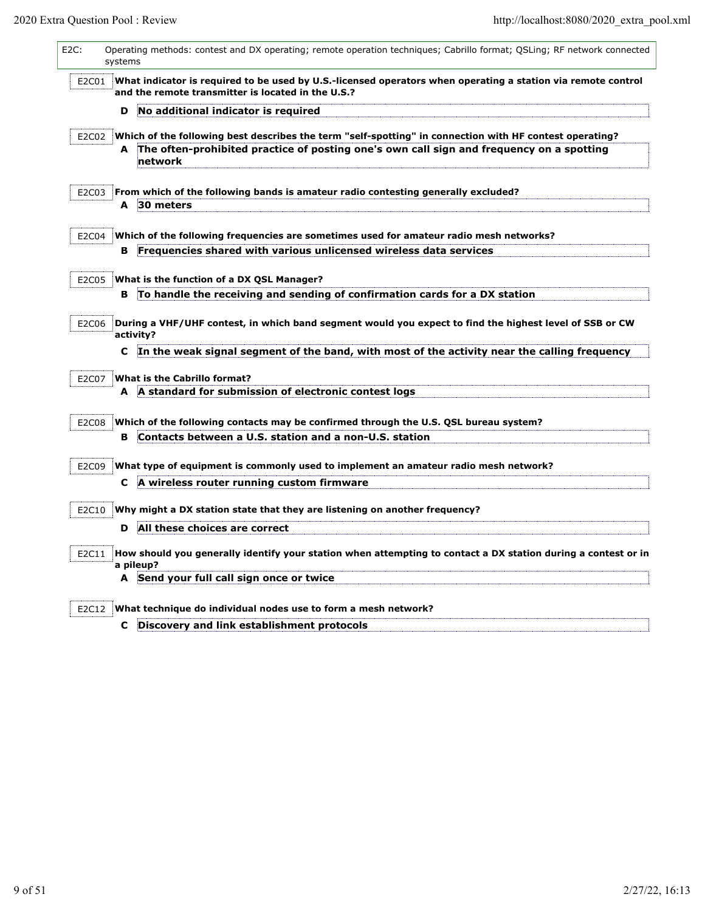**E2C:** Operating methods: contest and DX operating; remote operation techniques; Cabrillo format; QSLing; RF network connected systems

**E2C01** **What indicator is required to be used by U.S.-licensed operators when operating a station via remote control and the remote transmitter is located in the U.S.?**

**D** **No additional indicator is required**

**E2C02** **Which of the following best describes the term "self-spotting" in connection with HF contest operating?**

**A** **The often-prohibited practice of posting one's own call sign and frequency on a spotting network**

**E2C03** **From which of the following bands is amateur radio contesting generally excluded?**

**A** **30 meters**

**E2C04** **Which of the following frequencies are sometimes used for amateur radio mesh networks?**

**B** **Frequencies shared with various unlicensed wireless data services**

**E2C05** **What is the function of a DX QSL Manager?**

**B** **To handle the receiving and sending of confirmation cards for a DX station**

**E2C06** **During a VHF/UHF contest, in which band segment would you expect to find the highest level of SSB or CW activity?**

**C** **In the weak signal segment of the band, with most of the activity near the calling frequency**

**E2C07** **What is the Cabrillo format?**

**A** **A standard for submission of electronic contest logs**

**E2C08** **Which of the following contacts may be confirmed through the U.S. QSL bureau system?**

**B** **Contacts between a U.S. station and a non-U.S. station**

**E2C09** **What type of equipment is commonly used to implement an amateur radio mesh network?**

**C** **A wireless router running custom firmware**

**E2C10** **Why might a DX station state that they are listening on another frequency?**

**D** **All these choices are correct**

**E2C11** **How should you generally identify your station when attempting to contact a DX station during a contest or in a pileup?**

**A** **Send your full call sign once or twice**

**E2C12** **What technique do individual nodes use to form a mesh network?**

**C** **Discovery and link establishment protocols**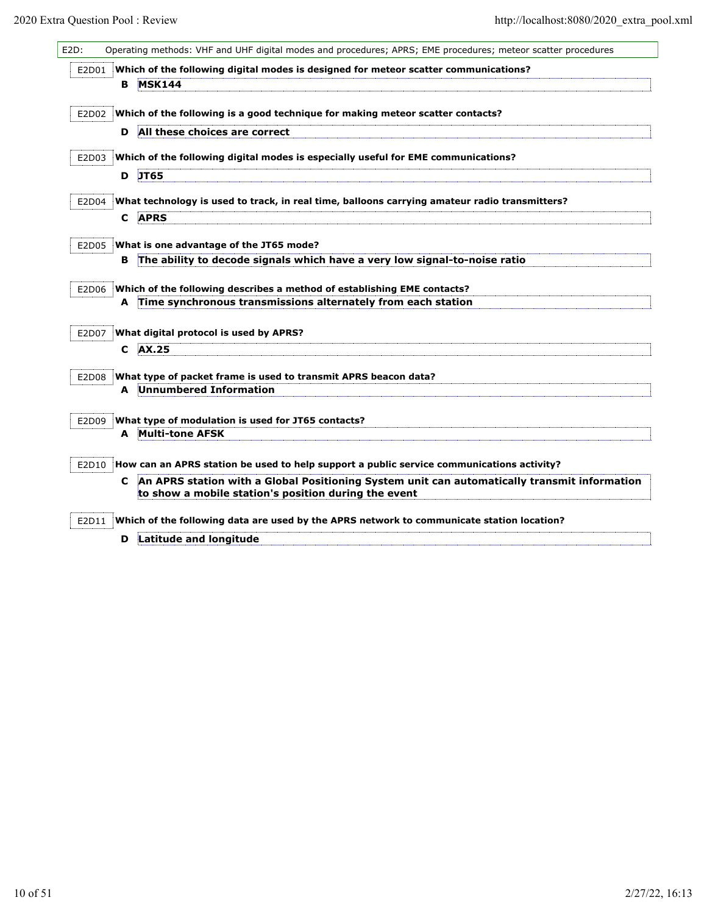## E2D: Operating methods: VHF and UHF digital modes and procedures; APRS; EME procedures; meteor scatter procedures

**E2D01** **Which of the following digital modes is designed for meteor scatter communications?**

**B** **MSK144**

**E2D02** **Which of the following is a good technique for making meteor scatter contacts?**

**D** **All these choices are correct**

**E2D03** **Which of the following digital modes is especially useful for EME communications?**

**D** **JT65**

**E2D04** **What technology is used to track, in real time, balloons carrying amateur radio transmitters?**

**C** **APRS**

**E2D05** **What is one advantage of the JT65 mode?**

**B** **The ability to decode signals which have a very low signal-to-noise ratio**

**E2D06** **Which of the following describes a method of establishing EME contacts?**

**A** **Time synchronous transmissions alternately from each station**

**E2D07** **What digital protocol is used by APRS?**

**C** **AX.25**

**E2D08** **What type of packet frame is used to transmit APRS beacon data?**

**A** **Unnumbered Information**

**E2D09** **What type of modulation is used for JT65 contacts?**

**A** **Multi-tone AFSK**

**E2D10** **How can an APRS station be used to help support a public service communications activity?**

**C** **An APRS station with a Global Positioning System unit can automatically transmit information to show a mobile station's position during the event**

**E2D11** **Which of the following data are used by the APRS network to communicate station location?**

**D** **Latitude and longitude**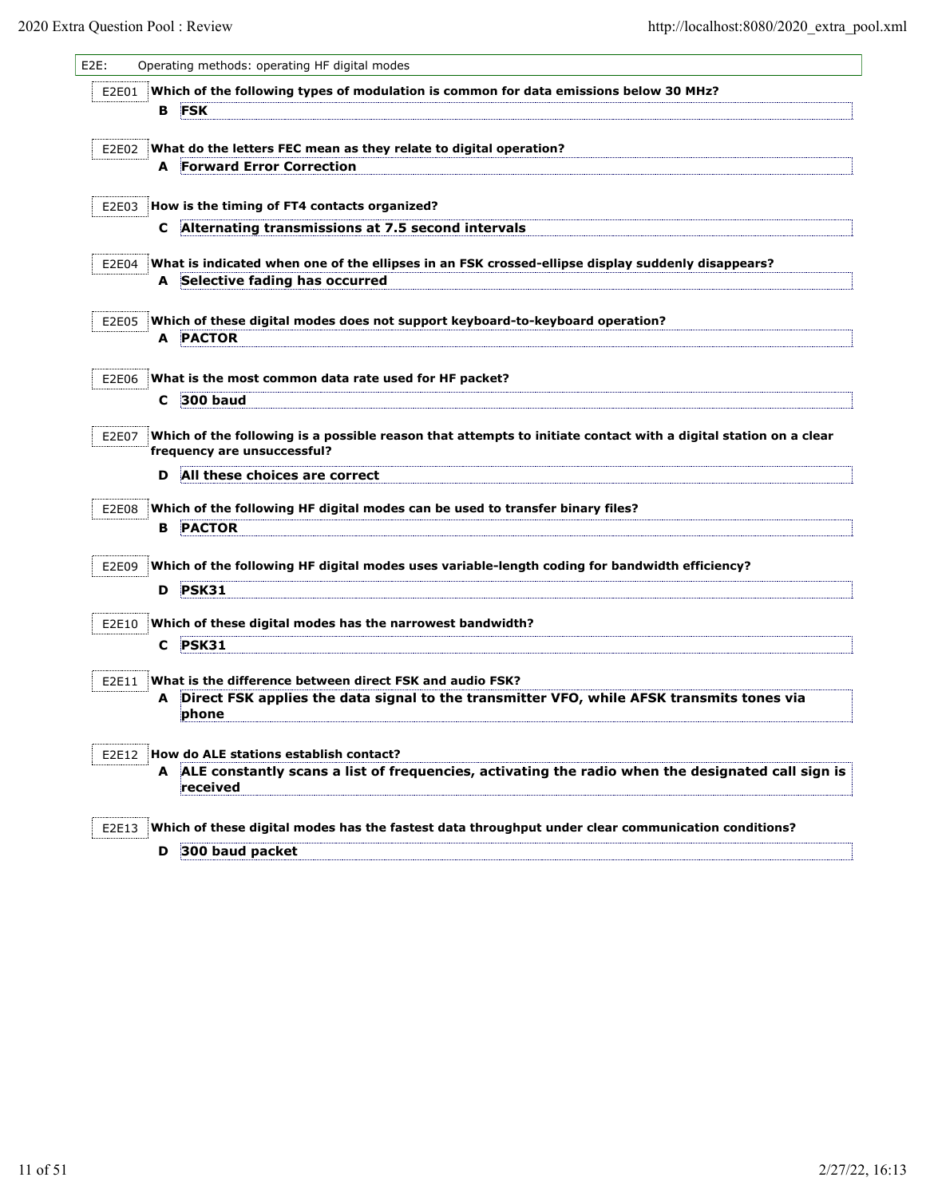## E2E: Operating methods: operating HF digital modes

**E2E01** **Which of the following types of modulation is common for data emissions below 30 MHz?**

**B** **FSK**

**E2E02** **What do the letters FEC mean as they relate to digital operation?**

**A** **Forward Error Correction**

**E2E03** **How is the timing of FT4 contacts organized?**

**C** **Alternating transmissions at 7.5 second intervals**

**E2E04** **What is indicated when one of the ellipses in an FSK crossed-ellipse display suddenly disappears?**

**A** **Selective fading has occurred**

**E2E05** **Which of these digital modes does not support keyboard-to-keyboard operation?**

**A** **PACTOR**

**E2E06** **What is the most common data rate used for HF packet?**

**C** **300 baud**

**E2E07** **Which of the following is a possible reason that attempts to initiate contact with a digital station on a clear frequency are unsuccessful?**

**D** **All these choices are correct**

**E2E08** **Which of the following HF digital modes can be used to transfer binary files?**

**B** **PACTOR**

**E2E09** **Which of the following HF digital modes uses variable-length coding for bandwidth efficiency?**

**D** **PSK31**

**E2E10** **Which of these digital modes has the narrowest bandwidth?**

**C** **PSK31**

**E2E11** **What is the difference between direct FSK and audio FSK?**

**A** **Direct FSK applies the data signal to the transmitter VFO, while AFSK transmits tones via phone**

**E2E12** **How do ALE stations establish contact?**

**A** **ALE constantly scans a list of frequencies, activating the radio when the designated call sign is received**

**E2E13** **Which of these digital modes has the fastest data throughput under clear communication conditions?**

**D** **300 baud packet**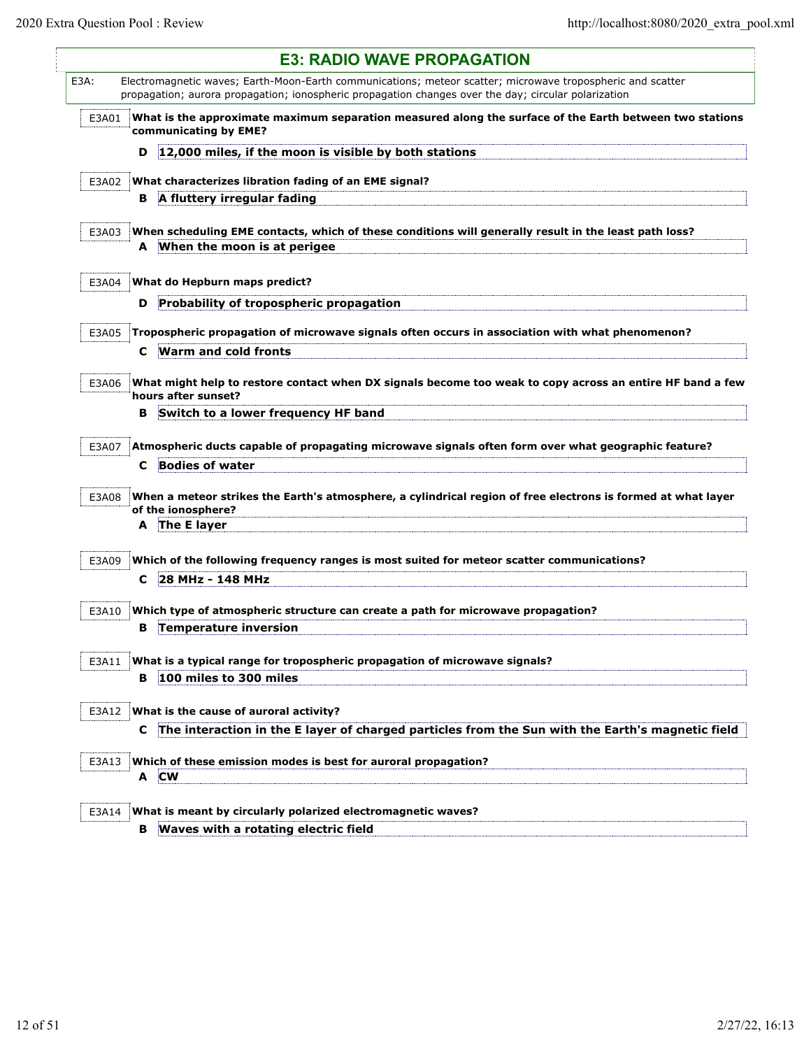# E3: RADIO WAVE PROPAGATION

E3A: Electromagnetic waves; Earth-Moon-Earth communications; meteor scatter; microwave tropospheric and scatter propagation; aurora propagation; ionospheric propagation changes over the day; circular polarization

**E3A01** **What is the approximate maximum separation measured along the surface of the Earth between two stations communicating by EME?**

**D** **12,000 miles, if the moon is visible by both stations**

**E3A02** **What characterizes libration fading of an EME signal?**

**B** **A fluttery irregular fading**

**E3A03** **When scheduling EME contacts, which of these conditions will generally result in the least path loss?**

**A** **When the moon is at perigee**

**E3A04** **What do Hepburn maps predict?**

**D** **Probability of tropospheric propagation**

**E3A05** **Tropospheric propagation of microwave signals often occurs in association with what phenomenon?**

**C** **Warm and cold fronts**

**E3A06** **What might help to restore contact when DX signals become too weak to copy across an entire HF band a few hours after sunset?**

**B** **Switch to a lower frequency HF band**

**E3A07** **Atmospheric ducts capable of propagating microwave signals often form over what geographic feature?**

**C** **Bodies of water**

**E3A08** **When a meteor strikes the Earth's atmosphere, a cylindrical region of free electrons is formed at what layer of the ionosphere?**

**A** **The E layer**

**E3A09** **Which of the following frequency ranges is most suited for meteor scatter communications?**

**C** **28 MHz - 148 MHz**

**E3A10** **Which type of atmospheric structure can create a path for microwave propagation?**

**B** **Temperature inversion**

**E3A11** **What is a typical range for tropospheric propagation of microwave signals?**

**B** **100 miles to 300 miles**

**E3A12** **What is the cause of auroral activity?**

**C** **The interaction in the E layer of charged particles from the Sun with the Earth's magnetic field**

**E3A13** **Which of these emission modes is best for auroral propagation?**

**A** **CW**

**E3A14** **What is meant by circularly polarized electromagnetic waves?**

**B** **Waves with a rotating electric field**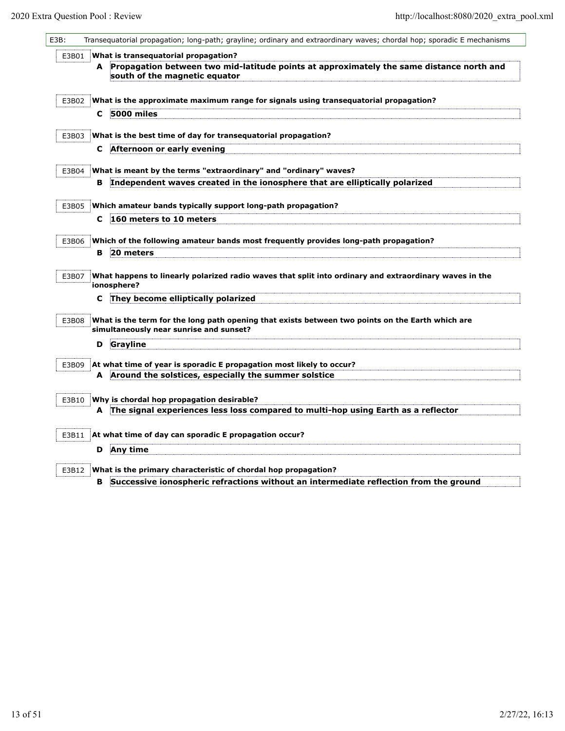## E3B: Transequatorial propagation; long-path; grayline; ordinary and extraordinary waves; chordal hop; sporadic E mechanisms

**E3B01** **What is transequatorial propagation?**

**A** **Propagation between two mid-latitude points at approximately the same distance north and south of the magnetic equator**

**E3B02** **What is the approximate maximum range for signals using transequatorial propagation?**

**C** **5000 miles**

**E3B03** **What is the best time of day for transequatorial propagation?**

**C** **Afternoon or early evening**

**E3B04** **What is meant by the terms "extraordinary" and "ordinary" waves?**

**B** **Independent waves created in the ionosphere that are elliptically polarized**

**E3B05** **Which amateur bands typically support long-path propagation?**

**C** **160 meters to 10 meters**

**E3B06** **Which of the following amateur bands most frequently provides long-path propagation?**

**B** **20 meters**

**E3B07** **What happens to linearly polarized radio waves that split into ordinary and extraordinary waves in the ionosphere?**

**C** **They become elliptically polarized**

**E3B08** **What is the term for the long path opening that exists between two points on the Earth which are simultaneously near sunrise and sunset?**

**D** **Grayline**

**E3B09** **At what time of year is sporadic E propagation most likely to occur?**

**A** **Around the solstices, especially the summer solstice**

**E3B10** **Why is chordal hop propagation desirable?**

**A** **The signal experiences less loss compared to multi-hop using Earth as a reflector**

**E3B11** **At what time of day can sporadic E propagation occur?**

**D** **Any time**

**E3B12** **What is the primary characteristic of chordal hop propagation?**

**B** **Successive ionospheric refractions without an intermediate reflection from the ground**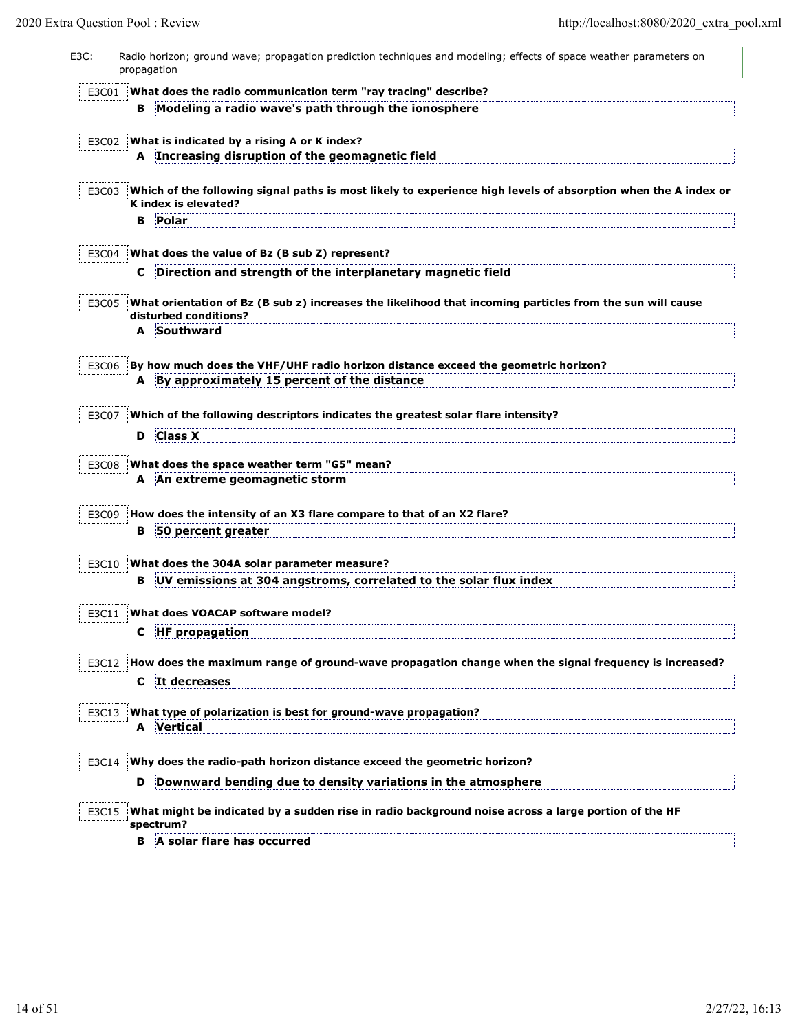## E3C: Radio horizon; ground wave; propagation prediction techniques and modeling; effects of space weather parameters on propagation

**E3C01** **What does the radio communication term "ray tracing" describe?**

**B** **Modeling a radio wave's path through the ionosphere**

**E3C02** **What is indicated by a rising A or K index?**

**A** **Increasing disruption of the geomagnetic field**

**E3C03** **Which of the following signal paths is most likely to experience high levels of absorption when the A index or K index is elevated?**

**B** **Polar**

**E3C04** **What does the value of Bz (B sub Z) represent?**

**C** **Direction and strength of the interplanetary magnetic field**

**E3C05** **What orientation of Bz (B sub z) increases the likelihood that incoming particles from the sun will cause disturbed conditions?**

**A** **Southward**

**E3C06** **By how much does the VHF/UHF radio horizon distance exceed the geometric horizon?**

**A** **By approximately 15 percent of the distance**

**E3C07** **Which of the following descriptors indicates the greatest solar flare intensity?**

**D** **Class X**

**E3C08** **What does the space weather term "G5" mean?**

**A** **An extreme geomagnetic storm**

**E3C09** **How does the intensity of an X3 flare compare to that of an X2 flare?**

**B** **50 percent greater**

**E3C10** **What does the 304A solar parameter measure?**

**B** **UV emissions at 304 angstroms, correlated to the solar flux index**

**E3C11** **What does VOACAP software model?**

**C** **HF propagation**

**E3C12** **How does the maximum range of ground-wave propagation change when the signal frequency is increased?**

**C** **It decreases**

**E3C13** **What type of polarization is best for ground-wave propagation?**

**A** **Vertical**

**E3C14** **Why does the radio-path horizon distance exceed the geometric horizon?**

**D** **Downward bending due to density variations in the atmosphere**

**E3C15** **What might be indicated by a sudden rise in radio background noise across a large portion of the HF spectrum?**

**B** **A solar flare has occurred**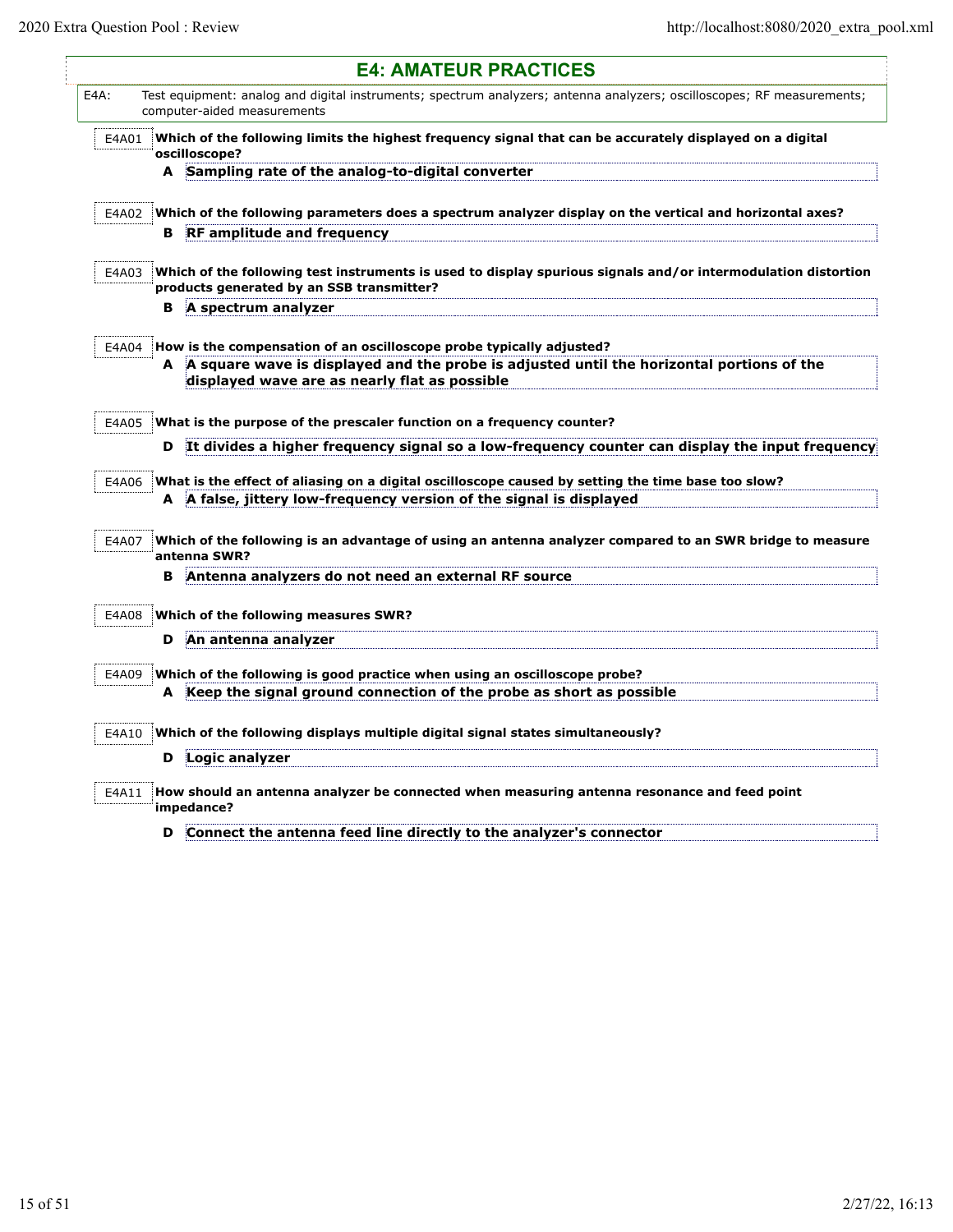## E4: AMATEUR PRACTICES

E4A: Test equipment: analog and digital instruments; spectrum analyzers; antenna analyzers; oscilloscopes; RF measurements; computer-aided measurements

E4A01 **Which of the following limits the highest frequency signal that can be accurately displayed on a digital oscilloscope?**

**A Sampling rate of the analog-to-digital converter**

E4A02 **Which of the following parameters does a spectrum analyzer display on the vertical and horizontal axes?**

**B RF amplitude and frequency**

E4A03 **Which of the following test instruments is used to display spurious signals and/or intermodulation distortion products generated by an SSB transmitter?**

**B A spectrum analyzer**

E4A04 **How is the compensation of an oscilloscope probe typically adjusted?**

**A A square wave is displayed and the probe is adjusted until the horizontal portions of the displayed wave are as nearly flat as possible**

E4A05 **What is the purpose of the prescaler function on a frequency counter?**

**D It divides a higher frequency signal so a low-frequency counter can display the input frequency**

E4A06 **What is the effect of aliasing on a digital oscilloscope caused by setting the time base too slow?**

**A A false, jittery low-frequency version of the signal is displayed**

E4A07 **Which of the following is an advantage of using an antenna analyzer compared to an SWR bridge to measure antenna SWR?**

**B Antenna analyzers do not need an external RF source**

E4A08 **Which of the following measures SWR?**

**D An antenna analyzer**

E4A09 **Which of the following is good practice when using an oscilloscope probe?**

**A Keep the signal ground connection of the probe as short as possible**

E4A10 **Which of the following displays multiple digital signal states simultaneously?**

**D Logic analyzer**

E4A11 **How should an antenna analyzer be connected when measuring antenna resonance and feed point impedance?**

**D Connect the antenna feed line directly to the analyzer's connector**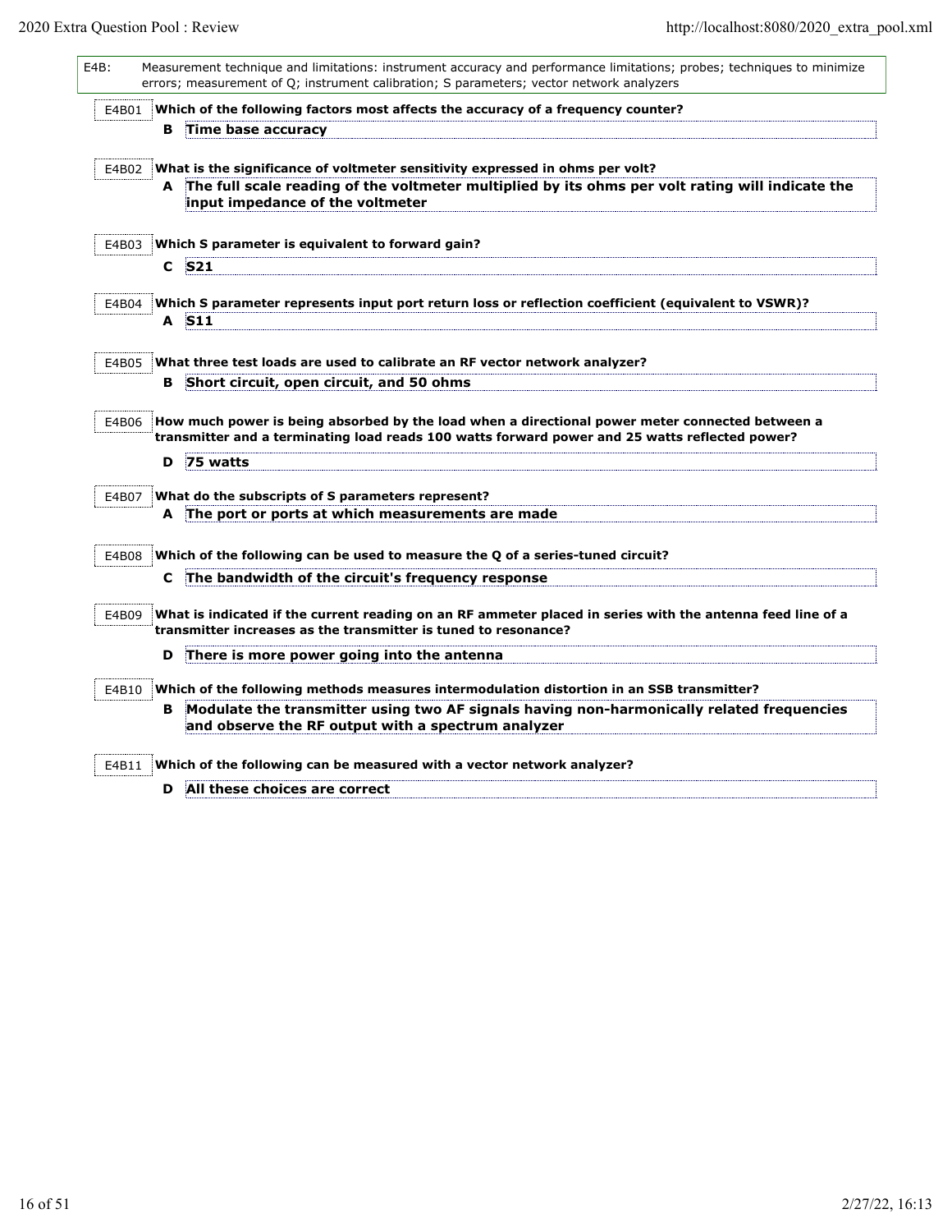**E4B:** Measurement technique and limitations: instrument accuracy and performance limitations; probes; techniques to minimize errors; measurement of Q; instrument calibration; S parameters; vector network analyzers

**E4B01** **Which of the following factors most affects the accuracy of a frequency counter?**

**B** **Time base accuracy**

**E4B02** **What is the significance of voltmeter sensitivity expressed in ohms per volt?**

**A** **The full scale reading of the voltmeter multiplied by its ohms per volt rating will indicate the input impedance of the voltmeter**

**E4B03** **Which S parameter is equivalent to forward gain?**

**C** **S21**

**E4B04** **Which S parameter represents input port return loss or reflection coefficient (equivalent to VSWR)?**

**A** **S11**

**E4B05** **What three test loads are used to calibrate an RF vector network analyzer?**

**B** **Short circuit, open circuit, and 50 ohms**

**E4B06** **How much power is being absorbed by the load when a directional power meter connected between a transmitter and a terminating load reads 100 watts forward power and 25 watts reflected power?**

**D** **75 watts**

**E4B07** **What do the subscripts of S parameters represent?**

**A** **The port or ports at which measurements are made**

**E4B08** **Which of the following can be used to measure the Q of a series-tuned circuit?**

**C** **The bandwidth of the circuit's frequency response**

**E4B09** **What is indicated if the current reading on an RF ammeter placed in series with the antenna feed line of a transmitter increases as the transmitter is tuned to resonance?**

**D** **There is more power going into the antenna**

**E4B10** **Which of the following methods measures intermodulation distortion in an SSB transmitter?**

**B** **Modulate the transmitter using two AF signals having non-harmonically related frequencies and observe the RF output with a spectrum analyzer**

**E4B11** **Which of the following can be measured with a vector network analyzer?**

**D** **All these choices are correct**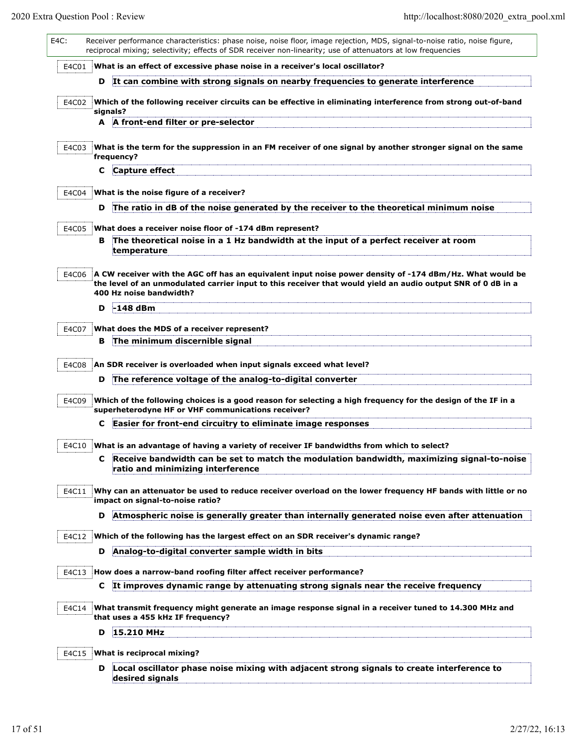E4C: Receiver performance characteristics: phase noise, noise floor, image rejection, MDS, signal-to-noise ratio, noise figure, reciprocal mixing; selectivity; effects of SDR receiver non-linearity; use of attenuators at low frequencies

E4C01 **What is an effect of excessive phase noise in a receiver's local oscillator?**

**D It can combine with strong signals on nearby frequencies to generate interference**

E4C02 **Which of the following receiver circuits can be effective in eliminating interference from strong out-of-band signals?**

**A A front-end filter or pre-selector**

E4C03 **What is the term for the suppression in an FM receiver of one signal by another stronger signal on the same frequency?**

**C Capture effect**

E4C04 **What is the noise figure of a receiver?**

**D The ratio in dB of the noise generated by the receiver to the theoretical minimum noise**

E4C05 **What does a receiver noise floor of -174 dBm represent?**

**B The theoretical noise in a 1 Hz bandwidth at the input of a perfect receiver at room temperature**

E4C06 **A CW receiver with the AGC off has an equivalent input noise power density of -174 dBm/Hz. What would be the level of an unmodulated carrier input to this receiver that would yield an audio output SNR of 0 dB in a 400 Hz noise bandwidth?**

**D -148 dBm**

E4C07 **What does the MDS of a receiver represent?**

**B The minimum discernible signal**

E4C08 **An SDR receiver is overloaded when input signals exceed what level?**

**D The reference voltage of the analog-to-digital converter**

E4C09 **Which of the following choices is a good reason for selecting a high frequency for the design of the IF in a superheterodyne HF or VHF communications receiver?**

**C Easier for front-end circuitry to eliminate image responses**

E4C10 **What is an advantage of having a variety of receiver IF bandwidths from which to select?**

**C Receive bandwidth can be set to match the modulation bandwidth, maximizing signal-to-noise ratio and minimizing interference**

E4C11 **Why can an attenuator be used to reduce receiver overload on the lower frequency HF bands with little or no impact on signal-to-noise ratio?**

**D Atmospheric noise is generally greater than internally generated noise even after attenuation**

E4C12 **Which of the following has the largest effect on an SDR receiver's dynamic range?**

**D Analog-to-digital converter sample width in bits**

E4C13 **How does a narrow-band roofing filter affect receiver performance?**

**C It improves dynamic range by attenuating strong signals near the receive frequency**

E4C14 **What transmit frequency might generate an image response signal in a receiver tuned to 14.300 MHz and that uses a 455 kHz IF frequency?**

**D 15.210 MHz**

E4C15 **What is reciprocal mixing?**

**D Local oscillator phase noise mixing with adjacent strong signals to create interference to desired signals**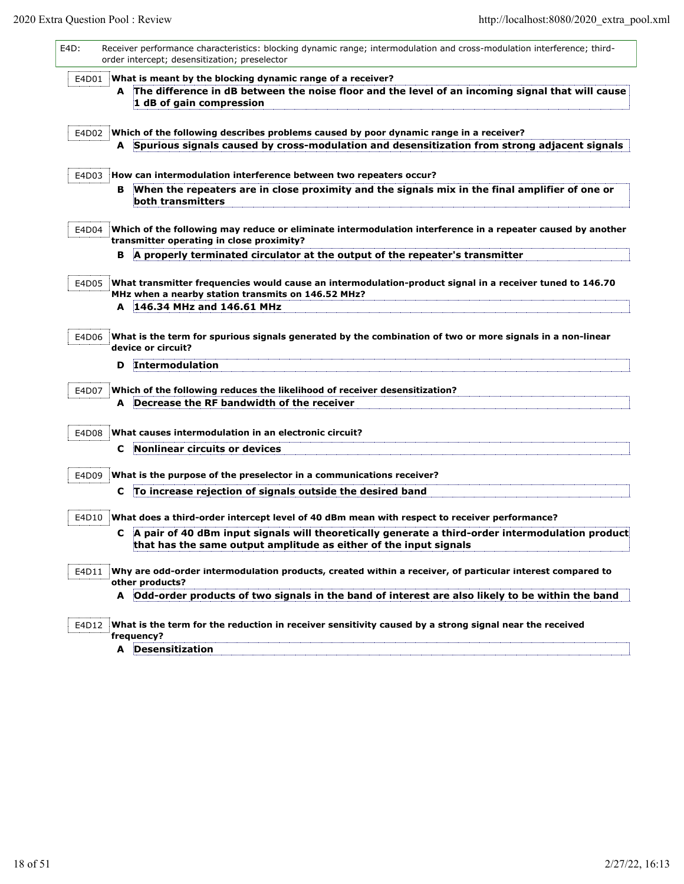E4D: Receiver performance characteristics: blocking dynamic range; intermodulation and cross-modulation interference; third-order intercept; desensitization; preselector

E4D01 **What is meant by the blocking dynamic range of a receiver?**

**A The difference in dB between the noise floor and the level of an incoming signal that will cause 1 dB of gain compression**

E4D02 **Which of the following describes problems caused by poor dynamic range in a receiver?**

**A Spurious signals caused by cross-modulation and desensitization from strong adjacent signals**

E4D03 **How can intermodulation interference between two repeaters occur?**

**B When the repeaters are in close proximity and the signals mix in the final amplifier of one or both transmitters**

E4D04 **Which of the following may reduce or eliminate intermodulation interference in a repeater caused by another transmitter operating in close proximity?**

**B A properly terminated circulator at the output of the repeater's transmitter**

E4D05 **What transmitter frequencies would cause an intermodulation-product signal in a receiver tuned to 146.70 MHz when a nearby station transmits on 146.52 MHz?**

**A 146.34 MHz and 146.61 MHz**

E4D06 **What is the term for spurious signals generated by the combination of two or more signals in a non-linear device or circuit?**

**D Intermodulation**

E4D07 **Which of the following reduces the likelihood of receiver desensitization?**

**A Decrease the RF bandwidth of the receiver**

E4D08 **What causes intermodulation in an electronic circuit?**

**C Nonlinear circuits or devices**

E4D09 **What is the purpose of the preselector in a communications receiver?**

**C To increase rejection of signals outside the desired band**

E4D10 **What does a third-order intercept level of 40 dBm mean with respect to receiver performance?**

**C A pair of 40 dBm input signals will theoretically generate a third-order intermodulation product that has the same output amplitude as either of the input signals**

E4D11 **Why are odd-order intermodulation products, created within a receiver, of particular interest compared to other products?**

**A Odd-order products of two signals in the band of interest are also likely to be within the band**

E4D12 **What is the term for the reduction in receiver sensitivity caused by a strong signal near the received frequency?**

**A Desensitization**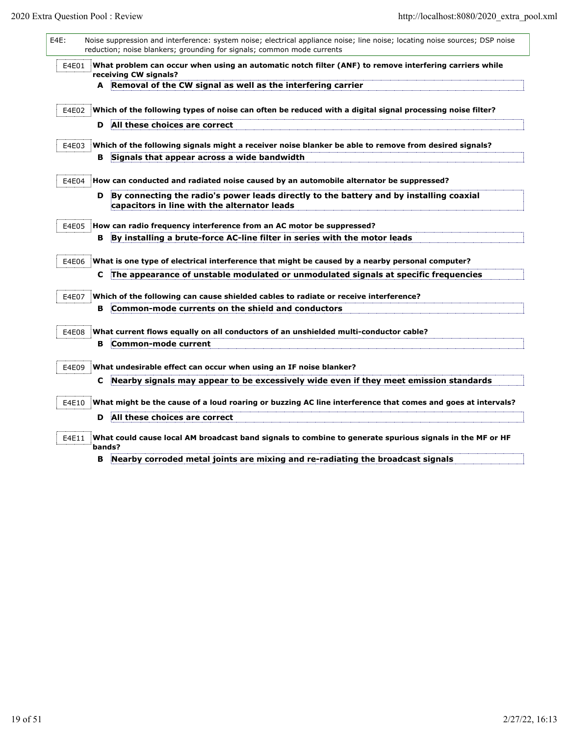**E4E:** Noise suppression and interference: system noise; electrical appliance noise; line noise; locating noise sources; DSP noise reduction; noise blankers; grounding for signals; common mode currents

**E4E01** **What problem can occur when using an automatic notch filter (ANF) to remove interfering carriers while receiving CW signals?**

**A** **Removal of the CW signal as well as the interfering carrier**

**E4E02** **Which of the following types of noise can often be reduced with a digital signal processing noise filter?**

**D** **All these choices are correct**

**E4E03** **Which of the following signals might a receiver noise blanker be able to remove from desired signals?**

**B** **Signals that appear across a wide bandwidth**

**E4E04** **How can conducted and radiated noise caused by an automobile alternator be suppressed?**

**D** **By connecting the radio's power leads directly to the battery and by installing coaxial capacitors in line with the alternator leads**

**E4E05** **How can radio frequency interference from an AC motor be suppressed?**

**B** **By installing a brute-force AC-line filter in series with the motor leads**

**E4E06** **What is one type of electrical interference that might be caused by a nearby personal computer?**

**C** **The appearance of unstable modulated or unmodulated signals at specific frequencies**

**E4E07** **Which of the following can cause shielded cables to radiate or receive interference?**

**B** **Common-mode currents on the shield and conductors**

**E4E08** **What current flows equally on all conductors of an unshielded multi-conductor cable?**

**B** **Common-mode current**

**E4E09** **What undesirable effect can occur when using an IF noise blanker?**

**C** **Nearby signals may appear to be excessively wide even if they meet emission standards**

**E4E10** **What might be the cause of a loud roaring or buzzing AC line interference that comes and goes at intervals?**

**D** **All these choices are correct**

**E4E11** **What could cause local AM broadcast band signals to combine to generate spurious signals in the MF or HF bands?**

**B** **Nearby corroded metal joints are mixing and re-radiating the broadcast signals**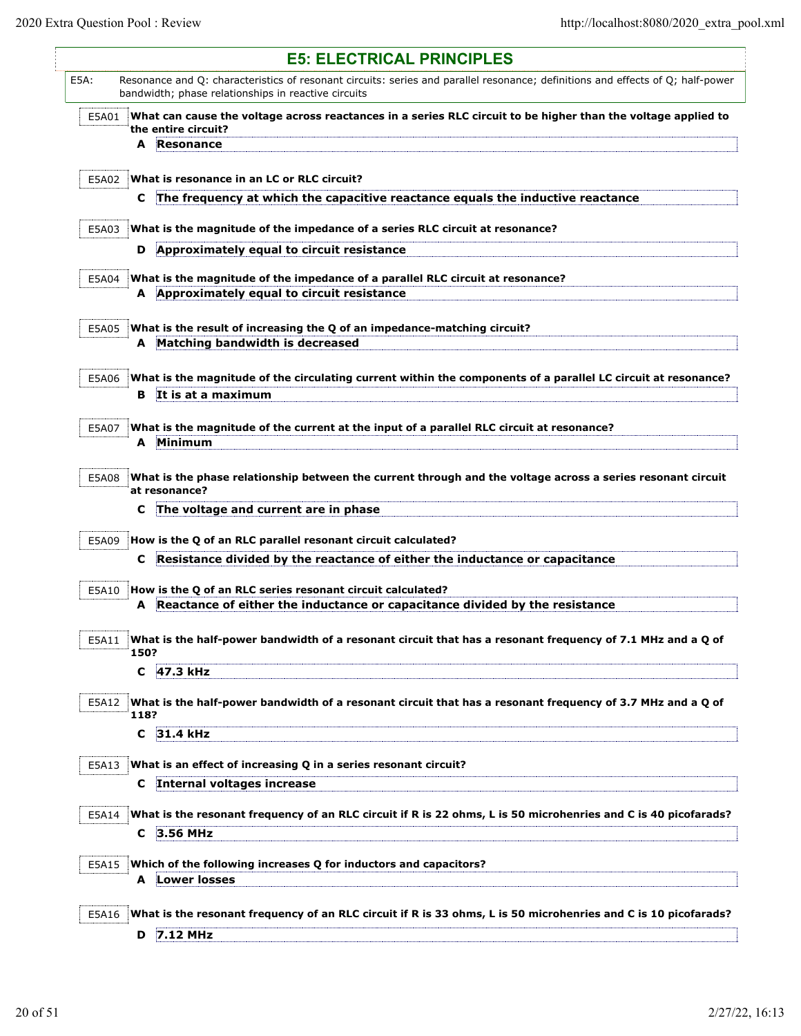# E5: ELECTRICAL PRINCIPLES

E5A: Resonance and Q: characteristics of resonant circuits: series and parallel resonance; definitions and effects of Q; half-power bandwidth; phase relationships in reactive circuits

**E5A01** **What can cause the voltage across reactances in a series RLC circuit to be higher than the voltage applied to the entire circuit?**

**A** **Resonance**

**E5A02** **What is resonance in an LC or RLC circuit?**

**C** **The frequency at which the capacitive reactance equals the inductive reactance**

**E5A03** **What is the magnitude of the impedance of a series RLC circuit at resonance?**

**D** **Approximately equal to circuit resistance**

**E5A04** **What is the magnitude of the impedance of a parallel RLC circuit at resonance?**

**A** **Approximately equal to circuit resistance**

**E5A05** **What is the result of increasing the Q of an impedance-matching circuit?**

**A** **Matching bandwidth is decreased**

**E5A06** **What is the magnitude of the circulating current within the components of a parallel LC circuit at resonance?**

**B** **It is at a maximum**

**E5A07** **What is the magnitude of the current at the input of a parallel RLC circuit at resonance?**

**A** **Minimum**

**E5A08** **What is the phase relationship between the current through and the voltage across a series resonant circuit at resonance?**

**C** **The voltage and current are in phase**

**E5A09** **How is the Q of an RLC parallel resonant circuit calculated?**

**C** **Resistance divided by the reactance of either the inductance or capacitance**

**E5A10** **How is the Q of an RLC series resonant circuit calculated?**

**A** **Reactance of either the inductance or capacitance divided by the resistance**

**E5A11** **What is the half-power bandwidth of a resonant circuit that has a resonant frequency of 7.1 MHz and a Q of 150?**

**C** **47.3 kHz**

**E5A12** **What is the half-power bandwidth of a resonant circuit that has a resonant frequency of 3.7 MHz and a Q of 118?**

**C** **31.4 kHz**

**E5A13** **What is an effect of increasing Q in a series resonant circuit?**

**C** **Internal voltages increase**

**E5A14** **What is the resonant frequency of an RLC circuit if R is 22 ohms, L is 50 microhenries and C is 40 picofarads?**

**C** **3.56 MHz**

**E5A15** **Which of the following increases Q for inductors and capacitors?**

**A** **Lower losses**

**E5A16** **What is the resonant frequency of an RLC circuit if R is 33 ohms, L is 50 microhenries and C is 10 picofarads?**

**D** **7.12 MHz**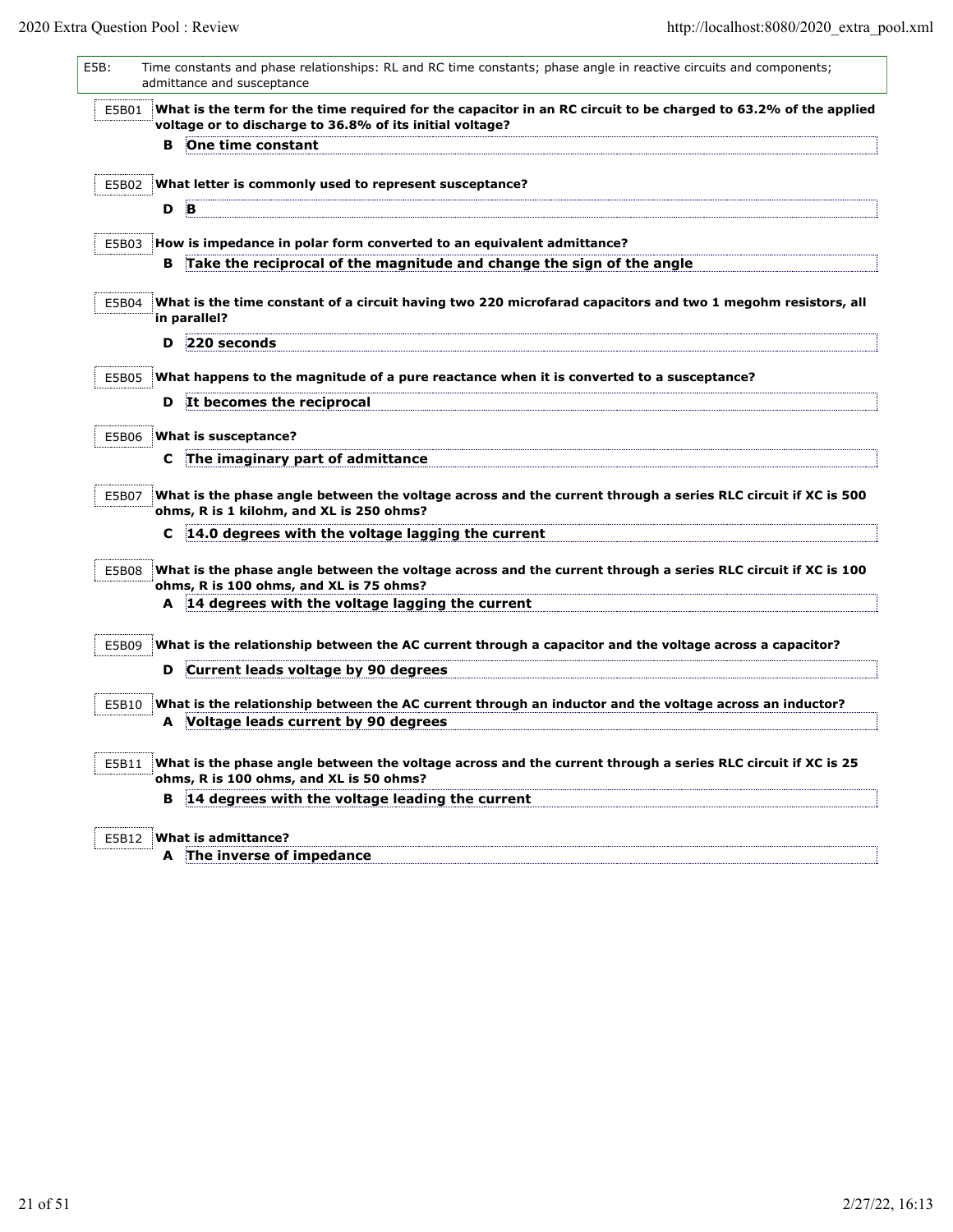**E5B:** Time constants and phase relationships: RL and RC time constants; phase angle in reactive circuits and components; admittance and susceptance

**E5B01** What is the term for the time required for the capacitor in an RC circuit to be charged to 63.2% of the applied voltage or to discharge to 36.8% of its initial voltage?

**B** One time constant

**E5B02** What letter is commonly used to represent susceptance?

**D** B

**E5B03** How is impedance in polar form converted to an equivalent admittance?

**B** Take the reciprocal of the magnitude and change the sign of the angle

**E5B04** What is the time constant of a circuit having two 220 microfarad capacitors and two 1 megohm resistors, all in parallel?

**D** 220 seconds

**E5B05** What happens to the magnitude of a pure reactance when it is converted to a susceptance?

**D** It becomes the reciprocal

**E5B06** What is susceptance?

**C** The imaginary part of admittance

**E5B07** What is the phase angle between the voltage across and the current through a series RLC circuit if XC is 500 ohms, R is 1 kilohm, and XL is 250 ohms?

**C** 14.0 degrees with the voltage lagging the current

**E5B08** What is the phase angle between the voltage across and the current through a series RLC circuit if XC is 100 ohms, R is 100 ohms, and XL is 75 ohms?

**A** 14 degrees with the voltage lagging the current

**E5B09** What is the relationship between the AC current through a capacitor and the voltage across a capacitor?

**D** Current leads voltage by 90 degrees

**E5B10** What is the relationship between the AC current through an inductor and the voltage across an inductor?

**A** Voltage leads current by 90 degrees

**E5B11** What is the phase angle between the voltage across and the current through a series RLC circuit if XC is 25 ohms, R is 100 ohms, and XL is 50 ohms?

**B** 14 degrees with the voltage leading the current

**E5B12** What is admittance?

**A** The inverse of impedance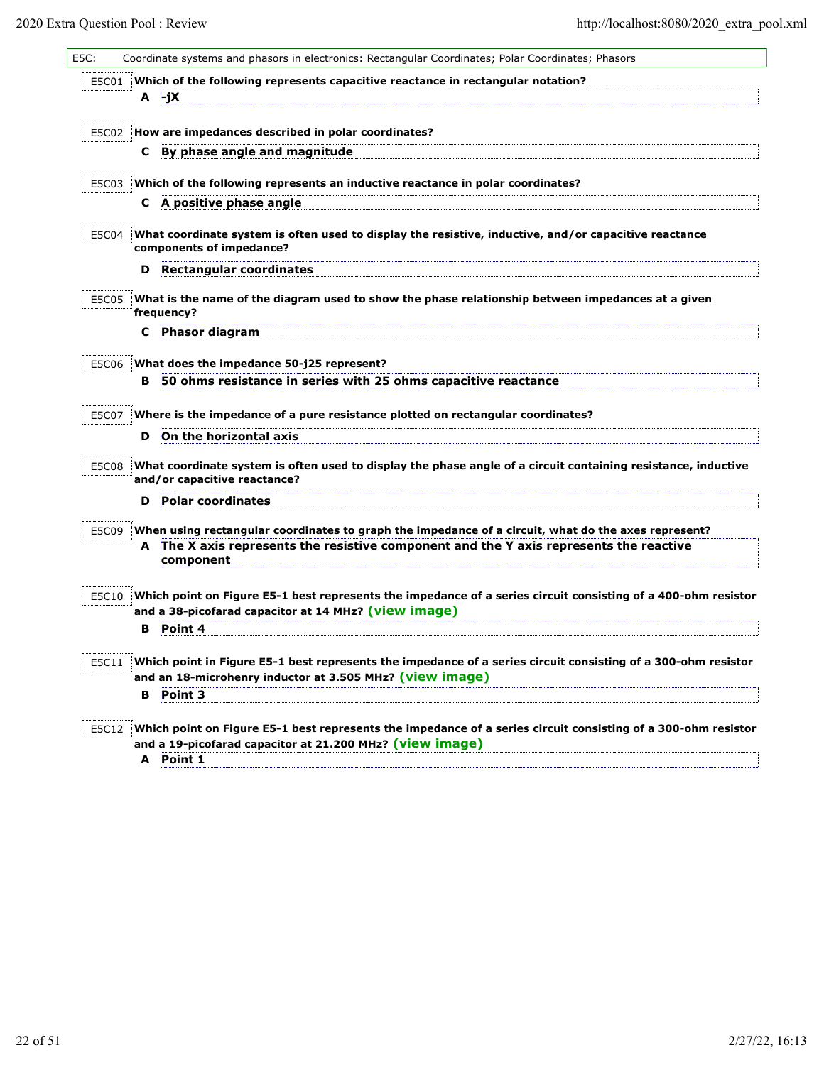## E5C: Coordinate systems and phasors in electronics: Rectangular Coordinates; Polar Coordinates; Phasors

**E5C01** **Which of the following represents capacitive reactance in rectangular notation?**

**A** **-jX**

**E5C02** **How are impedances described in polar coordinates?**

**C** **By phase angle and magnitude**

**E5C03** **Which of the following represents an inductive reactance in polar coordinates?**

**C** **A positive phase angle**

**E5C04** **What coordinate system is often used to display the resistive, inductive, and/or capacitive reactance components of impedance?**

**D** **Rectangular coordinates**

**E5C05** **What is the name of the diagram used to show the phase relationship between impedances at a given frequency?**

**C** **Phasor diagram**

**E5C06** **What does the impedance 50-j25 represent?**

**B** **50 ohms resistance in series with 25 ohms capacitive reactance**

**E5C07** **Where is the impedance of a pure resistance plotted on rectangular coordinates?**

**D** **On the horizontal axis**

**E5C08** **What coordinate system is often used to display the phase angle of a circuit containing resistance, inductive and/or capacitive reactance?**

**D** **Polar coordinates**

**E5C09** **When using rectangular coordinates to graph the impedance of a circuit, what do the axes represent?**

**A** **The X axis represents the resistive component and the Y axis represents the reactive component**

**E5C10** **Which point on Figure E5-1 best represents the impedance of a series circuit consisting of a 400-ohm resistor and a 38-picofarad capacitor at 14 MHz?** **(view image)**

**B** **Point 4**

**E5C11** **Which point in Figure E5-1 best represents the impedance of a series circuit consisting of a 300-ohm resistor and an 18-microhenry inductor at 3.505 MHz?** **(view image)**

**B** **Point 3**

**E5C12** **Which point on Figure E5-1 best represents the impedance of a series circuit consisting of a 300-ohm resistor and a 19-picofarad capacitor at 21.200 MHz?** **(view image)**

**A** **Point 1**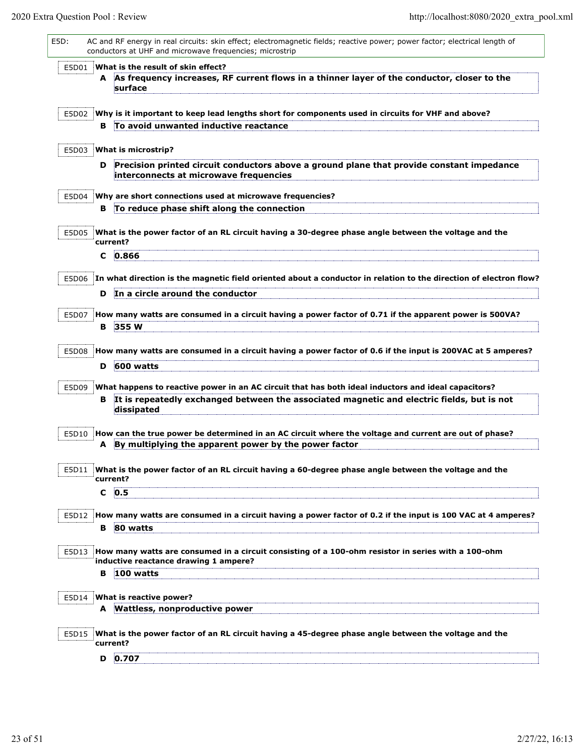**E5D:** AC and RF energy in real circuits: skin effect; electromagnetic fields; reactive power; power factor; electrical length of conductors at UHF and microwave frequencies; microstrip

**E5D01** **What is the result of skin effect?**

**A** **As frequency increases, RF current flows in a thinner layer of the conductor, closer to the surface**

**E5D02** **Why is it important to keep lead lengths short for components used in circuits for VHF and above?**

**B** **To avoid unwanted inductive reactance**

**E5D03** **What is microstrip?**

**D** **Precision printed circuit conductors above a ground plane that provide constant impedance interconnects at microwave frequencies**

**E5D04** **Why are short connections used at microwave frequencies?**

**B** **To reduce phase shift along the connection**

**E5D05** **What is the power factor of an RL circuit having a 30-degree phase angle between the voltage and the current?**

**C** **0.866**

**E5D06** **In what direction is the magnetic field oriented about a conductor in relation to the direction of electron flow?**

**D** **In a circle around the conductor**

**E5D07** **How many watts are consumed in a circuit having a power factor of 0.71 if the apparent power is 500VA?**

**B** **355 W**

**E5D08** **How many watts are consumed in a circuit having a power factor of 0.6 if the input is 200VAC at 5 amperes?**

**D** **600 watts**

**E5D09** **What happens to reactive power in an AC circuit that has both ideal inductors and ideal capacitors?**

**B** **It is repeatedly exchanged between the associated magnetic and electric fields, but is not dissipated**

**E5D10** **How can the true power be determined in an AC circuit where the voltage and current are out of phase?**

**A** **By multiplying the apparent power by the power factor**

**E5D11** **What is the power factor of an RL circuit having a 60-degree phase angle between the voltage and the current?**

**C** **0.5**

**E5D12** **How many watts are consumed in a circuit having a power factor of 0.2 if the input is 100 VAC at 4 amperes?**

**B** **80 watts**

**E5D13** **How many watts are consumed in a circuit consisting of a 100-ohm resistor in series with a 100-ohm inductive reactance drawing 1 ampere?**

**B** **100 watts**

**E5D14** **What is reactive power?**

**A** **Wattless, nonproductive power**

**E5D15** **What is the power factor of an RL circuit having a 45-degree phase angle between the voltage and the current?**

**D** **0.707**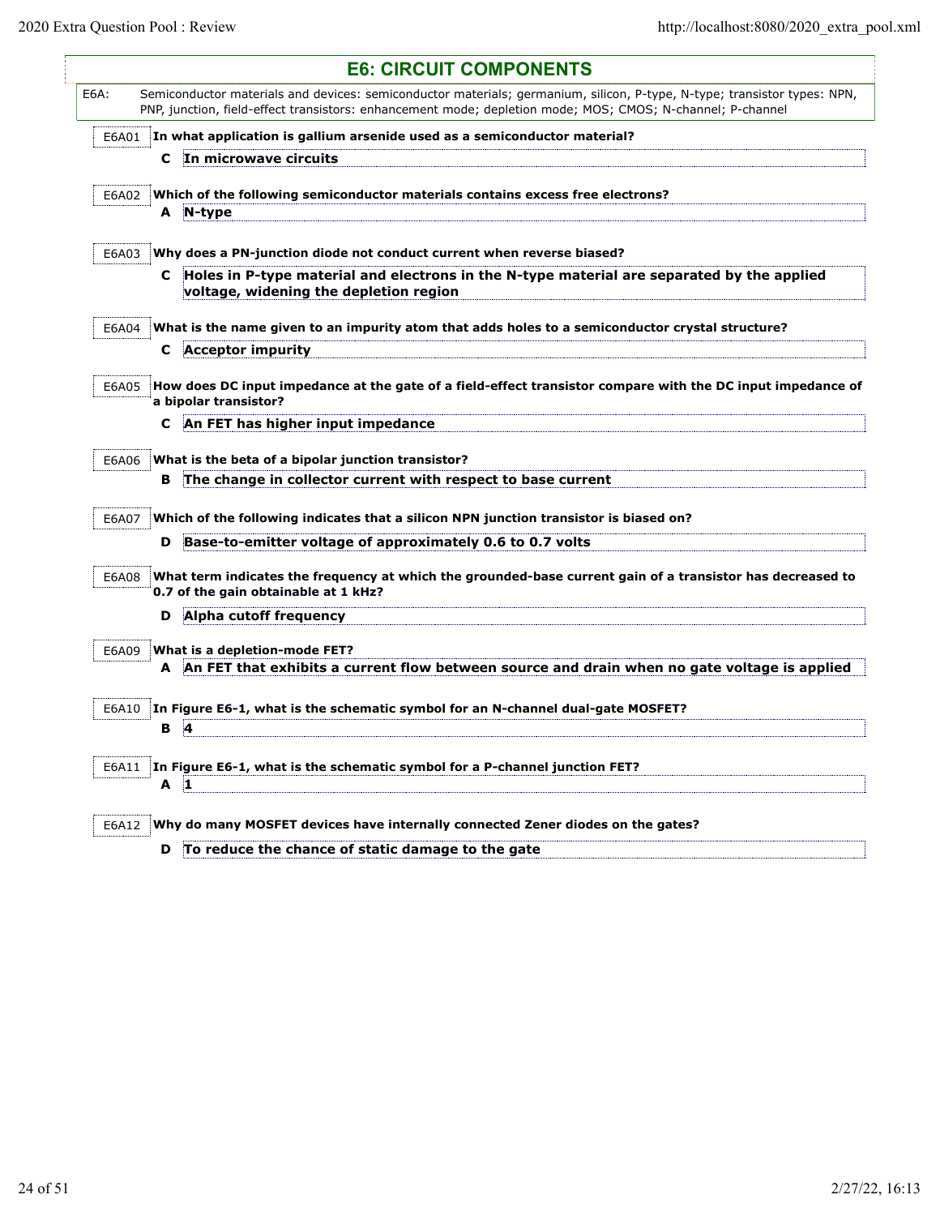# E6: CIRCUIT COMPONENTS

**E6A:** Semiconductor materials and devices: semiconductor materials; germanium, silicon, P-type, N-type; transistor types: NPN, PNP, junction, field-effect transistors: enhancement mode; depletion mode; MOS; CMOS; N-channel; P-channel

**E6A01** **In what application is gallium arsenide used as a semiconductor material?**

**C** **In microwave circuits**

**E6A02** **Which of the following semiconductor materials contains excess free electrons?**

**A** **N-type**

**E6A03** **Why does a PN-junction diode not conduct current when reverse biased?**

**C** **Holes in P-type material and electrons in the N-type material are separated by the applied voltage, widening the depletion region**

**E6A04** **What is the name given to an impurity atom that adds holes to a semiconductor crystal structure?**

**C** **Acceptor impurity**

**E6A05** **How does DC input impedance at the gate of a field-effect transistor compare with the DC input impedance of a bipolar transistor?**

**C** **An FET has higher input impedance**

**E6A06** **What is the beta of a bipolar junction transistor?**

**B** **The change in collector current with respect to base current**

**E6A07** **Which of the following indicates that a silicon NPN junction transistor is biased on?**

**D** **Base-to-emitter voltage of approximately 0.6 to 0.7 volts**

**E6A08** **What term indicates the frequency at which the grounded-base current gain of a transistor has decreased to 0.7 of the gain obtainable at 1 kHz?**

**D** **Alpha cutoff frequency**

**E6A09** **What is a depletion-mode FET?**

**A** **An FET that exhibits a current flow between source and drain when no gate voltage is applied**

**E6A10** **In Figure E6-1, what is the schematic symbol for an N-channel dual-gate MOSFET?**

**B** **4**

**E6A11** **In Figure E6-1, what is the schematic symbol for a P-channel junction FET?**

**A** **1**

**E6A12** **Why do many MOSFET devices have internally connected Zener diodes on the gates?**

**D** **To reduce the chance of static damage to the gate**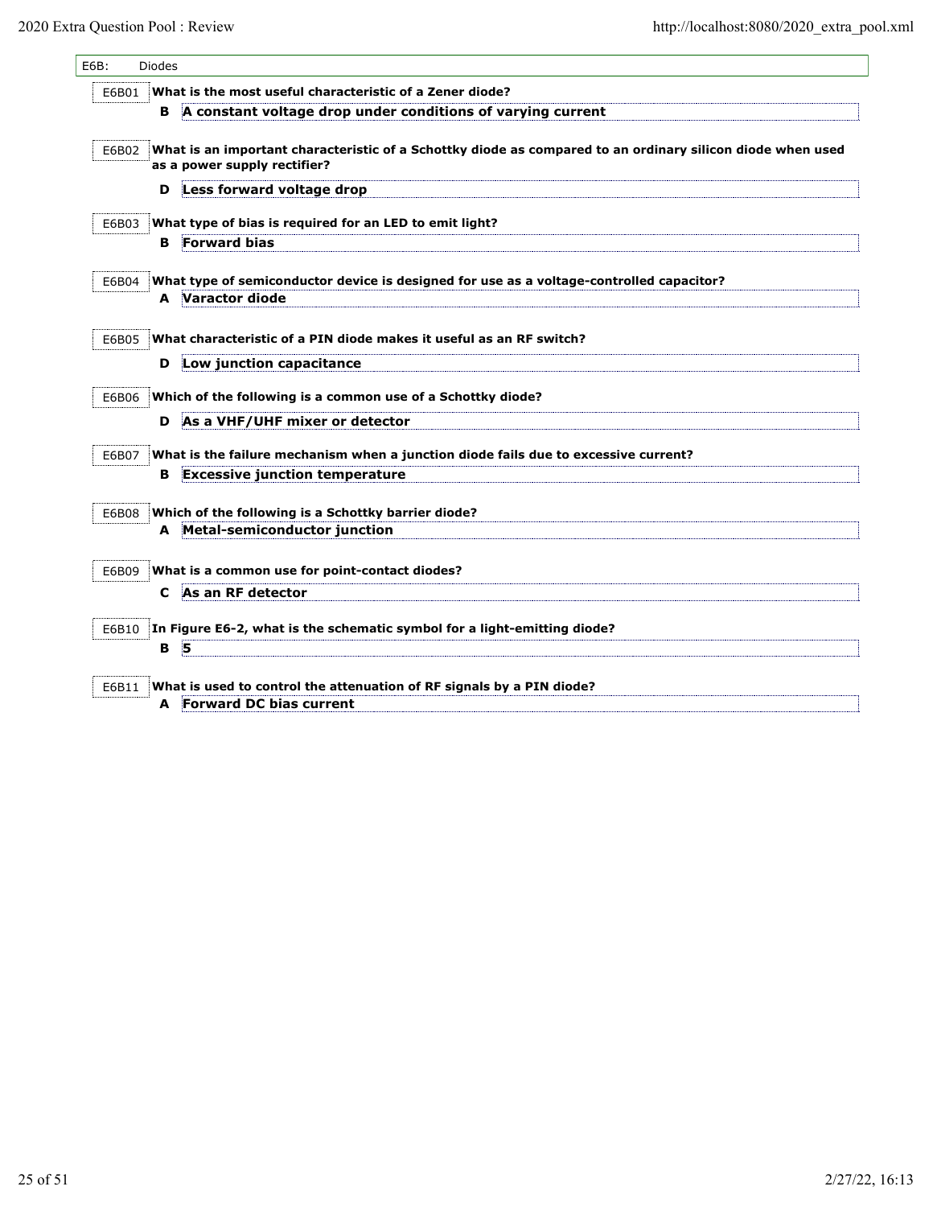## E6B: Diodes

**E6B01** **What is the most useful characteristic of a Zener diode?**

**B** **A constant voltage drop under conditions of varying current**

**E6B02** **What is an important characteristic of a Schottky diode as compared to an ordinary silicon diode when used as a power supply rectifier?**

**D** **Less forward voltage drop**

**E6B03** **What type of bias is required for an LED to emit light?**

**B** **Forward bias**

**E6B04** **What type of semiconductor device is designed for use as a voltage-controlled capacitor?**

**A** **Varactor diode**

**E6B05** **What characteristic of a PIN diode makes it useful as an RF switch?**

**D** **Low junction capacitance**

**E6B06** **Which of the following is a common use of a Schottky diode?**

**D** **As a VHF/UHF mixer or detector**

**E6B07** **What is the failure mechanism when a junction diode fails due to excessive current?**

**B** **Excessive junction temperature**

**E6B08** **Which of the following is a Schottky barrier diode?**

**A** **Metal-semiconductor junction**

**E6B09** **What is a common use for point-contact diodes?**

**C** **As an RF detector**

**E6B10** **In Figure E6-2, what is the schematic symbol for a light-emitting diode?**

**B** **5**

**E6B11** **What is used to control the attenuation of RF signals by a PIN diode?**

**A** **Forward DC bias current**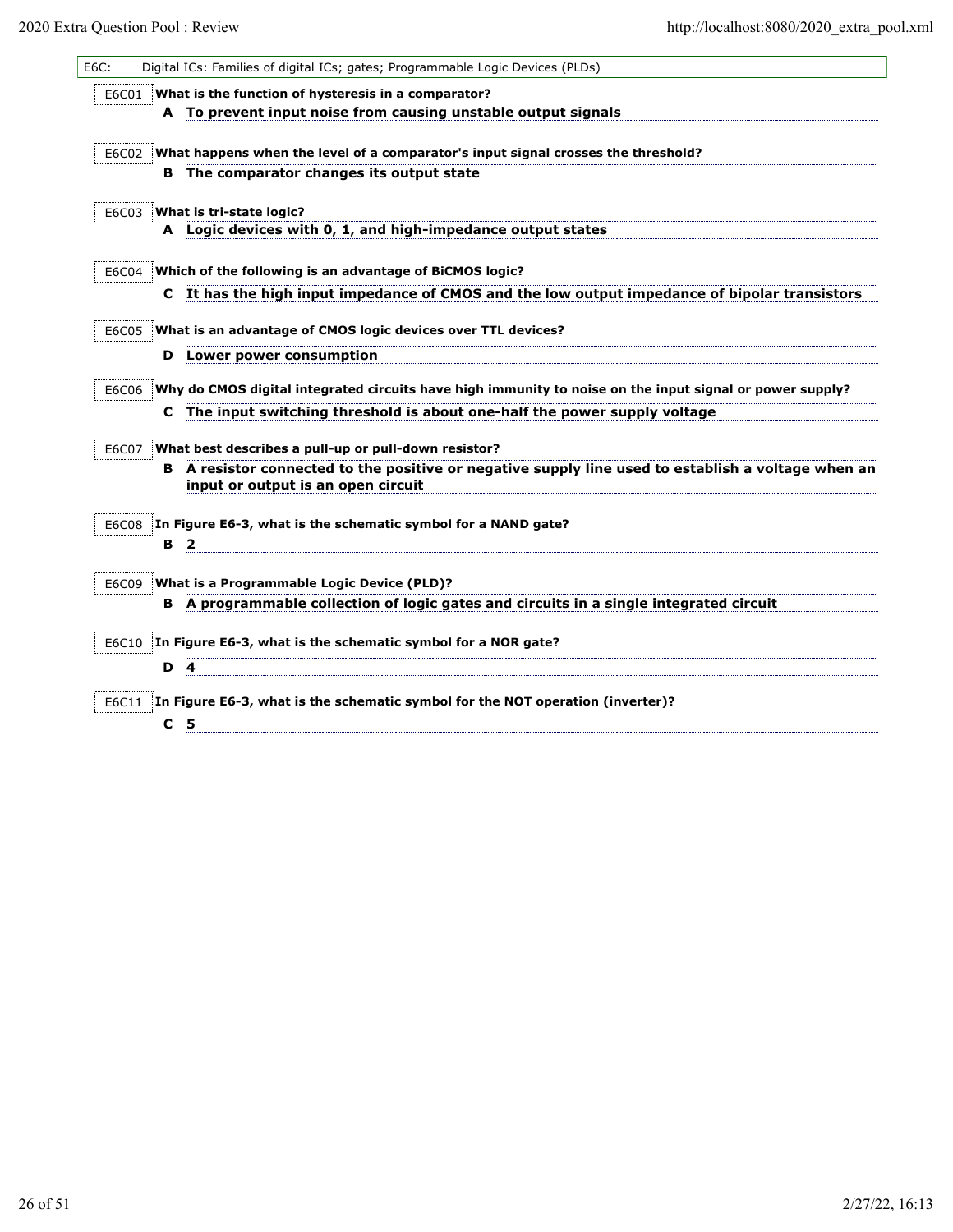**E6C: Digital ICs: Families of digital ICs; gates; Programmable Logic Devices (PLDs)**

**E6C01** **What is the function of hysteresis in a comparator?**

**A** **To prevent input noise from causing unstable output signals**

**E6C02** **What happens when the level of a comparator's input signal crosses the threshold?**

**B** **The comparator changes its output state**

**E6C03** **What is tri-state logic?**

**A** **Logic devices with 0, 1, and high-impedance output states**

**E6C04** **Which of the following is an advantage of BiCMOS logic?**

**C** **It has the high input impedance of CMOS and the low output impedance of bipolar transistors**

**E6C05** **What is an advantage of CMOS logic devices over TTL devices?**

**D** **Lower power consumption**

**E6C06** **Why do CMOS digital integrated circuits have high immunity to noise on the input signal or power supply?**

**C** **The input switching threshold is about one-half the power supply voltage**

**E6C07** **What best describes a pull-up or pull-down resistor?**

**B** **A resistor connected to the positive or negative supply line used to establish a voltage when an input or output is an open circuit**

**E6C08** **In Figure E6-3, what is the schematic symbol for a NAND gate?**

**B** **2**

**E6C09** **What is a Programmable Logic Device (PLD)?**

**B** **A programmable collection of logic gates and circuits in a single integrated circuit**

**E6C10** **In Figure E6-3, what is the schematic symbol for a NOR gate?**

**D** **4**

**E6C11** **In Figure E6-3, what is the schematic symbol for the NOT operation (inverter)?**

**C** **5**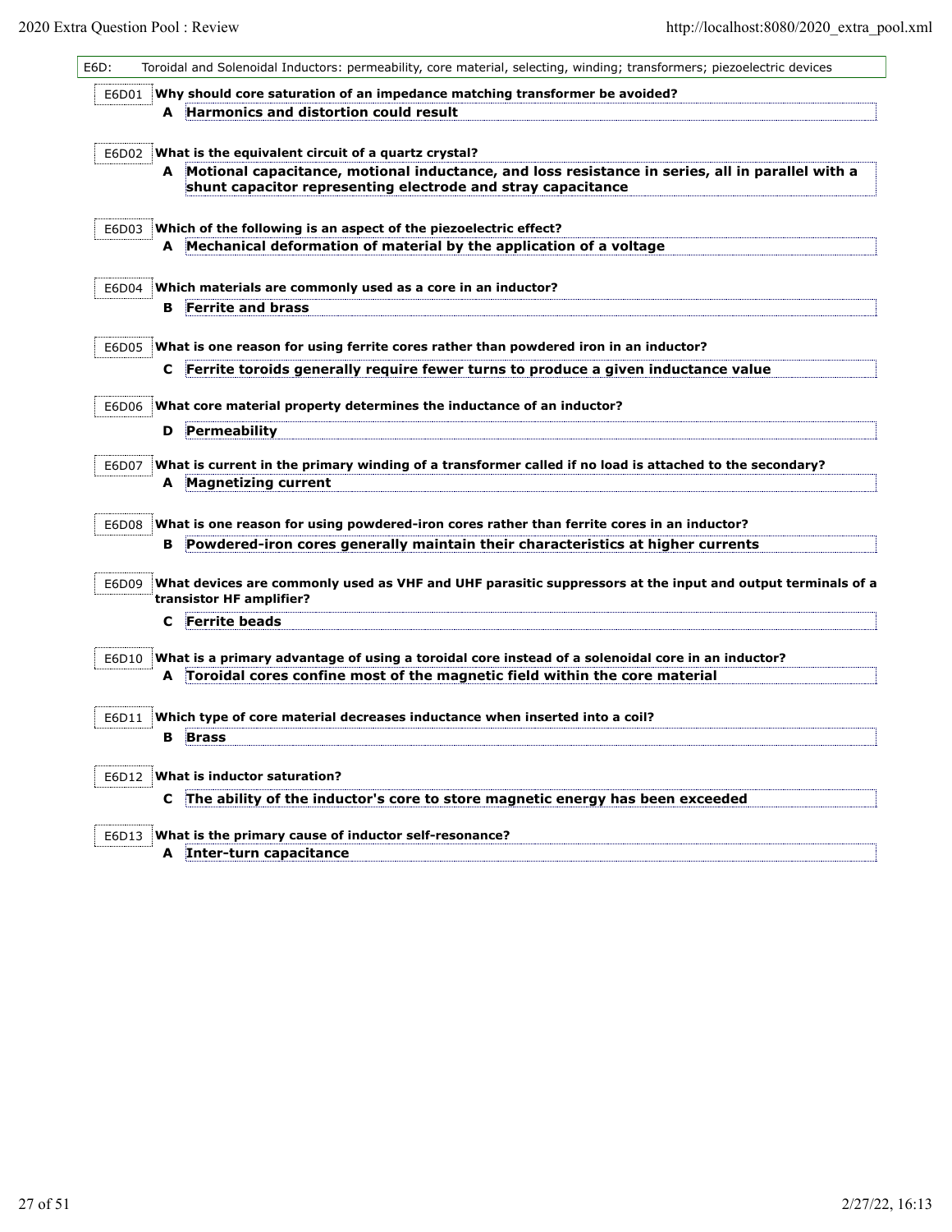E6D: Toroidal and Solenoidal Inductors: permeability, core material, selecting, winding; transformers; piezoelectric devices

E6D01 **Why should core saturation of an impedance matching transformer be avoided?**

**A Harmonics and distortion could result**

E6D02 **What is the equivalent circuit of a quartz crystal?**

**A Motional capacitance, motional inductance, and loss resistance in series, all in parallel with a shunt capacitor representing electrode and stray capacitance**

E6D03 **Which of the following is an aspect of the piezoelectric effect?**

**A Mechanical deformation of material by the application of a voltage**

E6D04 **Which materials are commonly used as a core in an inductor?**

**B Ferrite and brass**

E6D05 **What is one reason for using ferrite cores rather than powdered iron in an inductor?**

**C Ferrite toroids generally require fewer turns to produce a given inductance value**

E6D06 **What core material property determines the inductance of an inductor?**

**D Permeability**

E6D07 **What is current in the primary winding of a transformer called if no load is attached to the secondary?**

**A Magnetizing current**

E6D08 **What is one reason for using powdered-iron cores rather than ferrite cores in an inductor?**

**B Powdered-iron cores generally maintain their characteristics at higher currents**

E6D09 **What devices are commonly used as VHF and UHF parasitic suppressors at the input and output terminals of a transistor HF amplifier?**

**C Ferrite beads**

E6D10 **What is a primary advantage of using a toroidal core instead of a solenoidal core in an inductor?**

**A Toroidal cores confine most of the magnetic field within the core material**

E6D11 **Which type of core material decreases inductance when inserted into a coil?**

**B Brass**

E6D12 **What is inductor saturation?**

**C The ability of the inductor's core to store magnetic energy has been exceeded**

E6D13 **What is the primary cause of inductor self-resonance?**

**A Inter-turn capacitance**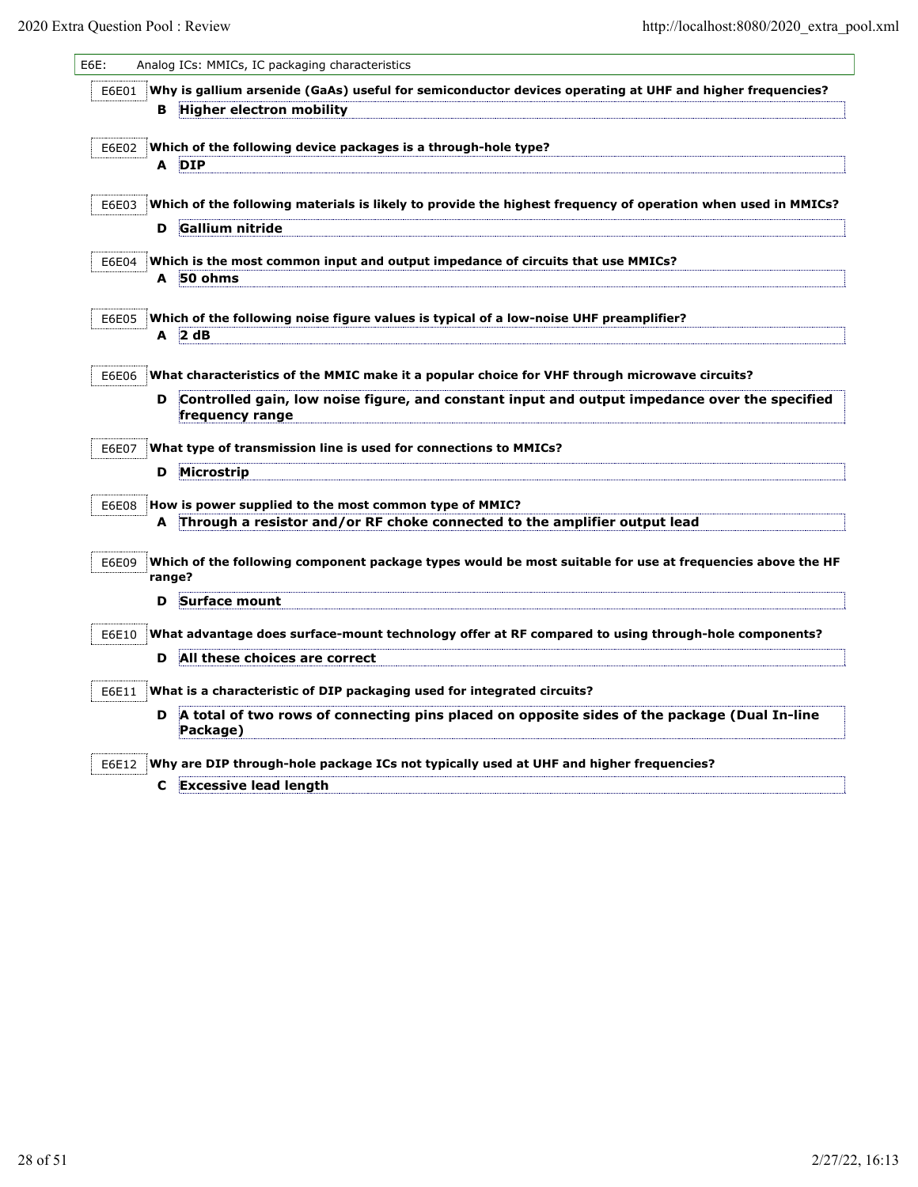## E6E: Analog ICs: MMICs, IC packaging characteristics

**E6E01** **Why is gallium arsenide (GaAs) useful for semiconductor devices operating at UHF and higher frequencies?**

**B** **Higher electron mobility**

**E6E02** **Which of the following device packages is a through-hole type?**

**A** **DIP**

**E6E03** **Which of the following materials is likely to provide the highest frequency of operation when used in MMICs?**

**D** **Gallium nitride**

**E6E04** **Which is the most common input and output impedance of circuits that use MMICs?**

**A** **50 ohms**

**E6E05** **Which of the following noise figure values is typical of a low-noise UHF preamplifier?**

**A** **2 dB**

**E6E06** **What characteristics of the MMIC make it a popular choice for VHF through microwave circuits?**

**D** **Controlled gain, low noise figure, and constant input and output impedance over the specified frequency range**

**E6E07** **What type of transmission line is used for connections to MMICs?**

**D** **Microstrip**

**E6E08** **How is power supplied to the most common type of MMIC?**

**A** **Through a resistor and/or RF choke connected to the amplifier output lead**

**E6E09** **Which of the following component package types would be most suitable for use at frequencies above the HF range?**

**D** **Surface mount**

**E6E10** **What advantage does surface-mount technology offer at RF compared to using through-hole components?**

**D** **All these choices are correct**

**E6E11** **What is a characteristic of DIP packaging used for integrated circuits?**

**D** **A total of two rows of connecting pins placed on opposite sides of the package (Dual In-line Package)**

**E6E12** **Why are DIP through-hole package ICs not typically used at UHF and higher frequencies?**

**C** **Excessive lead length**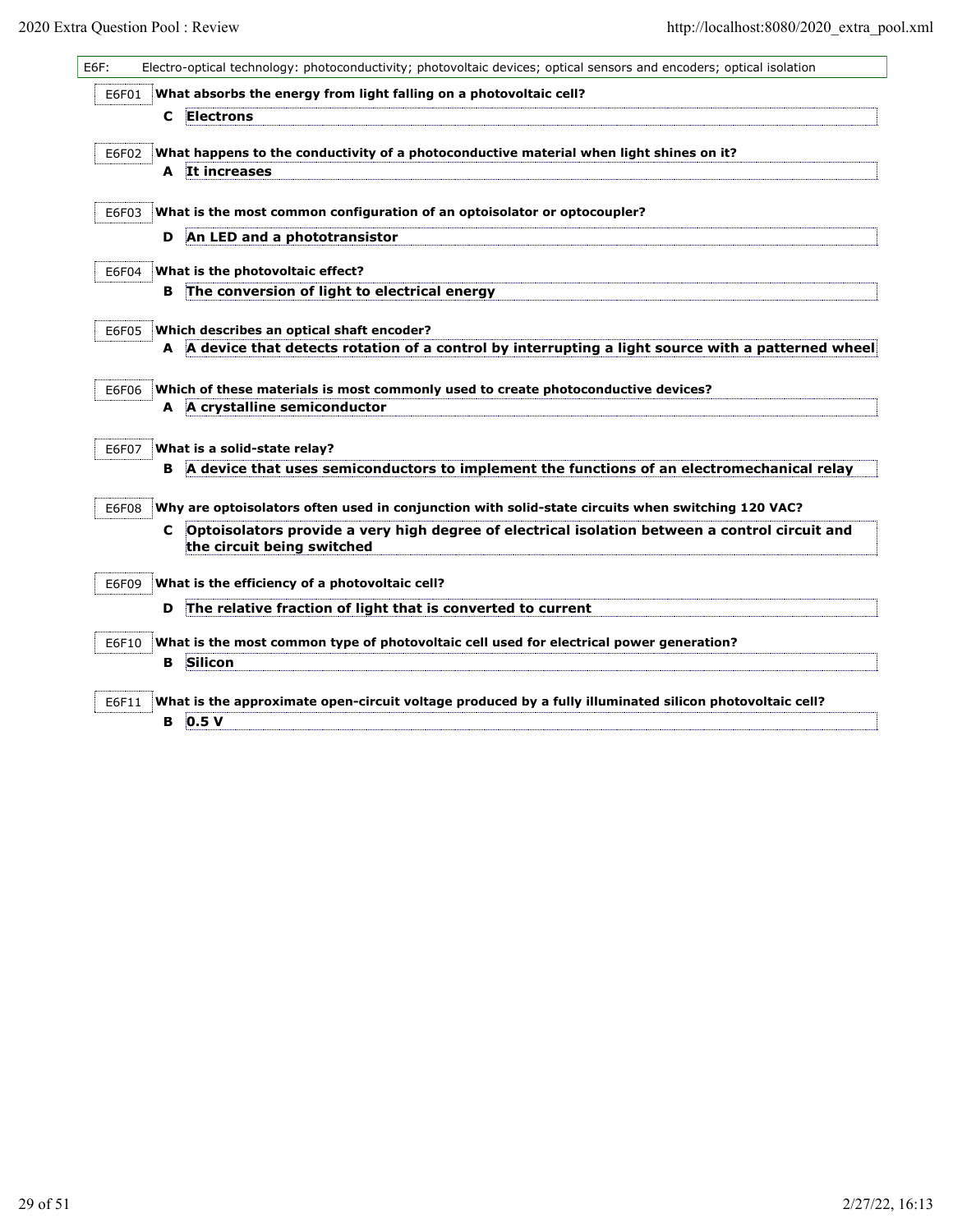E6F: Electro-optical technology: photoconductivity; photovoltaic devices; optical sensors and encoders; optical isolation

E6F01 **What absorbs the energy from light falling on a photovoltaic cell?**

**C Electrons**

E6F02 **What happens to the conductivity of a photoconductive material when light shines on it?**

**A It increases**

E6F03 **What is the most common configuration of an optoisolator or optocoupler?**

**D An LED and a phototransistor**

E6F04 **What is the photovoltaic effect?**

**B The conversion of light to electrical energy**

E6F05 **Which describes an optical shaft encoder?**

**A A device that detects rotation of a control by interrupting a light source with a patterned wheel**

E6F06 **Which of these materials is most commonly used to create photoconductive devices?**

**A A crystalline semiconductor**

E6F07 **What is a solid-state relay?**

**B A device that uses semiconductors to implement the functions of an electromechanical relay**

E6F08 **Why are optoisolators often used in conjunction with solid-state circuits when switching 120 VAC?**

**C Optoisolators provide a very high degree of electrical isolation between a control circuit and the circuit being switched**

E6F09 **What is the efficiency of a photovoltaic cell?**

**D The relative fraction of light that is converted to current**

E6F10 **What is the most common type of photovoltaic cell used for electrical power generation?**

**B Silicon**

E6F11 **What is the approximate open-circuit voltage produced by a fully illuminated silicon photovoltaic cell?**

**B 0.5 V**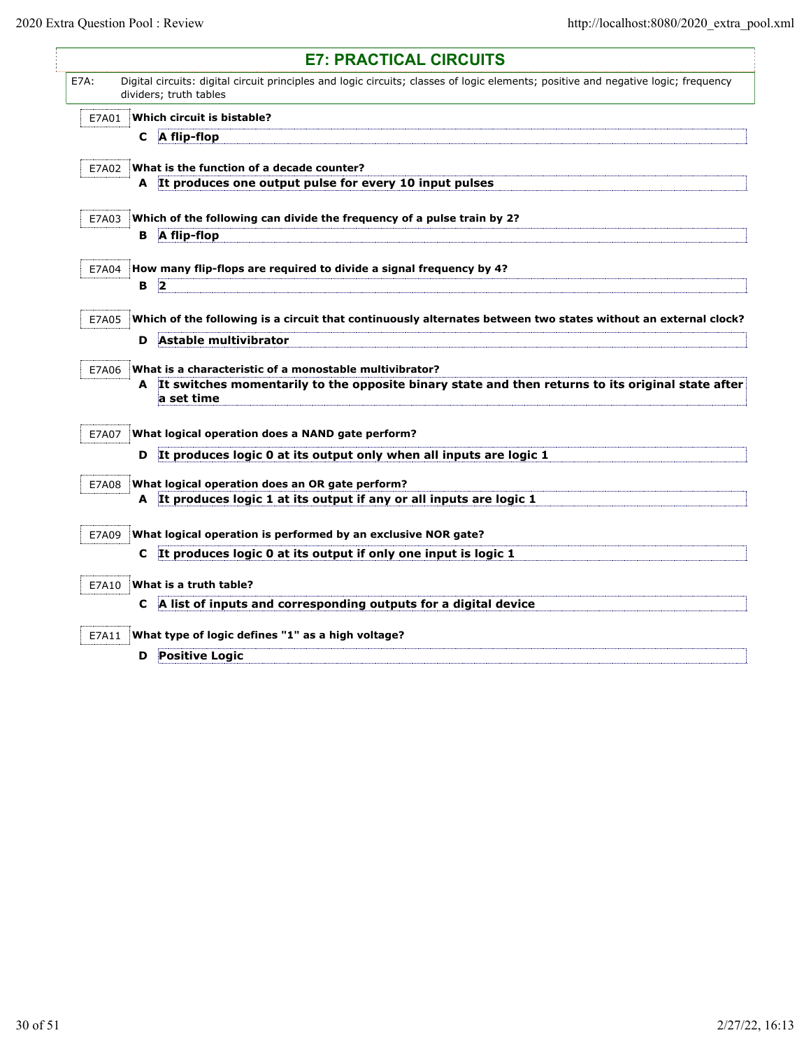# E7: PRACTICAL CIRCUITS

**E7A:** Digital circuits: digital circuit principles and logic circuits; classes of logic elements; positive and negative logic; frequency dividers; truth tables

E7A01 **Which circuit is bistable?**

**C** **A flip-flop**

E7A02 **What is the function of a decade counter?**

**A** **It produces one output pulse for every 10 input pulses**

E7A03 **Which of the following can divide the frequency of a pulse train by 2?**

**B** **A flip-flop**

E7A04 **How many flip-flops are required to divide a signal frequency by 4?**

**B** **2**

E7A05 **Which of the following is a circuit that continuously alternates between two states without an external clock?**

**D** **Astable multivibrator**

E7A06 **What is a characteristic of a monostable multivibrator?**

**A** **It switches momentarily to the opposite binary state and then returns to its original state after a set time**

E7A07 **What logical operation does a NAND gate perform?**

**D** **It produces logic 0 at its output only when all inputs are logic 1**

E7A08 **What logical operation does an OR gate perform?**

**A** **It produces logic 1 at its output if any or all inputs are logic 1**

E7A09 **What logical operation is performed by an exclusive NOR gate?**

**C** **It produces logic 0 at its output if only one input is logic 1**

E7A10 **What is a truth table?**

**C** **A list of inputs and corresponding outputs for a digital device**

E7A11 **What type of logic defines "1" as a high voltage?**

**D** **Positive Logic**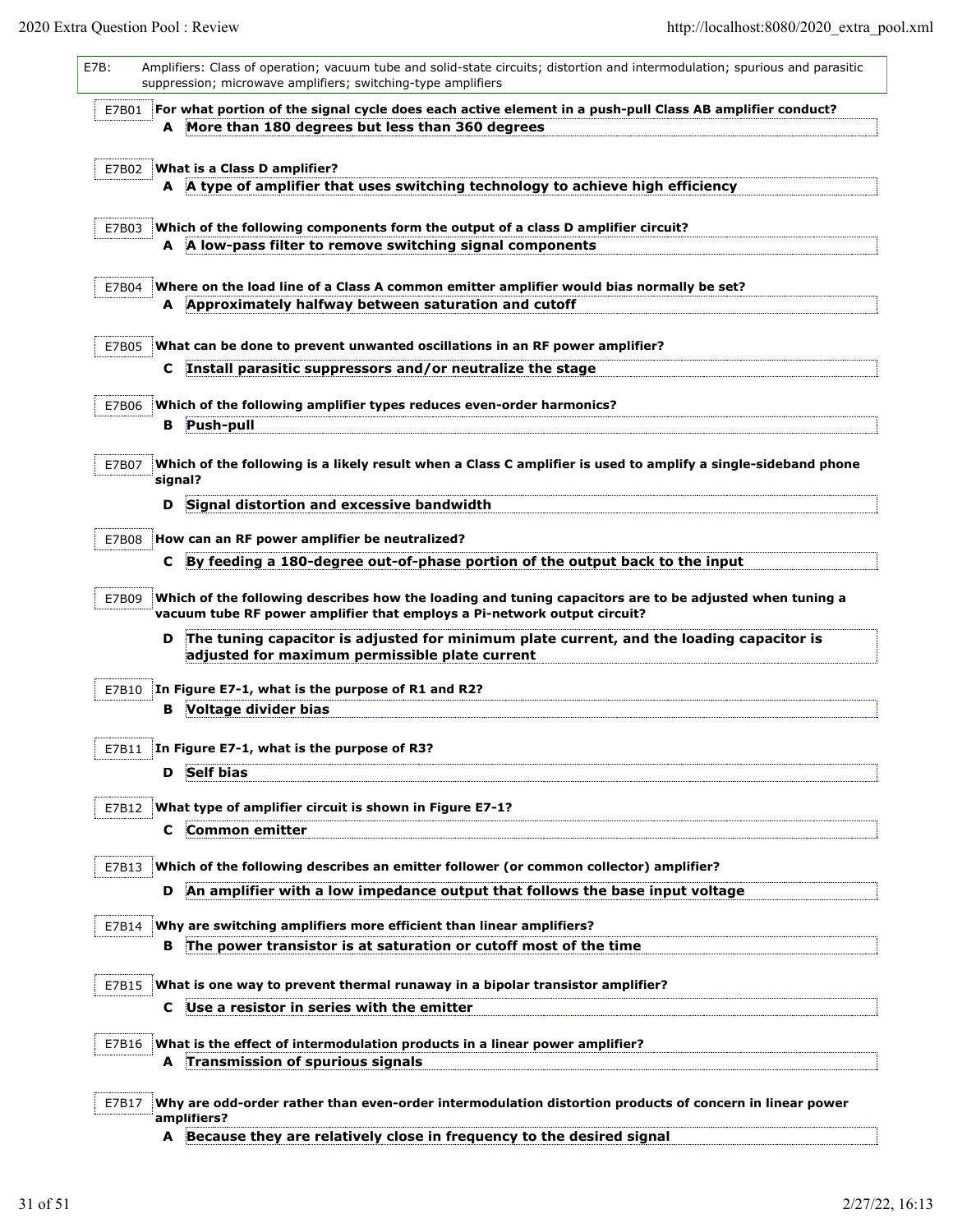**E7B:** Amplifiers: Class of operation; vacuum tube and solid-state circuits; distortion and intermodulation; spurious and parasitic suppression; microwave amplifiers; switching-type amplifiers

**E7B01** **For what portion of the signal cycle does each active element in a push-pull Class AB amplifier conduct?**

**A** **More than 180 degrees but less than 360 degrees**

**E7B02** **What is a Class D amplifier?**

**A** **A type of amplifier that uses switching technology to achieve high efficiency**

**E7B03** **Which of the following components form the output of a class D amplifier circuit?**

**A** **A low-pass filter to remove switching signal components**

**E7B04** **Where on the load line of a Class A common emitter amplifier would bias normally be set?**

**A** **Approximately halfway between saturation and cutoff**

**E7B05** **What can be done to prevent unwanted oscillations in an RF power amplifier?**

**C** **Install parasitic suppressors and/or neutralize the stage**

**E7B06** **Which of the following amplifier types reduces even-order harmonics?**

**B** **Push-pull**

**E7B07** **Which of the following is a likely result when a Class C amplifier is used to amplify a single-sideband phone signal?**

**D** **Signal distortion and excessive bandwidth**

**E7B08** **How can an RF power amplifier be neutralized?**

**C** **By feeding a 180-degree out-of-phase portion of the output back to the input**

**E7B09** **Which of the following describes how the loading and tuning capacitors are to be adjusted when tuning a vacuum tube RF power amplifier that employs a Pi-network output circuit?**

**D** **The tuning capacitor is adjusted for minimum plate current, and the loading capacitor is adjusted for maximum permissible plate current**

**E7B10** **In Figure E7-1, what is the purpose of R1 and R2?**

**B** **Voltage divider bias**

**E7B11** **In Figure E7-1, what is the purpose of R3?**

**D** **Self bias**

**E7B12** **What type of amplifier circuit is shown in Figure E7-1?**

**C** **Common emitter**

**E7B13** **Which of the following describes an emitter follower (or common collector) amplifier?**

**D** **An amplifier with a low impedance output that follows the base input voltage**

**E7B14** **Why are switching amplifiers more efficient than linear amplifiers?**

**B** **The power transistor is at saturation or cutoff most of the time**

**E7B15** **What is one way to prevent thermal runaway in a bipolar transistor amplifier?**

**C** **Use a resistor in series with the emitter**

**E7B16** **What is the effect of intermodulation products in a linear power amplifier?**

**A** **Transmission of spurious signals**

**E7B17** **Why are odd-order rather than even-order intermodulation distortion products of concern in linear power amplifiers?**

**A** **Because they are relatively close in frequency to the desired signal**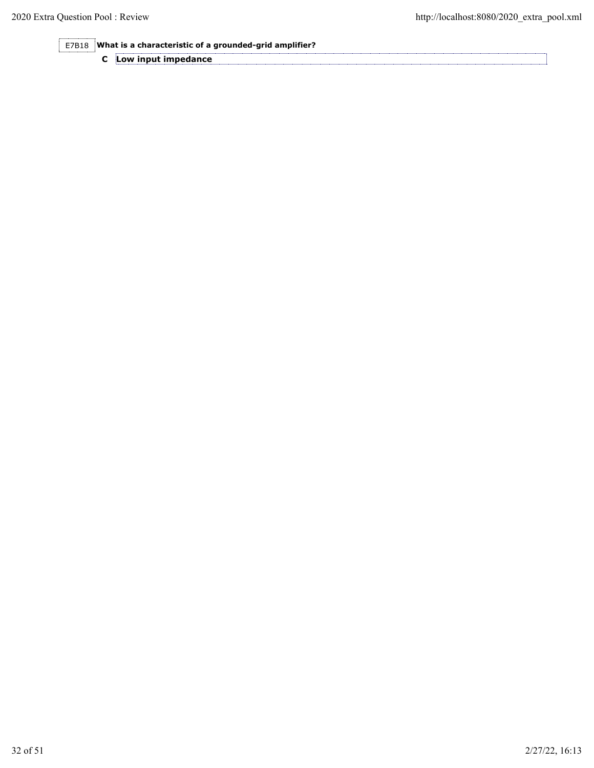E7B18 **What is a characteristic of a grounded-grid amplifier?**

**C** **Low input impedance**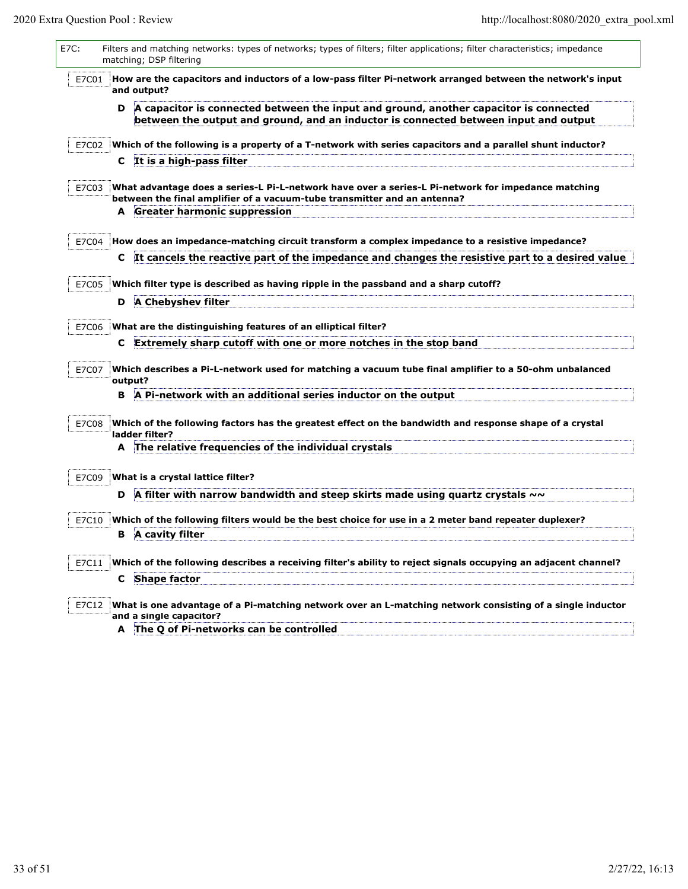**E7C:** Filters and matching networks: types of networks; types of filters; filter applications; filter characteristics; impedance matching; DSP filtering

**E7C01** **How are the capacitors and inductors of a low-pass filter Pi-network arranged between the network's input and output?**

**D** **A capacitor is connected between the input and ground, another capacitor is connected between the output and ground, and an inductor is connected between input and output**

**E7C02** **Which of the following is a property of a T-network with series capacitors and a parallel shunt inductor?**

**C** **It is a high-pass filter**

**E7C03** **What advantage does a series-L Pi-L-network have over a series-L Pi-network for impedance matching between the final amplifier of a vacuum-tube transmitter and an antenna?**

**A** **Greater harmonic suppression**

**E7C04** **How does an impedance-matching circuit transform a complex impedance to a resistive impedance?**

**C** **It cancels the reactive part of the impedance and changes the resistive part to a desired value**

**E7C05** **Which filter type is described as having ripple in the passband and a sharp cutoff?**

**D** **A Chebyshev filter**

**E7C06** **What are the distinguishing features of an elliptical filter?**

**C** **Extremely sharp cutoff with one or more notches in the stop band**

**E7C07** **Which describes a Pi-L-network used for matching a vacuum tube final amplifier to a 50-ohm unbalanced output?**

**B** **A Pi-network with an additional series inductor on the output**

**E7C08** **Which of the following factors has the greatest effect on the bandwidth and response shape of a crystal ladder filter?**

**A** **The relative frequencies of the individual crystals**

**E7C09** **What is a crystal lattice filter?**

**D** **A filter with narrow bandwidth and steep skirts made using quartz crystals ~~**

**E7C10** **Which of the following filters would be the best choice for use in a 2 meter band repeater duplexer?**

**B** **A cavity filter**

**E7C11** **Which of the following describes a receiving filter's ability to reject signals occupying an adjacent channel?**

**C** **Shape factor**

**E7C12** **What is one advantage of a Pi-matching network over an L-matching network consisting of a single inductor and a single capacitor?**

**A** **The Q of Pi-networks can be controlled**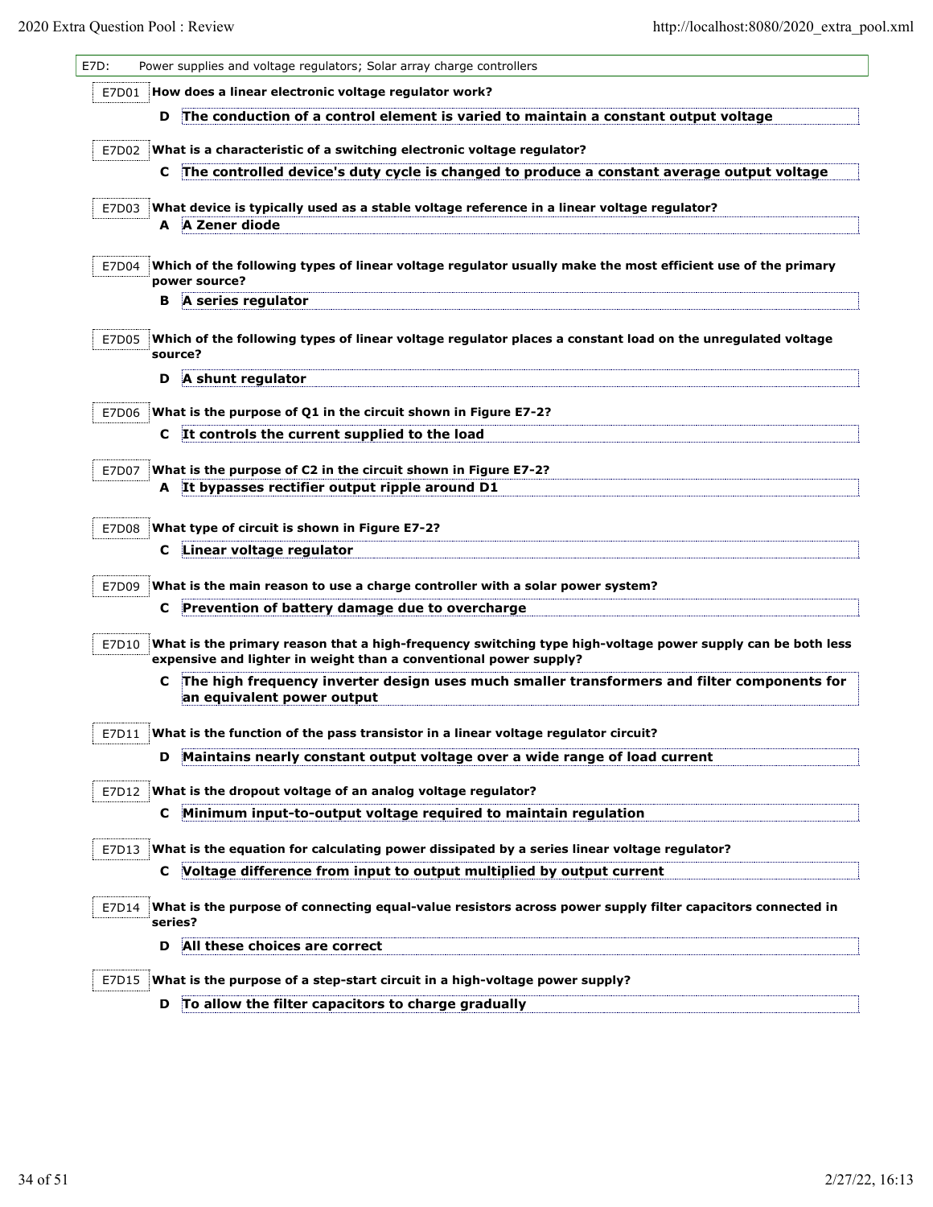## E7D: Power supplies and voltage regulators; Solar array charge controllers

**E7D01** **How does a linear electronic voltage regulator work?**

**D** **The conduction of a control element is varied to maintain a constant output voltage**

**E7D02** **What is a characteristic of a switching electronic voltage regulator?**

**C** **The controlled device's duty cycle is changed to produce a constant average output voltage**

**E7D03** **What device is typically used as a stable voltage reference in a linear voltage regulator?**

**A** **A Zener diode**

**E7D04** **Which of the following types of linear voltage regulator usually make the most efficient use of the primary power source?**

**B** **A series regulator**

**E7D05** **Which of the following types of linear voltage regulator places a constant load on the unregulated voltage source?**

**D** **A shunt regulator**

**E7D06** **What is the purpose of Q1 in the circuit shown in Figure E7-2?**

**C** **It controls the current supplied to the load**

**E7D07** **What is the purpose of C2 in the circuit shown in Figure E7-2?**

**A** **It bypasses rectifier output ripple around D1**

**E7D08** **What type of circuit is shown in Figure E7-2?**

**C** **Linear voltage regulator**

**E7D09** **What is the main reason to use a charge controller with a solar power system?**

**C** **Prevention of battery damage due to overcharge**

**E7D10** **What is the primary reason that a high-frequency switching type high-voltage power supply can be both less expensive and lighter in weight than a conventional power supply?**

**C** **The high frequency inverter design uses much smaller transformers and filter components for an equivalent power output**

**E7D11** **What is the function of the pass transistor in a linear voltage regulator circuit?**

**D** **Maintains nearly constant output voltage over a wide range of load current**

**E7D12** **What is the dropout voltage of an analog voltage regulator?**

**C** **Minimum input-to-output voltage required to maintain regulation**

**E7D13** **What is the equation for calculating power dissipated by a series linear voltage regulator?**

**C** **Voltage difference from input to output multiplied by output current**

**E7D14** **What is the purpose of connecting equal-value resistors across power supply filter capacitors connected in series?**

**D** **All these choices are correct**

**E7D15** **What is the purpose of a step-start circuit in a high-voltage power supply?**

**D** **To allow the filter capacitors to charge gradually**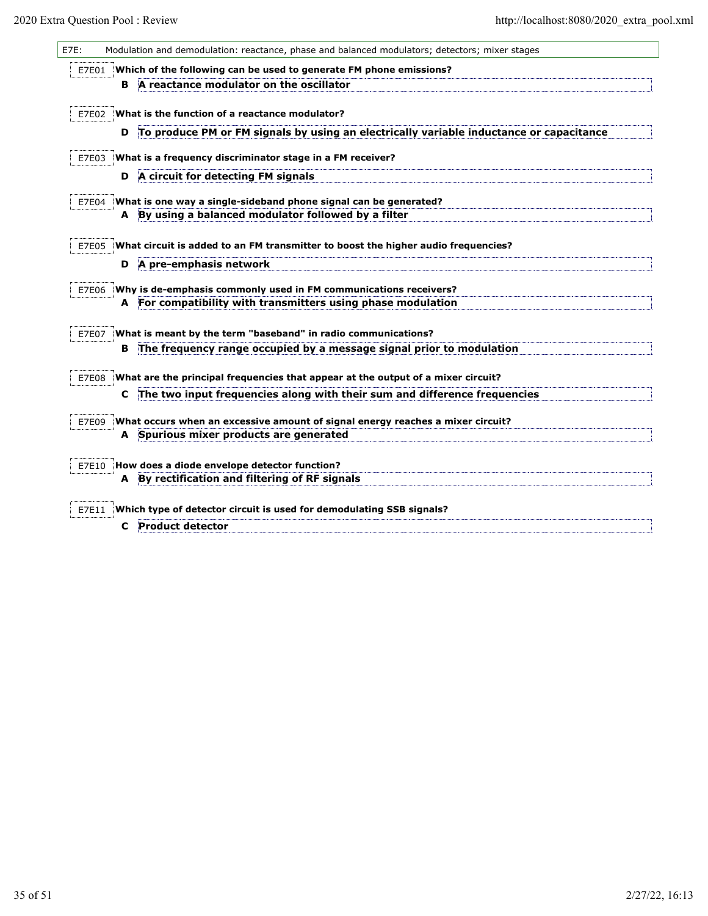## E7E: Modulation and demodulation: reactance, phase and balanced modulators; detectors; mixer stages

**E7E01** **Which of the following can be used to generate FM phone emissions?**

**B** **A reactance modulator on the oscillator**

**E7E02** **What is the function of a reactance modulator?**

**D** **To produce PM or FM signals by using an electrically variable inductance or capacitance**

**E7E03** **What is a frequency discriminator stage in a FM receiver?**

**D** **A circuit for detecting FM signals**

**E7E04** **What is one way a single-sideband phone signal can be generated?**

**A** **By using a balanced modulator followed by a filter**

**E7E05** **What circuit is added to an FM transmitter to boost the higher audio frequencies?**

**D** **A pre-emphasis network**

**E7E06** **Why is de-emphasis commonly used in FM communications receivers?**

**A** **For compatibility with transmitters using phase modulation**

**E7E07** **What is meant by the term "baseband" in radio communications?**

**B** **The frequency range occupied by a message signal prior to modulation**

**E7E08** **What are the principal frequencies that appear at the output of a mixer circuit?**

**C** **The two input frequencies along with their sum and difference frequencies**

**E7E09** **What occurs when an excessive amount of signal energy reaches a mixer circuit?**

**A** **Spurious mixer products are generated**

**E7E10** **How does a diode envelope detector function?**

**A** **By rectification and filtering of RF signals**

**E7E11** **Which type of detector circuit is used for demodulating SSB signals?**

**C** **Product detector**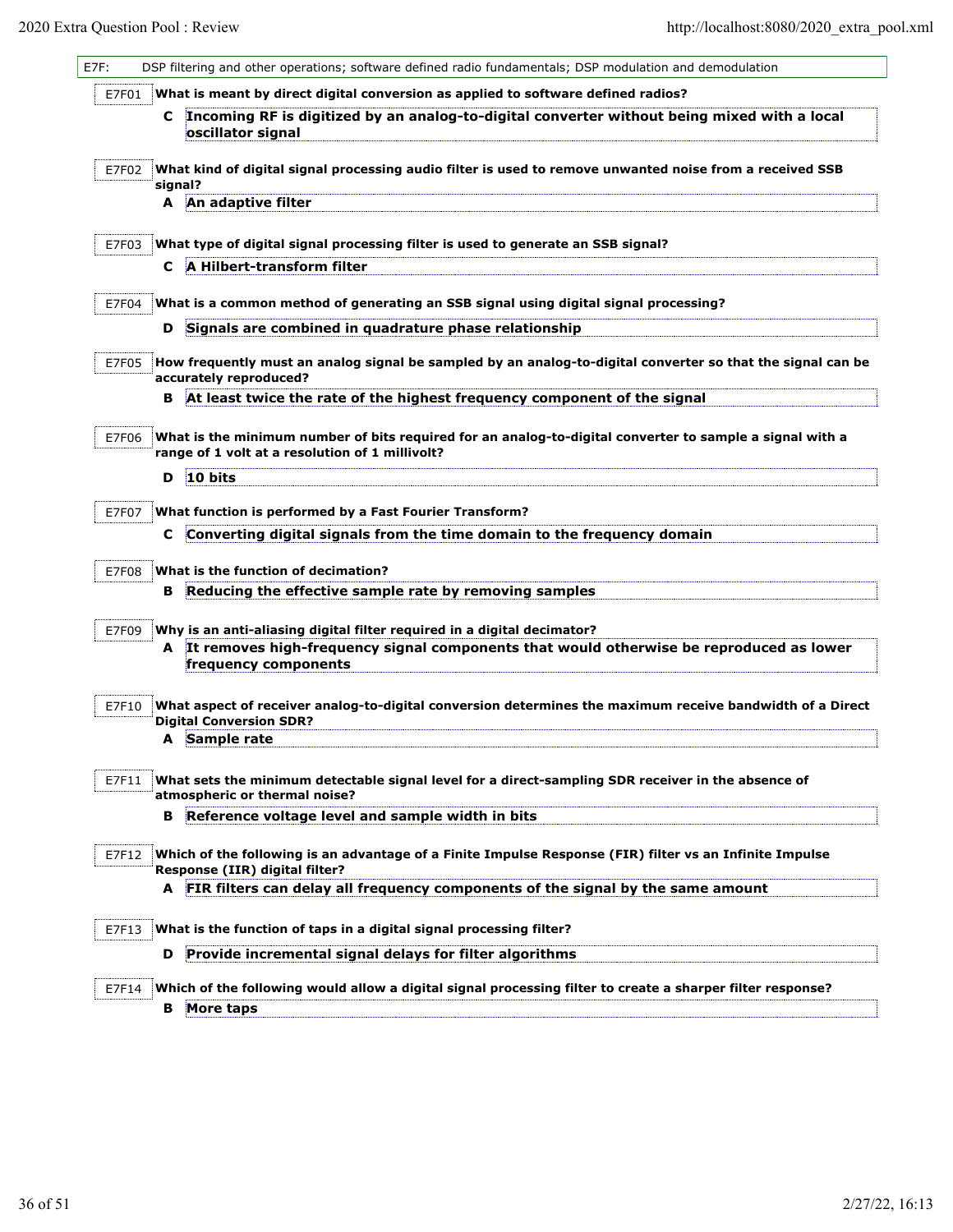E7F: DSP filtering and other operations; software defined radio fundamentals; DSP modulation and demodulation

**E7F01** **What is meant by direct digital conversion as applied to software defined radios?**

**C** **Incoming RF is digitized by an analog-to-digital converter without being mixed with a local oscillator signal**

**E7F02** **What kind of digital signal processing audio filter is used to remove unwanted noise from a received SSB signal?**

**A** **An adaptive filter**

**E7F03** **What type of digital signal processing filter is used to generate an SSB signal?**

**C** **A Hilbert-transform filter**

**E7F04** **What is a common method of generating an SSB signal using digital signal processing?**

**D** **Signals are combined in quadrature phase relationship**

**E7F05** **How frequently must an analog signal be sampled by an analog-to-digital converter so that the signal can be accurately reproduced?**

**B** **At least twice the rate of the highest frequency component of the signal**

**E7F06** **What is the minimum number of bits required for an analog-to-digital converter to sample a signal with a range of 1 volt at a resolution of 1 millivolt?**

**D** **10 bits**

**E7F07** **What function is performed by a Fast Fourier Transform?**

**C** **Converting digital signals from the time domain to the frequency domain**

**E7F08** **What is the function of decimation?**

**B** **Reducing the effective sample rate by removing samples**

**E7F09** **Why is an anti-aliasing digital filter required in a digital decimator?**

**A** **It removes high-frequency signal components that would otherwise be reproduced as lower frequency components**

**E7F10** **What aspect of receiver analog-to-digital conversion determines the maximum receive bandwidth of a Direct Digital Conversion SDR?**

**A** **Sample rate**

**E7F11** **What sets the minimum detectable signal level for a direct-sampling SDR receiver in the absence of atmospheric or thermal noise?**

**B** **Reference voltage level and sample width in bits**

**E7F12** **Which of the following is an advantage of a Finite Impulse Response (FIR) filter vs an Infinite Impulse Response (IIR) digital filter?**

**A** **FIR filters can delay all frequency components of the signal by the same amount**

**E7F13** **What is the function of taps in a digital signal processing filter?**

**D** **Provide incremental signal delays for filter algorithms**

**E7F14** **Which of the following would allow a digital signal processing filter to create a sharper filter response?**

**B** **More taps**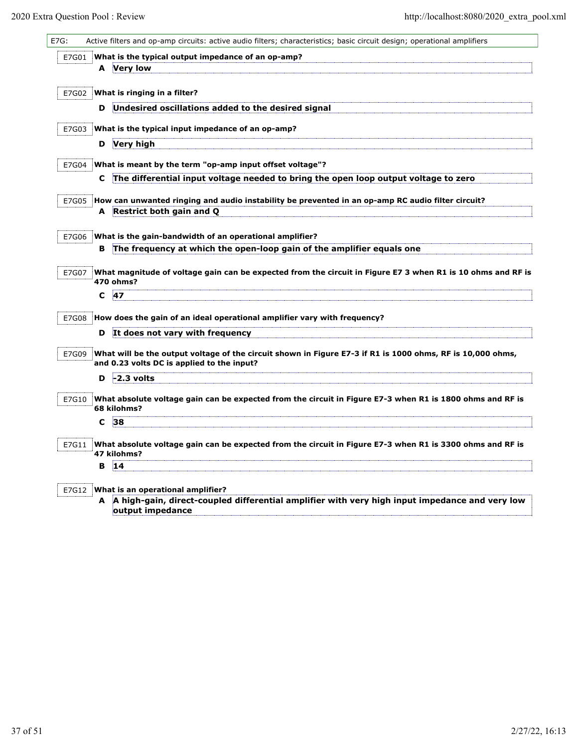E7G: Active filters and op-amp circuits: active audio filters; characteristics; basic circuit design; operational amplifiers

**E7G01** **What is the typical output impedance of an op-amp?**

**A** **Very low**

**E7G02** **What is ringing in a filter?**

**D** **Undesired oscillations added to the desired signal**

**E7G03** **What is the typical input impedance of an op-amp?**

**D** **Very high**

**E7G04** **What is meant by the term "op-amp input offset voltage"?**

**C** **The differential input voltage needed to bring the open loop output voltage to zero**

**E7G05** **How can unwanted ringing and audio instability be prevented in an op-amp RC audio filter circuit?**

**A** **Restrict both gain and Q**

**E7G06** **What is the gain-bandwidth of an operational amplifier?**

**B** **The frequency at which the open-loop gain of the amplifier equals one**

**E7G07** **What magnitude of voltage gain can be expected from the circuit in Figure E7 3 when R1 is 10 ohms and RF is 470 ohms?**

**C** **47**

**E7G08** **How does the gain of an ideal operational amplifier vary with frequency?**

**D** **It does not vary with frequency**

**E7G09** **What will be the output voltage of the circuit shown in Figure E7-3 if R1 is 1000 ohms, RF is 10,000 ohms, and 0.23 volts DC is applied to the input?**

**D** **-2.3 volts**

**E7G10** **What absolute voltage gain can be expected from the circuit in Figure E7-3 when R1 is 1800 ohms and RF is 68 kilohms?**

**C** **38**

**E7G11** **What absolute voltage gain can be expected from the circuit in Figure E7-3 when R1 is 3300 ohms and RF is 47 kilohms?**

**B** **14**

**E7G12** **What is an operational amplifier?**

**A** **A high-gain, direct-coupled differential amplifier with very high input impedance and very low output impedance**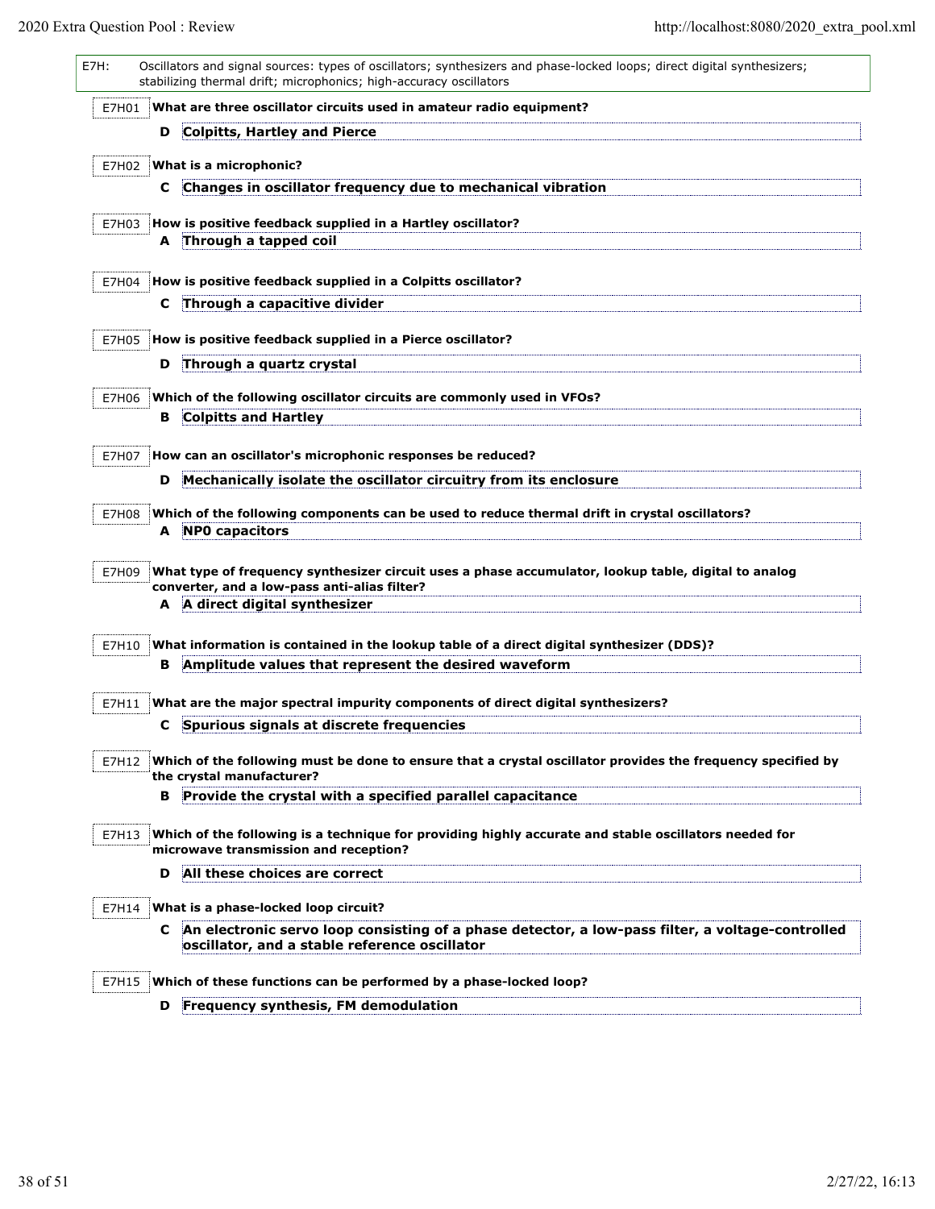E7H: Oscillators and signal sources: types of oscillators; synthesizers and phase-locked loops; direct digital synthesizers; stabilizing thermal drift; microphonics; high-accuracy oscillators

E7H01 **What are three oscillator circuits used in amateur radio equipment?**

**D Colpitts, Hartley and Pierce**

E7H02 **What is a microphonic?**

**C Changes in oscillator frequency due to mechanical vibration**

E7H03 **How is positive feedback supplied in a Hartley oscillator?**

**A Through a tapped coil**

E7H04 **How is positive feedback supplied in a Colpitts oscillator?**

**C Through a capacitive divider**

E7H05 **How is positive feedback supplied in a Pierce oscillator?**

**D Through a quartz crystal**

E7H06 **Which of the following oscillator circuits are commonly used in VFOs?**

**B Colpitts and Hartley**

E7H07 **How can an oscillator's microphonic responses be reduced?**

**D Mechanically isolate the oscillator circuitry from its enclosure**

E7H08 **Which of the following components can be used to reduce thermal drift in crystal oscillators?**

**A NP0 capacitors**

E7H09 **What type of frequency synthesizer circuit uses a phase accumulator, lookup table, digital to analog converter, and a low-pass anti-alias filter?**

**A A direct digital synthesizer**

E7H10 **What information is contained in the lookup table of a direct digital synthesizer (DDS)?**

**B Amplitude values that represent the desired waveform**

E7H11 **What are the major spectral impurity components of direct digital synthesizers?**

**C Spurious signals at discrete frequencies**

E7H12 **Which of the following must be done to ensure that a crystal oscillator provides the frequency specified by the crystal manufacturer?**

**B Provide the crystal with a specified parallel capacitance**

E7H13 **Which of the following is a technique for providing highly accurate and stable oscillators needed for microwave transmission and reception?**

**D All these choices are correct**

E7H14 **What is a phase-locked loop circuit?**

**C An electronic servo loop consisting of a phase detector, a low-pass filter, a voltage-controlled oscillator, and a stable reference oscillator**

E7H15 **Which of these functions can be performed by a phase-locked loop?**

**D Frequency synthesis, FM demodulation**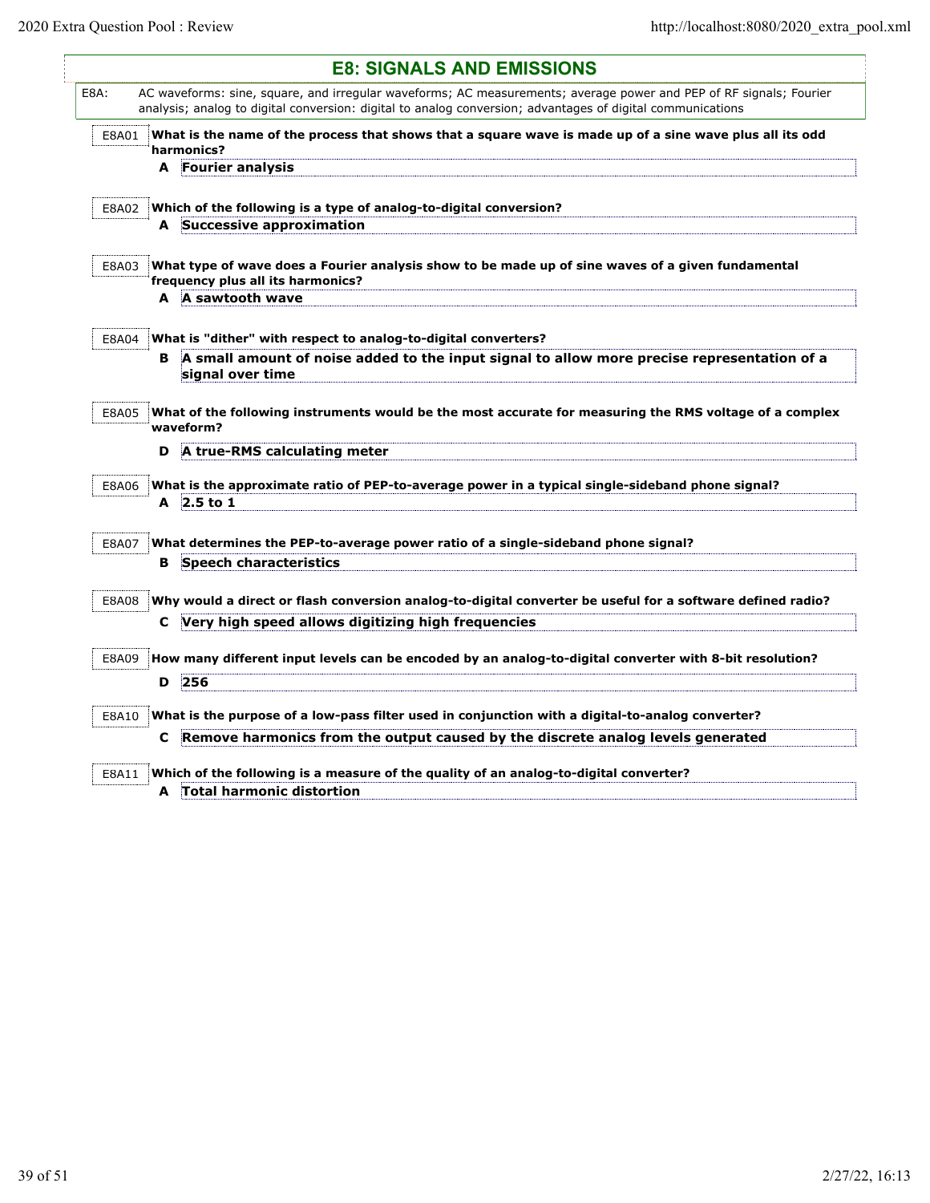## E8: SIGNALS AND EMISSIONS

**E8A:** AC waveforms: sine, square, and irregular waveforms; AC measurements; average power and PEP of RF signals; Fourier analysis; analog to digital conversion: digital to analog conversion; advantages of digital communications

**E8A01** What is the name of the process that shows that a square wave is made up of a sine wave plus all its odd harmonics?

**A** Fourier analysis

**E8A02** Which of the following is a type of analog-to-digital conversion?

**A** Successive approximation

**E8A03** What type of wave does a Fourier analysis show to be made up of sine waves of a given fundamental frequency plus all its harmonics?

**A** A sawtooth wave

**E8A04** What is "dither" with respect to analog-to-digital converters?

**B** A small amount of noise added to the input signal to allow more precise representation of a signal over time

**E8A05** What of the following instruments would be the most accurate for measuring the RMS voltage of a complex waveform?

**D** A true-RMS calculating meter

**E8A06** What is the approximate ratio of PEP-to-average power in a typical single-sideband phone signal?

**A** 2.5 to 1

**E8A07** What determines the PEP-to-average power ratio of a single-sideband phone signal?

**B** Speech characteristics

**E8A08** Why would a direct or flash conversion analog-to-digital converter be useful for a software defined radio?

**C** Very high speed allows digitizing high frequencies

**E8A09** How many different input levels can be encoded by an analog-to-digital converter with 8-bit resolution?

**D** 256

**E8A10** What is the purpose of a low-pass filter used in conjunction with a digital-to-analog converter?

**C** Remove harmonics from the output caused by the discrete analog levels generated

**E8A11** Which of the following is a measure of the quality of an analog-to-digital converter?

**A** Total harmonic distortion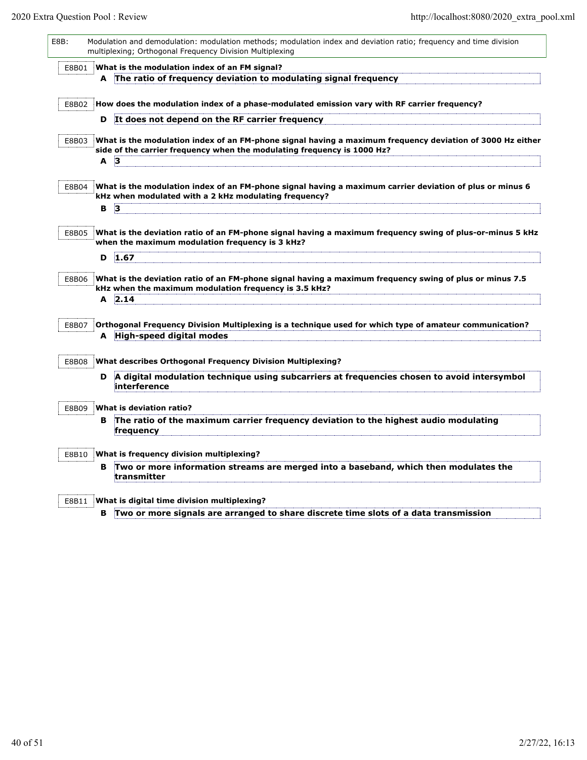**E8B:** Modulation and demodulation: modulation methods; modulation index and deviation ratio; frequency and time division multiplexing; Orthogonal Frequency Division Multiplexing

**E8B01** **What is the modulation index of an FM signal?**

**A** **The ratio of frequency deviation to modulating signal frequency**

**E8B02** **How does the modulation index of a phase-modulated emission vary with RF carrier frequency?**

**D** **It does not depend on the RF carrier frequency**

**E8B03** **What is the modulation index of an FM-phone signal having a maximum frequency deviation of 3000 Hz either side of the carrier frequency when the modulating frequency is 1000 Hz?**

**A** **3**

**E8B04** **What is the modulation index of an FM-phone signal having a maximum carrier deviation of plus or minus 6 kHz when modulated with a 2 kHz modulating frequency?**

**B** **3**

**E8B05** **What is the deviation ratio of an FM-phone signal having a maximum frequency swing of plus-or-minus 5 kHz when the maximum modulation frequency is 3 kHz?**

**D** **1.67**

**E8B06** **What is the deviation ratio of an FM-phone signal having a maximum frequency swing of plus or minus 7.5 kHz when the maximum modulation frequency is 3.5 kHz?**

**A** **2.14**

**E8B07** **Orthogonal Frequency Division Multiplexing is a technique used for which type of amateur communication?**

**A** **High-speed digital modes**

**E8B08** **What describes Orthogonal Frequency Division Multiplexing?**

**D** **A digital modulation technique using subcarriers at frequencies chosen to avoid intersymbol interference**

**E8B09** **What is deviation ratio?**

**B** **The ratio of the maximum carrier frequency deviation to the highest audio modulating frequency**

**E8B10** **What is frequency division multiplexing?**

**B** **Two or more information streams are merged into a baseband, which then modulates the transmitter**

**E8B11** **What is digital time division multiplexing?**

**B** **Two or more signals are arranged to share discrete time slots of a data transmission**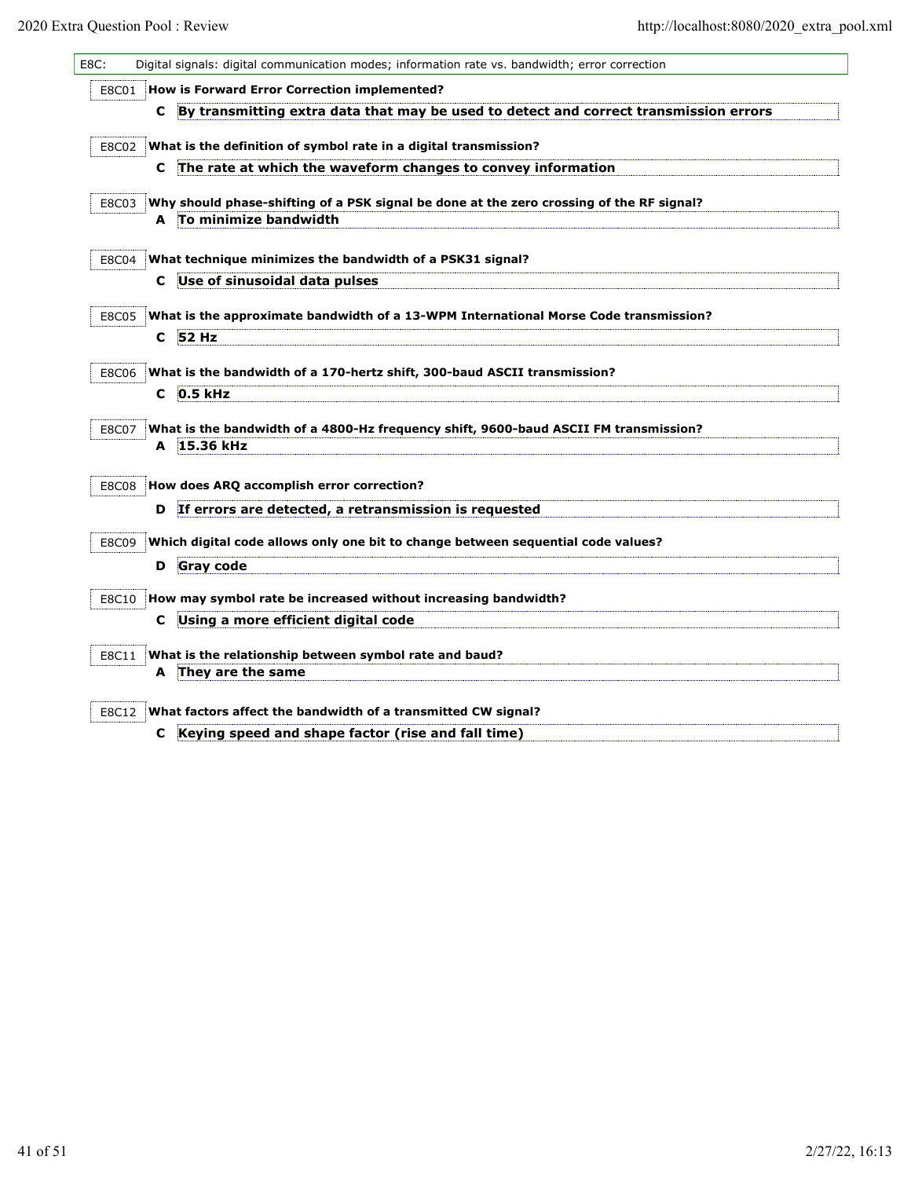E8C: Digital signals: digital communication modes; information rate vs. bandwidth; error correction

**E8C01** **How is Forward Error Correction implemented?**

**C** **By transmitting extra data that may be used to detect and correct transmission errors**

**E8C02** **What is the definition of symbol rate in a digital transmission?**

**C** **The rate at which the waveform changes to convey information**

**E8C03** **Why should phase-shifting of a PSK signal be done at the zero crossing of the RF signal?**

**A** **To minimize bandwidth**

**E8C04** **What technique minimizes the bandwidth of a PSK31 signal?**

**C** **Use of sinusoidal data pulses**

**E8C05** **What is the approximate bandwidth of a 13-WPM International Morse Code transmission?**

**C** **52 Hz**

**E8C06** **What is the bandwidth of a 170-hertz shift, 300-baud ASCII transmission?**

**C** **0.5 kHz**

**E8C07** **What is the bandwidth of a 4800-Hz frequency shift, 9600-baud ASCII FM transmission?**

**A** **15.36 kHz**

**E8C08** **How does ARQ accomplish error correction?**

**D** **If errors are detected, a retransmission is requested**

**E8C09** **Which digital code allows only one bit to change between sequential code values?**

**D** **Gray code**

**E8C10** **How may symbol rate be increased without increasing bandwidth?**

**C** **Using a more efficient digital code**

**E8C11** **What is the relationship between symbol rate and baud?**

**A** **They are the same**

**E8C12** **What factors affect the bandwidth of a transmitted CW signal?**

**C** **Keying speed and shape factor (rise and fall time)**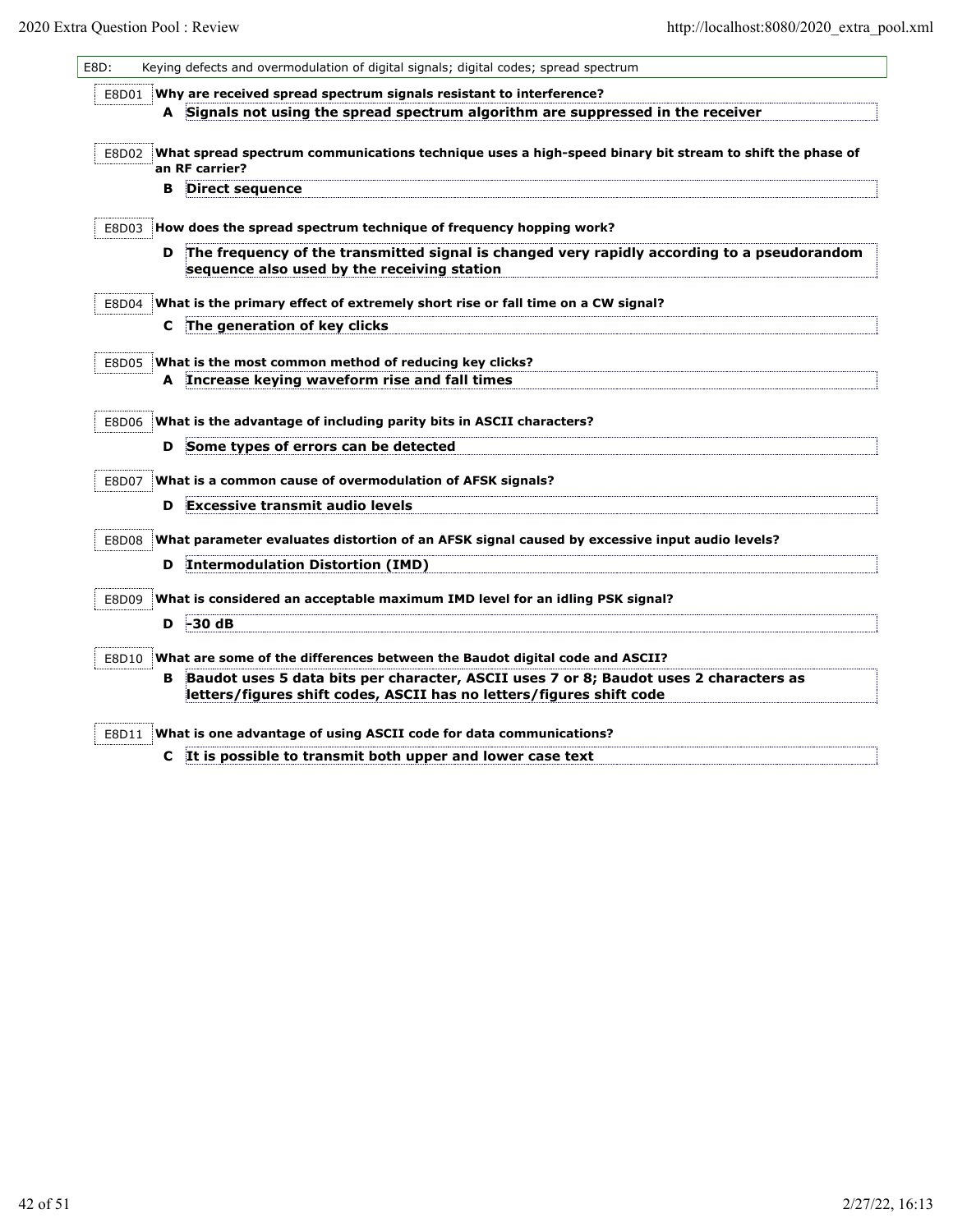## E8D: Keying defects and overmodulation of digital signals; digital codes; spread spectrum

**E8D01** **Why are received spread spectrum signals resistant to interference?**

**A** **Signals not using the spread spectrum algorithm are suppressed in the receiver**

**E8D02** **What spread spectrum communications technique uses a high-speed binary bit stream to shift the phase of an RF carrier?**

**B** **Direct sequence**

**E8D03** **How does the spread spectrum technique of frequency hopping work?**

**D** **The frequency of the transmitted signal is changed very rapidly according to a pseudorandom sequence also used by the receiving station**

**E8D04** **What is the primary effect of extremely short rise or fall time on a CW signal?**

**C** **The generation of key clicks**

**E8D05** **What is the most common method of reducing key clicks?**

**A** **Increase keying waveform rise and fall times**

**E8D06** **What is the advantage of including parity bits in ASCII characters?**

**D** **Some types of errors can be detected**

**E8D07** **What is a common cause of overmodulation of AFSK signals?**

**D** **Excessive transmit audio levels**

**E8D08** **What parameter evaluates distortion of an AFSK signal caused by excessive input audio levels?**

**D** **Intermodulation Distortion (IMD)**

**E8D09** **What is considered an acceptable maximum IMD level for an idling PSK signal?**

**D** **-30 dB**

**E8D10** **What are some of the differences between the Baudot digital code and ASCII?**

**B** **Baudot uses 5 data bits per character, ASCII uses 7 or 8; Baudot uses 2 characters as letters/figures shift codes, ASCII has no letters/figures shift code**

**E8D11** **What is one advantage of using ASCII code for data communications?**

**C** **It is possible to transmit both upper and lower case text**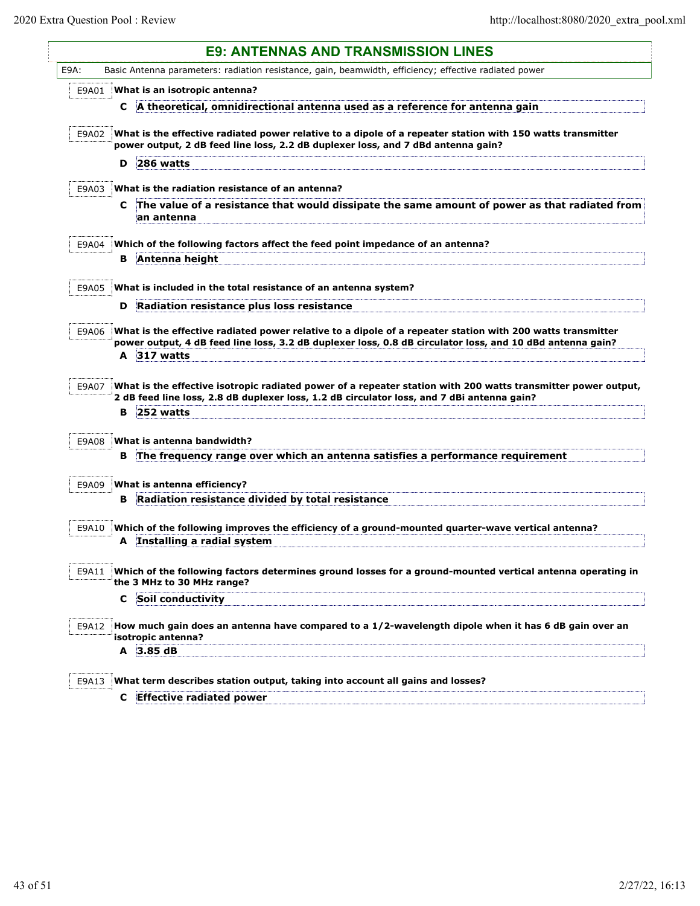# E9: ANTENNAS AND TRANSMISSION LINES

**E9A:** Basic Antenna parameters: radiation resistance, gain, beamwidth, efficiency; effective radiated power

**E9A01** **What is an isotropic antenna?**

**C** **A theoretical, omnidirectional antenna used as a reference for antenna gain**

**E9A02** **What is the effective radiated power relative to a dipole of a repeater station with 150 watts transmitter power output, 2 dB feed line loss, 2.2 dB duplexer loss, and 7 dBd antenna gain?**

**D** **286 watts**

**E9A03** **What is the radiation resistance of an antenna?**

**C** **The value of a resistance that would dissipate the same amount of power as that radiated from an antenna**

**E9A04** **Which of the following factors affect the feed point impedance of an antenna?**

**B** **Antenna height**

**E9A05** **What is included in the total resistance of an antenna system?**

**D** **Radiation resistance plus loss resistance**

**E9A06** **What is the effective radiated power relative to a dipole of a repeater station with 200 watts transmitter power output, 4 dB feed line loss, 3.2 dB duplexer loss, 0.8 dB circulator loss, and 10 dBd antenna gain?**

**A** **317 watts**

**E9A07** **What is the effective isotropic radiated power of a repeater station with 200 watts transmitter power output, 2 dB feed line loss, 2.8 dB duplexer loss, 1.2 dB circulator loss, and 7 dBi antenna gain?**

**B** **252 watts**

**E9A08** **What is antenna bandwidth?**

**B** **The frequency range over which an antenna satisfies a performance requirement**

**E9A09** **What is antenna efficiency?**

**B** **Radiation resistance divided by total resistance**

**E9A10** **Which of the following improves the efficiency of a ground-mounted quarter-wave vertical antenna?**

**A** **Installing a radial system**

**E9A11** **Which of the following factors determines ground losses for a ground-mounted vertical antenna operating in the 3 MHz to 30 MHz range?**

**C** **Soil conductivity**

**E9A12** **How much gain does an antenna have compared to a 1/2-wavelength dipole when it has 6 dB gain over an isotropic antenna?**

**A** **3.85 dB**

**E9A13** **What term describes station output, taking into account all gains and losses?**

**C** **Effective radiated power**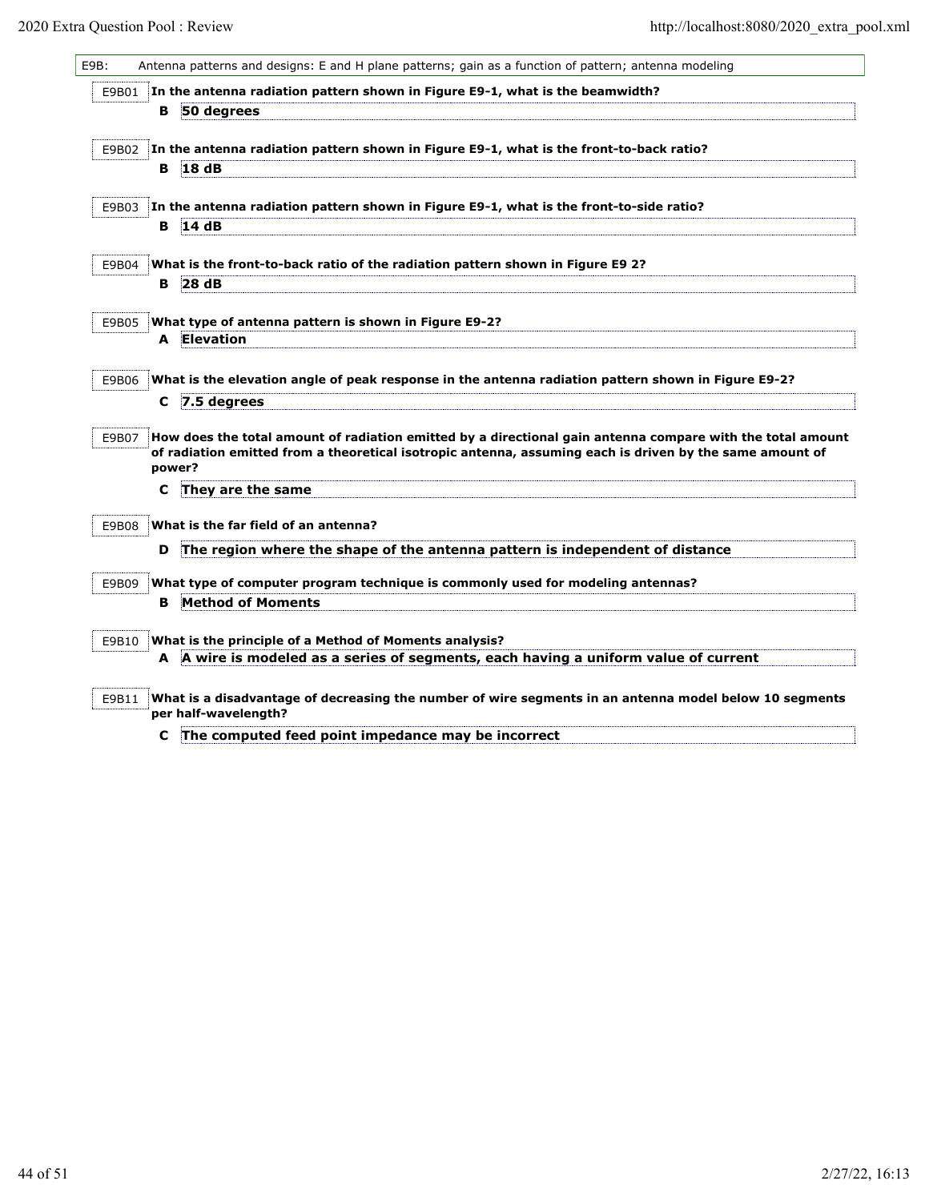**E9B:** Antenna patterns and designs: E and H plane patterns; gain as a function of pattern; antenna modeling

**E9B01** **In the antenna radiation pattern shown in Figure E9-1, what is the beamwidth?**

**B** **50 degrees**

**E9B02** **In the antenna radiation pattern shown in Figure E9-1, what is the front-to-back ratio?**

**B** **18 dB**

**E9B03** **In the antenna radiation pattern shown in Figure E9-1, what is the front-to-side ratio?**

**B** **14 dB**

**E9B04** **What is the front-to-back ratio of the radiation pattern shown in Figure E9 2?**

**B** **28 dB**

**E9B05** **What type of antenna pattern is shown in Figure E9-2?**

**A** **Elevation**

**E9B06** **What is the elevation angle of peak response in the antenna radiation pattern shown in Figure E9-2?**

**C** **7.5 degrees**

**E9B07** **How does the total amount of radiation emitted by a directional gain antenna compare with the total amount of radiation emitted from a theoretical isotropic antenna, assuming each is driven by the same amount of power?**

**C** **They are the same**

**E9B08** **What is the far field of an antenna?**

**D** **The region where the shape of the antenna pattern is independent of distance**

**E9B09** **What type of computer program technique is commonly used for modeling antennas?**

**B** **Method of Moments**

**E9B10** **What is the principle of a Method of Moments analysis?**

**A** **A wire is modeled as a series of segments, each having a uniform value of current**

**E9B11** **What is a disadvantage of decreasing the number of wire segments in an antenna model below 10 segments per half-wavelength?**

**C** **The computed feed point impedance may be incorrect**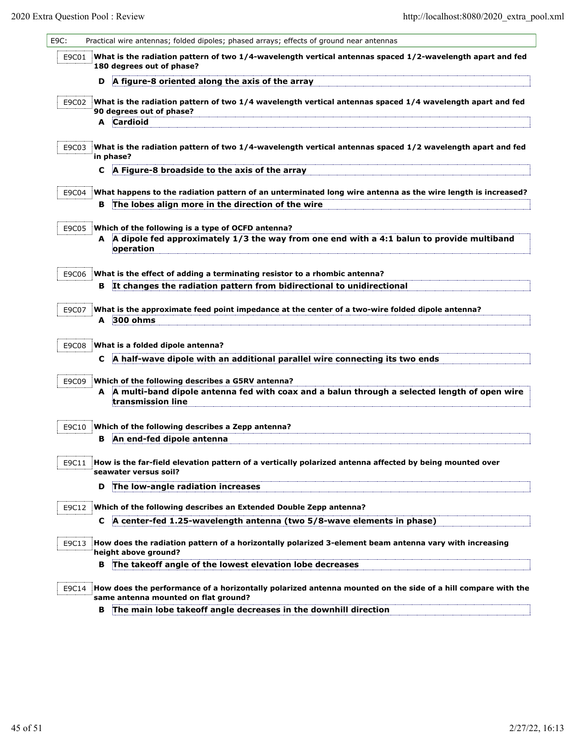**E9C:** Practical wire antennas; folded dipoles; phased arrays; effects of ground near antennas

**E9C01** **What is the radiation pattern of two 1/4-wavelength vertical antennas spaced 1/2-wavelength apart and fed 180 degrees out of phase?**

**D** **A figure-8 oriented along the axis of the array**

**E9C02** **What is the radiation pattern of two 1/4 wavelength vertical antennas spaced 1/4 wavelength apart and fed 90 degrees out of phase?**

**A** **Cardioid**

**E9C03** **What is the radiation pattern of two 1/4-wavelength vertical antennas spaced 1/2 wavelength apart and fed in phase?**

**C** **A Figure-8 broadside to the axis of the array**

**E9C04** **What happens to the radiation pattern of an unterminated long wire antenna as the wire length is increased?**

**B** **The lobes align more in the direction of the wire**

**E9C05** **Which of the following is a type of OCFD antenna?**

**A** **A dipole fed approximately 1/3 the way from one end with a 4:1 balun to provide multiband operation**

**E9C06** **What is the effect of adding a terminating resistor to a rhombic antenna?**

**B** **It changes the radiation pattern from bidirectional to unidirectional**

**E9C07** **What is the approximate feed point impedance at the center of a two-wire folded dipole antenna?**

**A** **300 ohms**

**E9C08** **What is a folded dipole antenna?**

**C** **A half-wave dipole with an additional parallel wire connecting its two ends**

**E9C09** **Which of the following describes a G5RV antenna?**

**A** **A multi-band dipole antenna fed with coax and a balun through a selected length of open wire transmission line**

**E9C10** **Which of the following describes a Zepp antenna?**

**B** **An end-fed dipole antenna**

**E9C11** **How is the far-field elevation pattern of a vertically polarized antenna affected by being mounted over seawater versus soil?**

**D** **The low-angle radiation increases**

**E9C12** **Which of the following describes an Extended Double Zepp antenna?**

**C** **A center-fed 1.25-wavelength antenna (two 5/8-wave elements in phase)**

**E9C13** **How does the radiation pattern of a horizontally polarized 3-element beam antenna vary with increasing height above ground?**

**B** **The takeoff angle of the lowest elevation lobe decreases**

**E9C14** **How does the performance of a horizontally polarized antenna mounted on the side of a hill compare with the same antenna mounted on flat ground?**

**B** **The main lobe takeoff angle decreases in the downhill direction**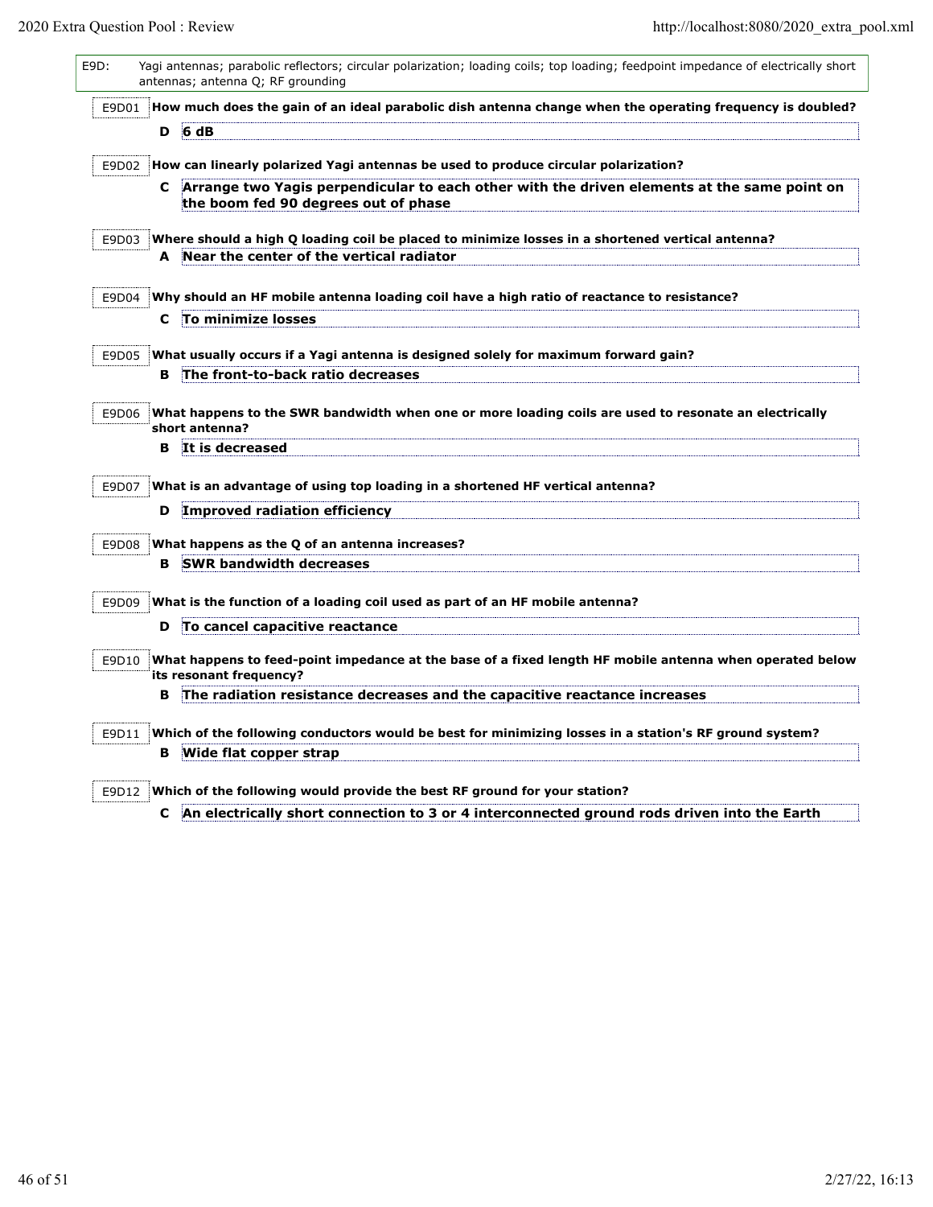**E9D:** Yagi antennas; parabolic reflectors; circular polarization; loading coils; top loading; feedpoint impedance of electrically short antennas; antenna Q; RF grounding

**E9D01** **How much does the gain of an ideal parabolic dish antenna change when the operating frequency is doubled?**

**D** **6 dB**

**E9D02** **How can linearly polarized Yagi antennas be used to produce circular polarization?**

**C** **Arrange two Yagis perpendicular to each other with the driven elements at the same point on the boom fed 90 degrees out of phase**

**E9D03** **Where should a high Q loading coil be placed to minimize losses in a shortened vertical antenna?**

**A** **Near the center of the vertical radiator**

**E9D04** **Why should an HF mobile antenna loading coil have a high ratio of reactance to resistance?**

**C** **To minimize losses**

**E9D05** **What usually occurs if a Yagi antenna is designed solely for maximum forward gain?**

**B** **The front-to-back ratio decreases**

**E9D06** **What happens to the SWR bandwidth when one or more loading coils are used to resonate an electrically short antenna?**

**B** **It is decreased**

**E9D07** **What is an advantage of using top loading in a shortened HF vertical antenna?**

**D** **Improved radiation efficiency**

**E9D08** **What happens as the Q of an antenna increases?**

**B** **SWR bandwidth decreases**

**E9D09** **What is the function of a loading coil used as part of an HF mobile antenna?**

**D** **To cancel capacitive reactance**

**E9D10** **What happens to feed-point impedance at the base of a fixed length HF mobile antenna when operated below its resonant frequency?**

**B** **The radiation resistance decreases and the capacitive reactance increases**

**E9D11** **Which of the following conductors would be best for minimizing losses in a station's RF ground system?**

**B** **Wide flat copper strap**

**E9D12** **Which of the following would provide the best RF ground for your station?**

**C** **An electrically short connection to 3 or 4 interconnected ground rods driven into the Earth**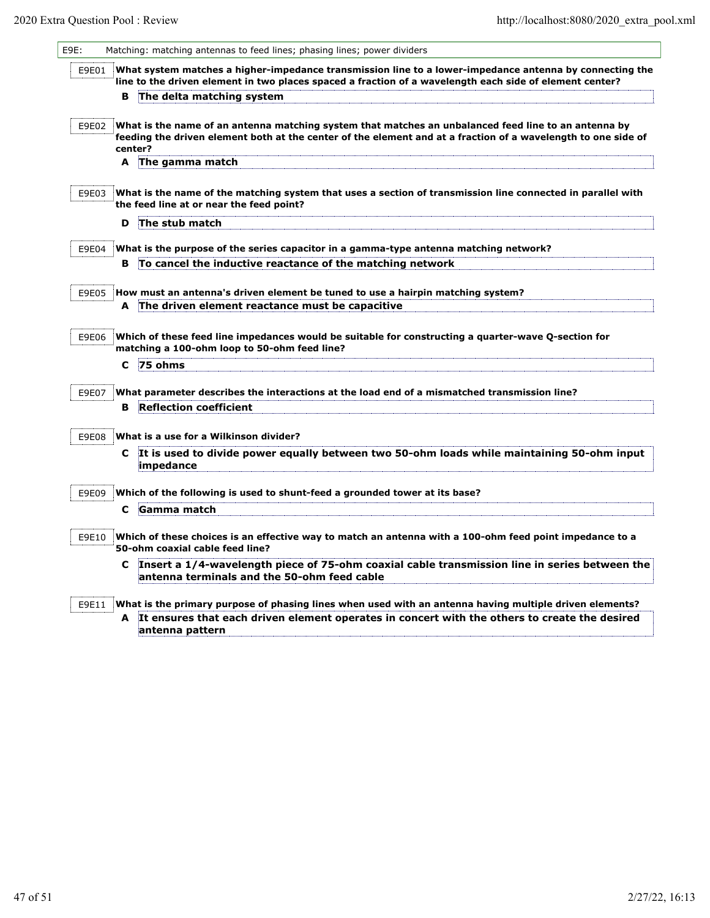E9E: Matching: matching antennas to feed lines; phasing lines; power dividers

E9E01 **What system matches a higher-impedance transmission line to a lower-impedance antenna by connecting the line to the driven element in two places spaced a fraction of a wavelength each side of element center?**

**B The delta matching system**

E9E02 **What is the name of an antenna matching system that matches an unbalanced feed line to an antenna by feeding the driven element both at the center of the element and at a fraction of a wavelength to one side of center?**

**A The gamma match**

E9E03 **What is the name of the matching system that uses a section of transmission line connected in parallel with the feed line at or near the feed point?**

**D The stub match**

E9E04 **What is the purpose of the series capacitor in a gamma-type antenna matching network?**

**B To cancel the inductive reactance of the matching network**

E9E05 **How must an antenna's driven element be tuned to use a hairpin matching system?**

**A The driven element reactance must be capacitive**

E9E06 **Which of these feed line impedances would be suitable for constructing a quarter-wave Q-section for matching a 100-ohm loop to 50-ohm feed line?**

**C 75 ohms**

E9E07 **What parameter describes the interactions at the load end of a mismatched transmission line?**

**B Reflection coefficient**

E9E08 **What is a use for a Wilkinson divider?**

**C It is used to divide power equally between two 50-ohm loads while maintaining 50-ohm input impedance**

E9E09 **Which of the following is used to shunt-feed a grounded tower at its base?**

**C Gamma match**

E9E10 **Which of these choices is an effective way to match an antenna with a 100-ohm feed point impedance to a 50-ohm coaxial cable feed line?**

**C Insert a 1/4-wavelength piece of 75-ohm coaxial cable transmission line in series between the antenna terminals and the 50-ohm feed cable**

E9E11 **What is the primary purpose of phasing lines when used with an antenna having multiple driven elements?**

**A It ensures that each driven element operates in concert with the others to create the desired antenna pattern**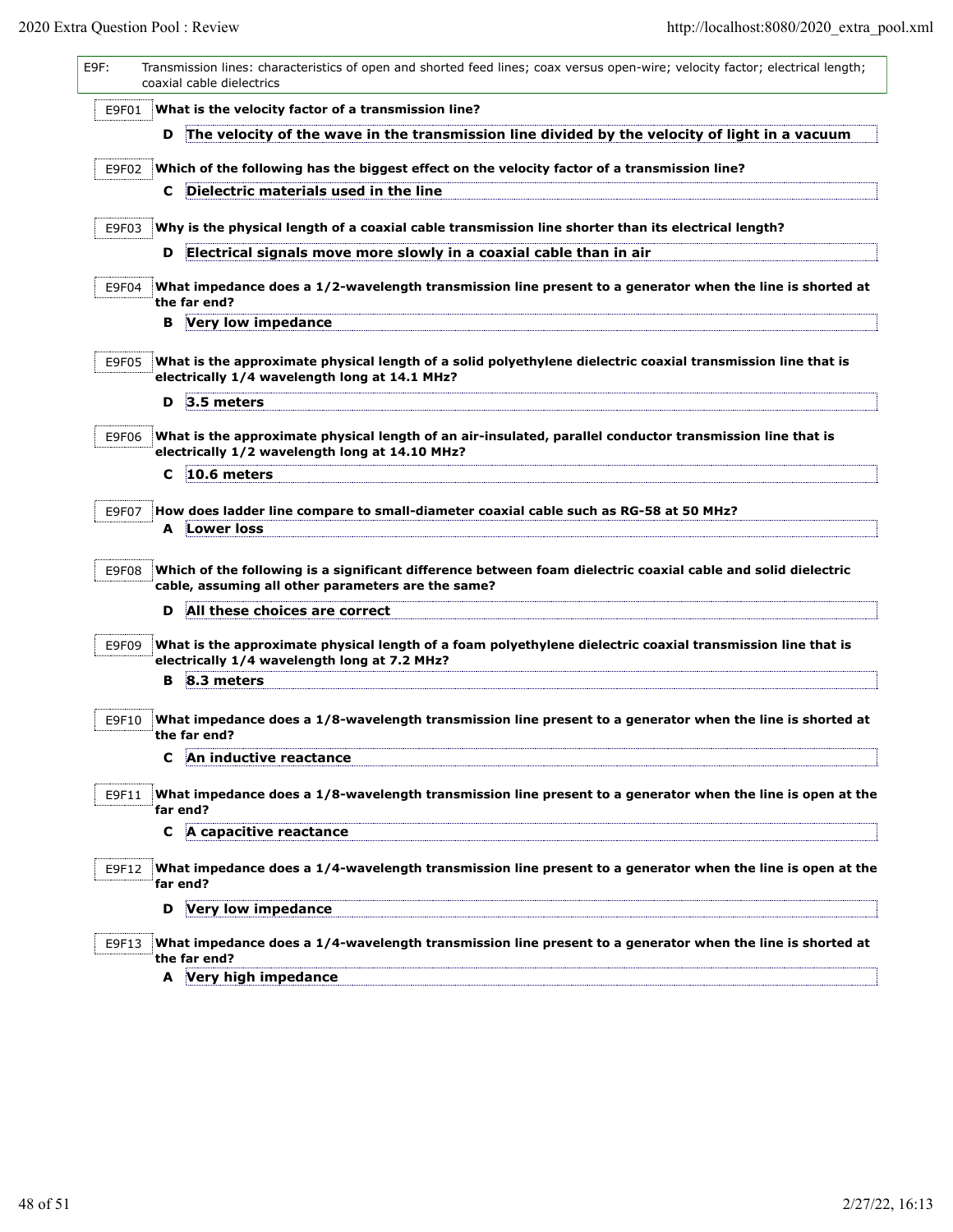**E9F:** Transmission lines: characteristics of open and shorted feed lines; coax versus open-wire; velocity factor; electrical length; coaxial cable dielectrics

**E9F01** **What is the velocity factor of a transmission line?**

**D** **The velocity of the wave in the transmission line divided by the velocity of light in a vacuum**

**E9F02** **Which of the following has the biggest effect on the velocity factor of a transmission line?**

**C** **Dielectric materials used in the line**

**E9F03** **Why is the physical length of a coaxial cable transmission line shorter than its electrical length?**

**D** **Electrical signals move more slowly in a coaxial cable than in air**

**E9F04** **What impedance does a 1/2-wavelength transmission line present to a generator when the line is shorted at the far end?**

**B** **Very low impedance**

**E9F05** **What is the approximate physical length of a solid polyethylene dielectric coaxial transmission line that is electrically 1/4 wavelength long at 14.1 MHz?**

**D** **3.5 meters**

**E9F06** **What is the approximate physical length of an air-insulated, parallel conductor transmission line that is electrically 1/2 wavelength long at 14.10 MHz?**

**C** **10.6 meters**

**E9F07** **How does ladder line compare to small-diameter coaxial cable such as RG-58 at 50 MHz?**

**A** **Lower loss**

**E9F08** **Which of the following is a significant difference between foam dielectric coaxial cable and solid dielectric cable, assuming all other parameters are the same?**

**D** **All these choices are correct**

**E9F09** **What is the approximate physical length of a foam polyethylene dielectric coaxial transmission line that is electrically 1/4 wavelength long at 7.2 MHz?**

**B** **8.3 meters**

**E9F10** **What impedance does a 1/8-wavelength transmission line present to a generator when the line is shorted at the far end?**

**C** **An inductive reactance**

**E9F11** **What impedance does a 1/8-wavelength transmission line present to a generator when the line is open at the far end?**

**C** **A capacitive reactance**

**E9F12** **What impedance does a 1/4-wavelength transmission line present to a generator when the line is open at the far end?**

**D** **Very low impedance**

**E9F13** **What impedance does a 1/4-wavelength transmission line present to a generator when the line is shorted at the far end?**

**A** **Very high impedance**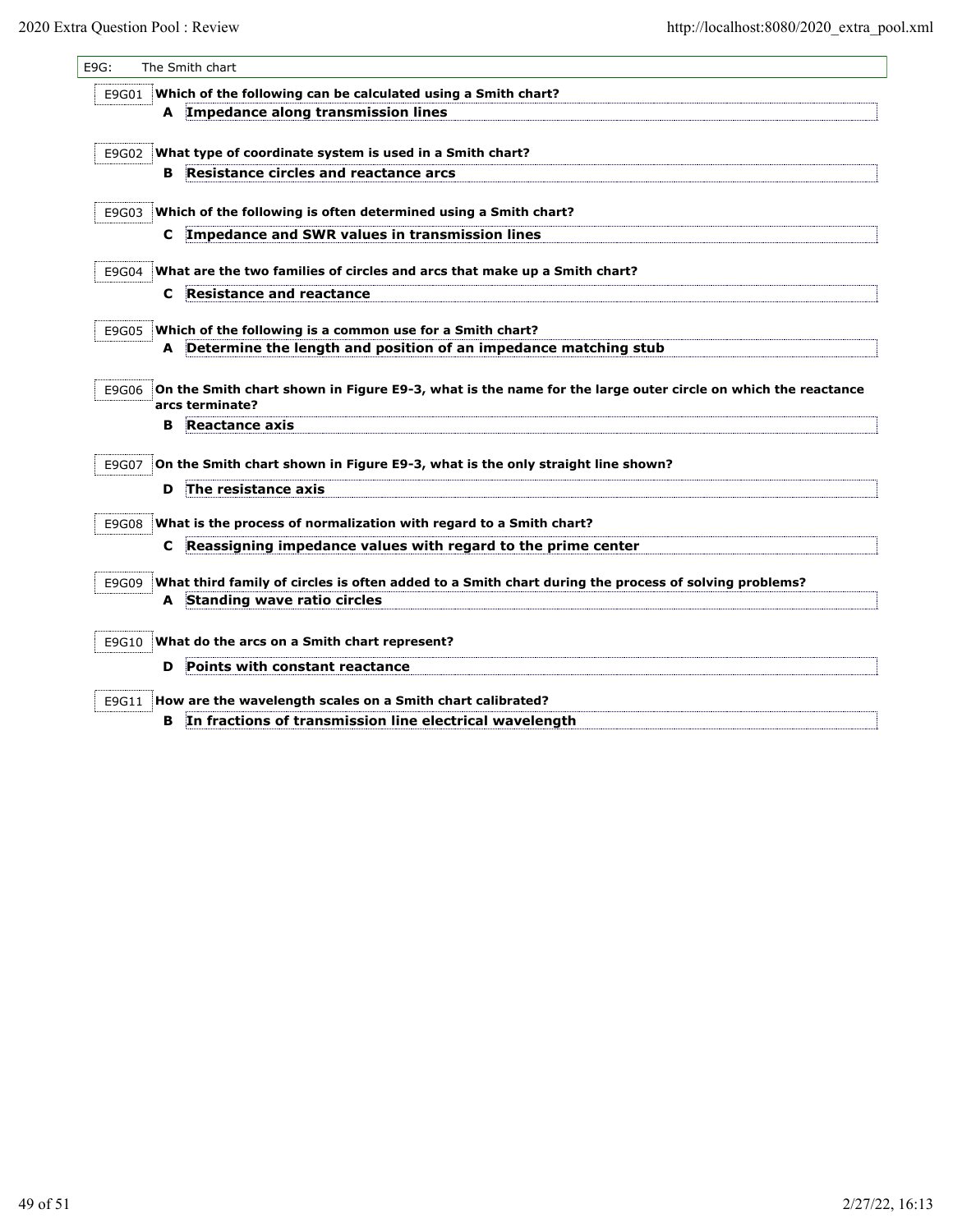## E9G: The Smith chart

**E9G01** **Which of the following can be calculated using a Smith chart?**

**A** **Impedance along transmission lines**

**E9G02** **What type of coordinate system is used in a Smith chart?**

**B** **Resistance circles and reactance arcs**

**E9G03** **Which of the following is often determined using a Smith chart?**

**C** **Impedance and SWR values in transmission lines**

**E9G04** **What are the two families of circles and arcs that make up a Smith chart?**

**C** **Resistance and reactance**

**E9G05** **Which of the following is a common use for a Smith chart?**

**A** **Determine the length and position of an impedance matching stub**

**E9G06** **On the Smith chart shown in Figure E9-3, what is the name for the large outer circle on which the reactance arcs terminate?**

**B** **Reactance axis**

**E9G07** **On the Smith chart shown in Figure E9-3, what is the only straight line shown?**

**D** **The resistance axis**

**E9G08** **What is the process of normalization with regard to a Smith chart?**

**C** **Reassigning impedance values with regard to the prime center**

**E9G09** **What third family of circles is often added to a Smith chart during the process of solving problems?**

**A** **Standing wave ratio circles**

**E9G10** **What do the arcs on a Smith chart represent?**

**D** **Points with constant reactance**

**E9G11** **How are the wavelength scales on a Smith chart calibrated?**

**B** **In fractions of transmission line electrical wavelength**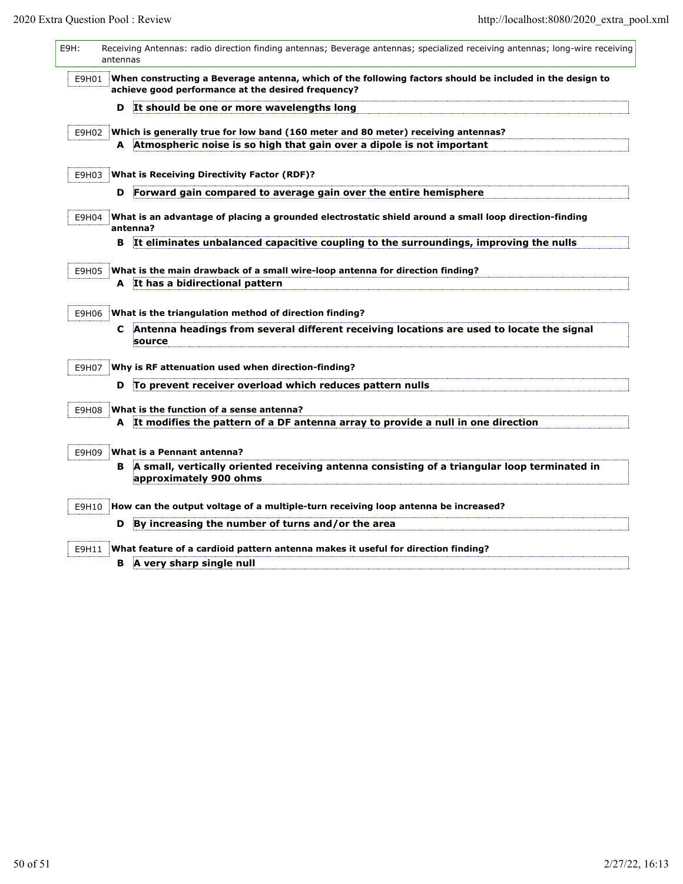**E9H:** Receiving Antennas: radio direction finding antennas; Beverage antennas; specialized receiving antennas; long-wire receiving antennas

**E9H01** **When constructing a Beverage antenna, which of the following factors should be included in the design to achieve good performance at the desired frequency?**

**D** **It should be one or more wavelengths long**

**E9H02** **Which is generally true for low band (160 meter and 80 meter) receiving antennas?**

**A** **Atmospheric noise is so high that gain over a dipole is not important**

**E9H03** **What is Receiving Directivity Factor (RDF)?**

**D** **Forward gain compared to average gain over the entire hemisphere**

**E9H04** **What is an advantage of placing a grounded electrostatic shield around a small loop direction-finding antenna?**

**B** **It eliminates unbalanced capacitive coupling to the surroundings, improving the nulls**

**E9H05** **What is the main drawback of a small wire-loop antenna for direction finding?**

**A** **It has a bidirectional pattern**

**E9H06** **What is the triangulation method of direction finding?**

**C** **Antenna headings from several different receiving locations are used to locate the signal source**

**E9H07** **Why is RF attenuation used when direction-finding?**

**D** **To prevent receiver overload which reduces pattern nulls**

**E9H08** **What is the function of a sense antenna?**

**A** **It modifies the pattern of a DF antenna array to provide a null in one direction**

**E9H09** **What is a Pennant antenna?**

**B** **A small, vertically oriented receiving antenna consisting of a triangular loop terminated in approximately 900 ohms**

**E9H10** **How can the output voltage of a multiple-turn receiving loop antenna be increased?**

**D** **By increasing the number of turns and/or the area**

**E9H11** **What feature of a cardioid pattern antenna makes it useful for direction finding?**

**B** **A very sharp single null**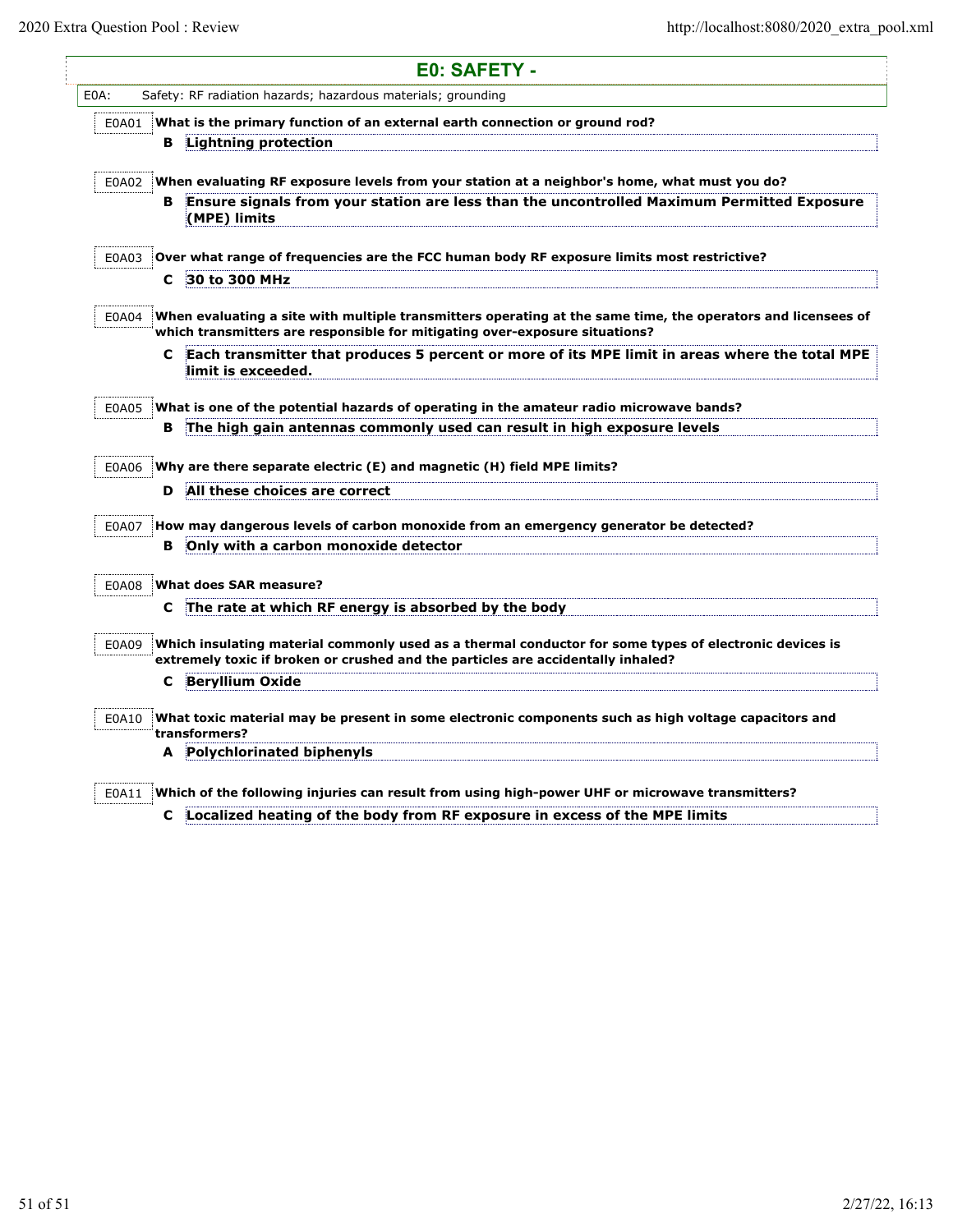# E0: SAFETY -

E0A: Safety: RF radiation hazards; hazardous materials; grounding

**E0A01** **What is the primary function of an external earth connection or ground rod?**

**B** **Lightning protection**

**E0A02** **When evaluating RF exposure levels from your station at a neighbor's home, what must you do?**

**B** **Ensure signals from your station are less than the uncontrolled Maximum Permitted Exposure (MPE) limits**

**E0A03** **Over what range of frequencies are the FCC human body RF exposure limits most restrictive?**

**C** **30 to 300 MHz**

**E0A04** **When evaluating a site with multiple transmitters operating at the same time, the operators and licensees of which transmitters are responsible for mitigating over-exposure situations?**

**C** **Each transmitter that produces 5 percent or more of its MPE limit in areas where the total MPE limit is exceeded.**

**E0A05** **What is one of the potential hazards of operating in the amateur radio microwave bands?**

**B** **The high gain antennas commonly used can result in high exposure levels**

**E0A06** **Why are there separate electric (E) and magnetic (H) field MPE limits?**

**D** **All these choices are correct**

**E0A07** **How may dangerous levels of carbon monoxide from an emergency generator be detected?**

**B** **Only with a carbon monoxide detector**

**E0A08** **What does SAR measure?**

**C** **The rate at which RF energy is absorbed by the body**

**E0A09** **Which insulating material commonly used as a thermal conductor for some types of electronic devices is extremely toxic if broken or crushed and the particles are accidentally inhaled?**

**C** **Beryllium Oxide**

**E0A10** **What toxic material may be present in some electronic components such as high voltage capacitors and transformers?**

**A** **Polychlorinated biphenyls**

**E0A11** **Which of the following injuries can result from using high-power UHF or microwave transmitters?**

**C** **Localized heating of the body from RF exposure in excess of the MPE limits**